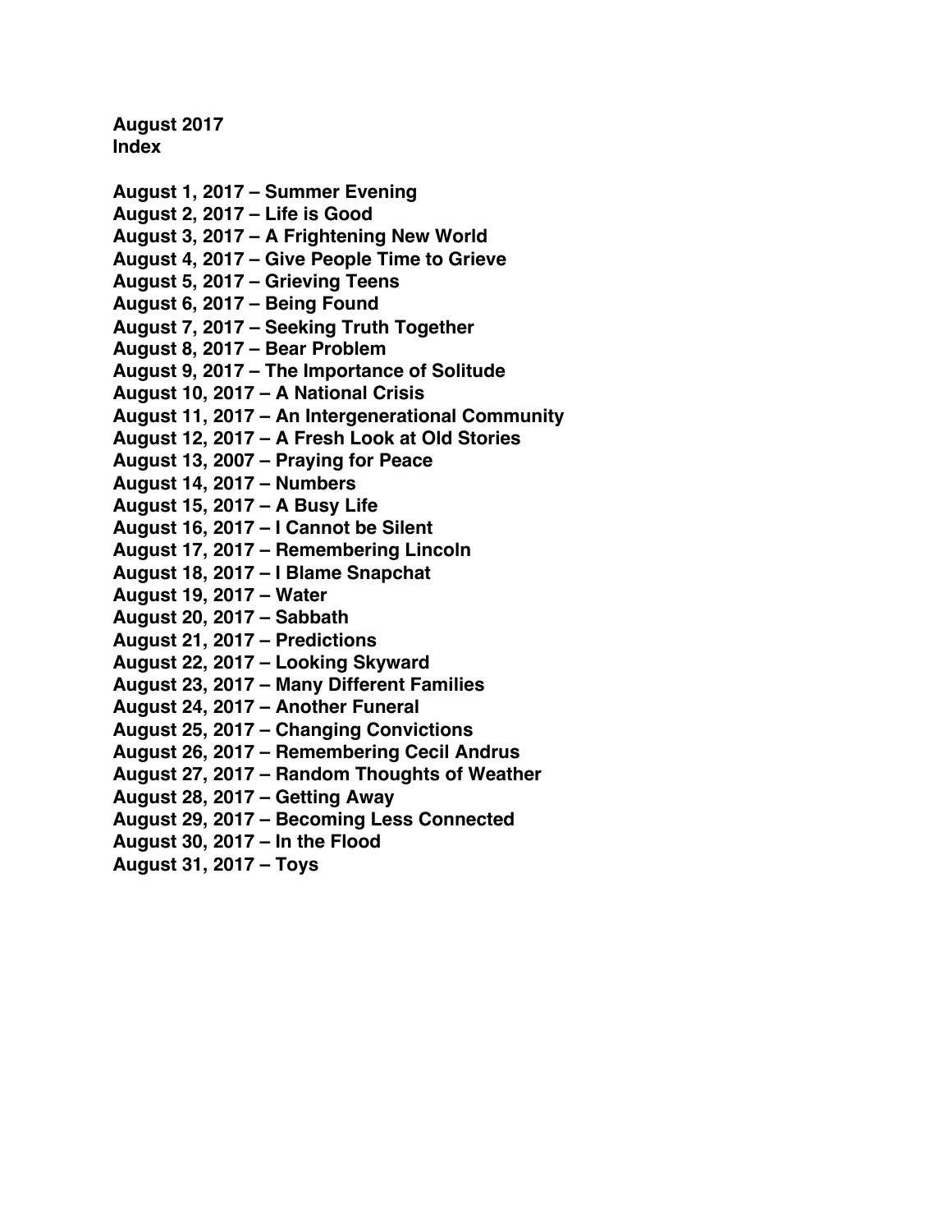**August 2017**
**Index**

**August 1, 2017 – Summer Evening**
**August 2, 2017 – Life is Good**
**August 3, 2017 – A Frightening New World**
**August 4, 2017 – Give People Time to Grieve**
**August 5, 2017 – Grieving Teens**
**August 6, 2017 – Being Found**
**August 7, 2017 – Seeking Truth Together**
**August 8, 2017 – Bear Problem**
**August 9, 2017 – The Importance of Solitude**
**August 10, 2017 – A National Crisis**
**August 11, 2017 – An Intergenerational Community**
**August 12, 2017 – A Fresh Look at Old Stories**
**August 13, 2007 – Praying for Peace**
**August 14, 2017 – Numbers**
**August 15, 2017 – A Busy Life**
**August 16, 2017 – I Cannot be Silent**
**August 17, 2017 – Remembering Lincoln**
**August 18, 2017 – I Blame Snapchat**
**August 19, 2017 – Water**
**August 20, 2017 – Sabbath**
**August 21, 2017 – Predictions**
**August 22, 2017 – Looking Skyward**
**August 23, 2017 – Many Different Families**
**August 24, 2017 – Another Funeral**
**August 25, 2017 – Changing Convictions**
**August 26, 2017 – Remembering Cecil Andrus**
**August 27, 2017 – Random Thoughts of Weather**
**August 28, 2017 – Getting Away**
**August 29, 2017 – Becoming Less Connected**
**August 30, 2017 – In the Flood**
**August 31, 2017 – Toys**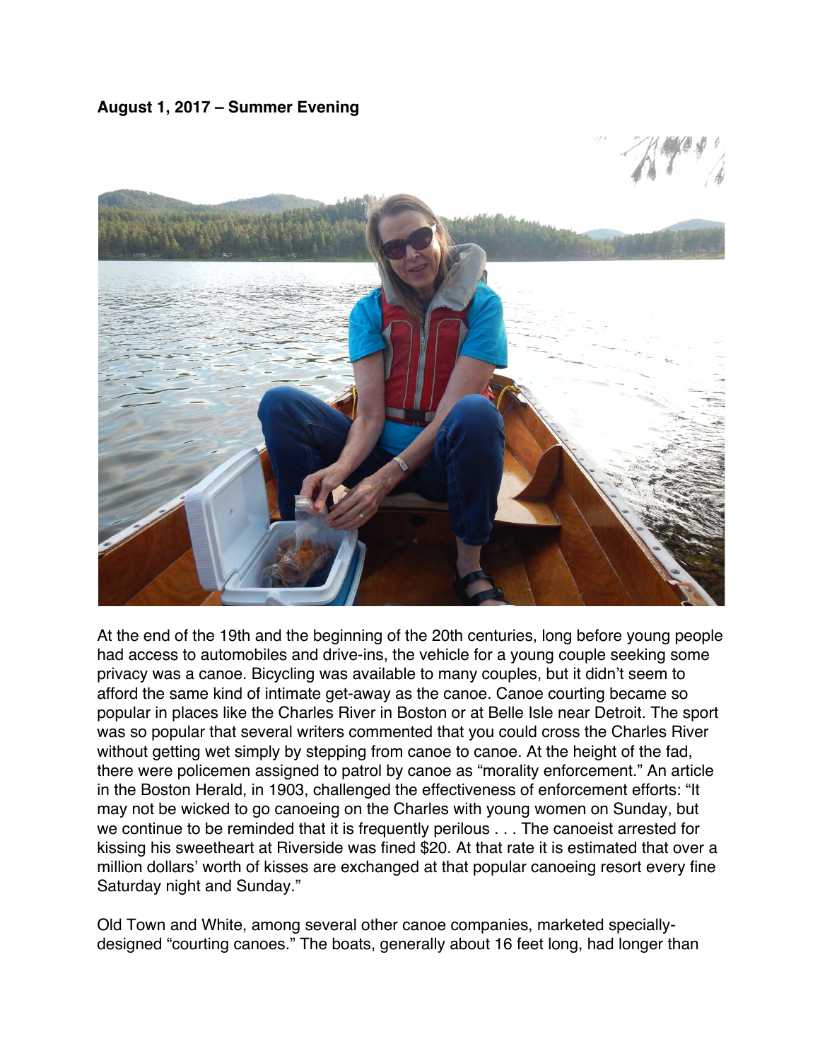**August 1, 2017 – Summer Evening**

At the end of the 19th and the beginning of the 20th centuries, long before young people had access to automobiles and drive-ins, the vehicle for a young couple seeking some privacy was a canoe. Bicycling was available to many couples, but it didn't seem to afford the same kind of intimate get-away as the canoe. Canoe courting became so popular in places like the Charles River in Boston or at Belle Isle near Detroit. The sport was so popular that several writers commented that you could cross the Charles River without getting wet simply by stepping from canoe to canoe. At the height of the fad, there were policemen assigned to patrol by canoe as "morality enforcement." An article in the Boston Herald, in 1903, challenged the effectiveness of enforcement efforts: "It may not be wicked to go canoeing on the Charles with young women on Sunday, but we continue to be reminded that it is frequently perilous . . . The canoeist arrested for kissing his sweetheart at Riverside was fined $20. At that rate it is estimated that over a million dollars' worth of kisses are exchanged at that popular canoeing resort every fine Saturday night and Sunday."

Old Town and White, among several other canoe companies, marketed specially-designed "courting canoes." The boats, generally about 16 feet long, had longer than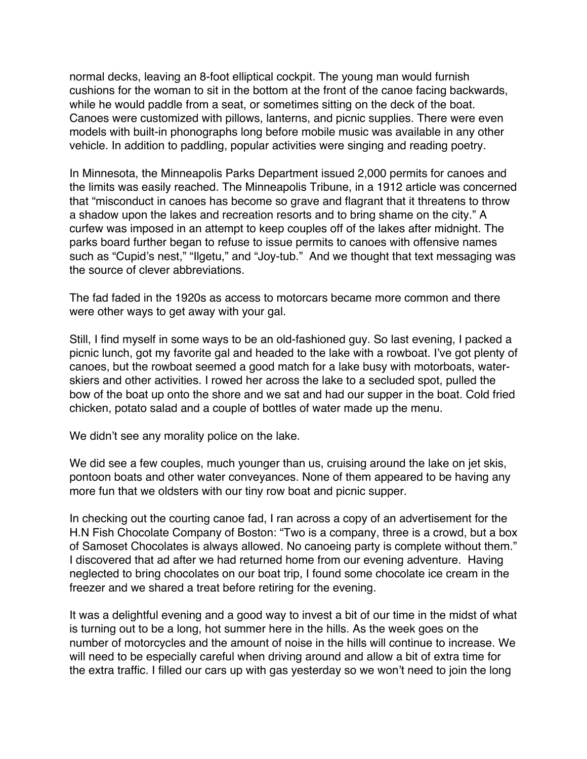normal decks, leaving an 8-foot elliptical cockpit. The young man would furnish cushions for the woman to sit in the bottom at the front of the canoe facing backwards, while he would paddle from a seat, or sometimes sitting on the deck of the boat. Canoes were customized with pillows, lanterns, and picnic supplies. There were even models with built-in phonographs long before mobile music was available in any other vehicle. In addition to paddling, popular activities were singing and reading poetry.

In Minnesota, the Minneapolis Parks Department issued 2,000 permits for canoes and the limits was easily reached. The Minneapolis Tribune, in a 1912 article was concerned that "misconduct in canoes has become so grave and flagrant that it threatens to throw a shadow upon the lakes and recreation resorts and to bring shame on the city." A curfew was imposed in an attempt to keep couples off of the lakes after midnight. The parks board further began to refuse to issue permits to canoes with offensive names such as "Cupid's nest," "Ilgetu," and "Joy-tub." And we thought that text messaging was the source of clever abbreviations.

The fad faded in the 1920s as access to motorcars became more common and there were other ways to get away with your gal.

Still, I find myself in some ways to be an old-fashioned guy. So last evening, I packed a picnic lunch, got my favorite gal and headed to the lake with a rowboat. I've got plenty of canoes, but the rowboat seemed a good match for a lake busy with motorboats, water-skiers and other activities. I rowed her across the lake to a secluded spot, pulled the bow of the boat up onto the shore and we sat and had our supper in the boat. Cold fried chicken, potato salad and a couple of bottles of water made up the menu.

We didn't see any morality police on the lake.

We did see a few couples, much younger than us, cruising around the lake on jet skis, pontoon boats and other water conveyances. None of them appeared to be having any more fun that we oldsters with our tiny row boat and picnic supper.

In checking out the courting canoe fad, I ran across a copy of an advertisement for the H.N Fish Chocolate Company of Boston: "Two is a company, three is a crowd, but a box of Samoset Chocolates is always allowed. No canoeing party is complete without them." I discovered that ad after we had returned home from our evening adventure. Having neglected to bring chocolates on our boat trip, I found some chocolate ice cream in the freezer and we shared a treat before retiring for the evening.

It was a delightful evening and a good way to invest a bit of our time in the midst of what is turning out to be a long, hot summer here in the hills. As the week goes on the number of motorcycles and the amount of noise in the hills will continue to increase. We will need to be especially careful when driving around and allow a bit of extra time for the extra traffic. I filled our cars up with gas yesterday so we won't need to join the long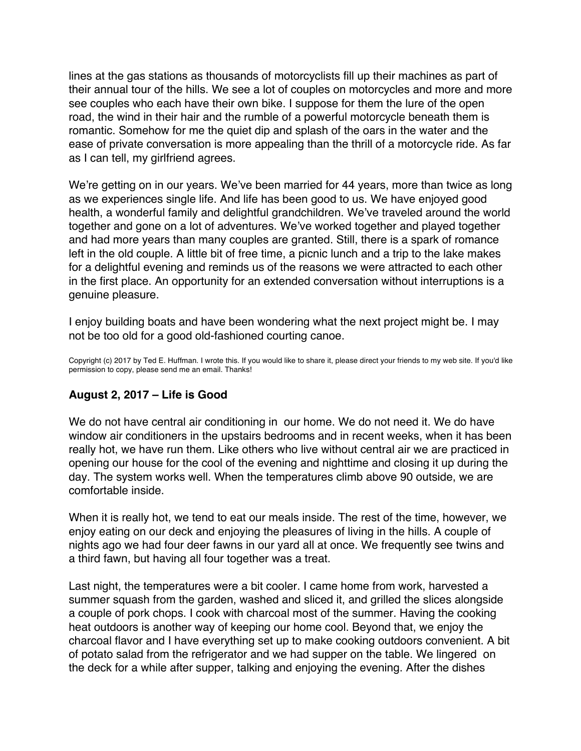lines at the gas stations as thousands of motorcyclists fill up their machines as part of their annual tour of the hills. We see a lot of couples on motorcycles and more and more see couples who each have their own bike. I suppose for them the lure of the open road, the wind in their hair and the rumble of a powerful motorcycle beneath them is romantic. Somehow for me the quiet dip and splash of the oars in the water and the ease of private conversation is more appealing than the thrill of a motorcycle ride. As far as I can tell, my girlfriend agrees.

We're getting on in our years. We've been married for 44 years, more than twice as long as we experiences single life. And life has been good to us. We have enjoyed good health, a wonderful family and delightful grandchildren. We've traveled around the world together and gone on a lot of adventures. We've worked together and played together and had more years than many couples are granted. Still, there is a spark of romance left in the old couple. A little bit of free time, a picnic lunch and a trip to the lake makes for a delightful evening and reminds us of the reasons we were attracted to each other in the first place. An opportunity for an extended conversation without interruptions is a genuine pleasure.

I enjoy building boats and have been wondering what the next project might be. I may not be too old for a good old-fashioned courting canoe.

Copyright (c) 2017 by Ted E. Huffman. I wrote this. If you would like to share it, please direct your friends to my web site. If you'd like permission to copy, please send me an email. Thanks!

### August 2, 2017 – Life is Good

We do not have central air conditioning in our home. We do not need it. We do have window air conditioners in the upstairs bedrooms and in recent weeks, when it has been really hot, we have run them. Like others who live without central air we are practiced in opening our house for the cool of the evening and nighttime and closing it up during the day. The system works well. When the temperatures climb above 90 outside, we are comfortable inside.

When it is really hot, we tend to eat our meals inside. The rest of the time, however, we enjoy eating on our deck and enjoying the pleasures of living in the hills. A couple of nights ago we had four deer fawns in our yard all at once. We frequently see twins and a third fawn, but having all four together was a treat.

Last night, the temperatures were a bit cooler. I came home from work, harvested a summer squash from the garden, washed and sliced it, and grilled the slices alongside a couple of pork chops. I cook with charcoal most of the summer. Having the cooking heat outdoors is another way of keeping our home cool. Beyond that, we enjoy the charcoal flavor and I have everything set up to make cooking outdoors convenient. A bit of potato salad from the refrigerator and we had supper on the table. We lingered on the deck for a while after supper, talking and enjoying the evening. After the dishes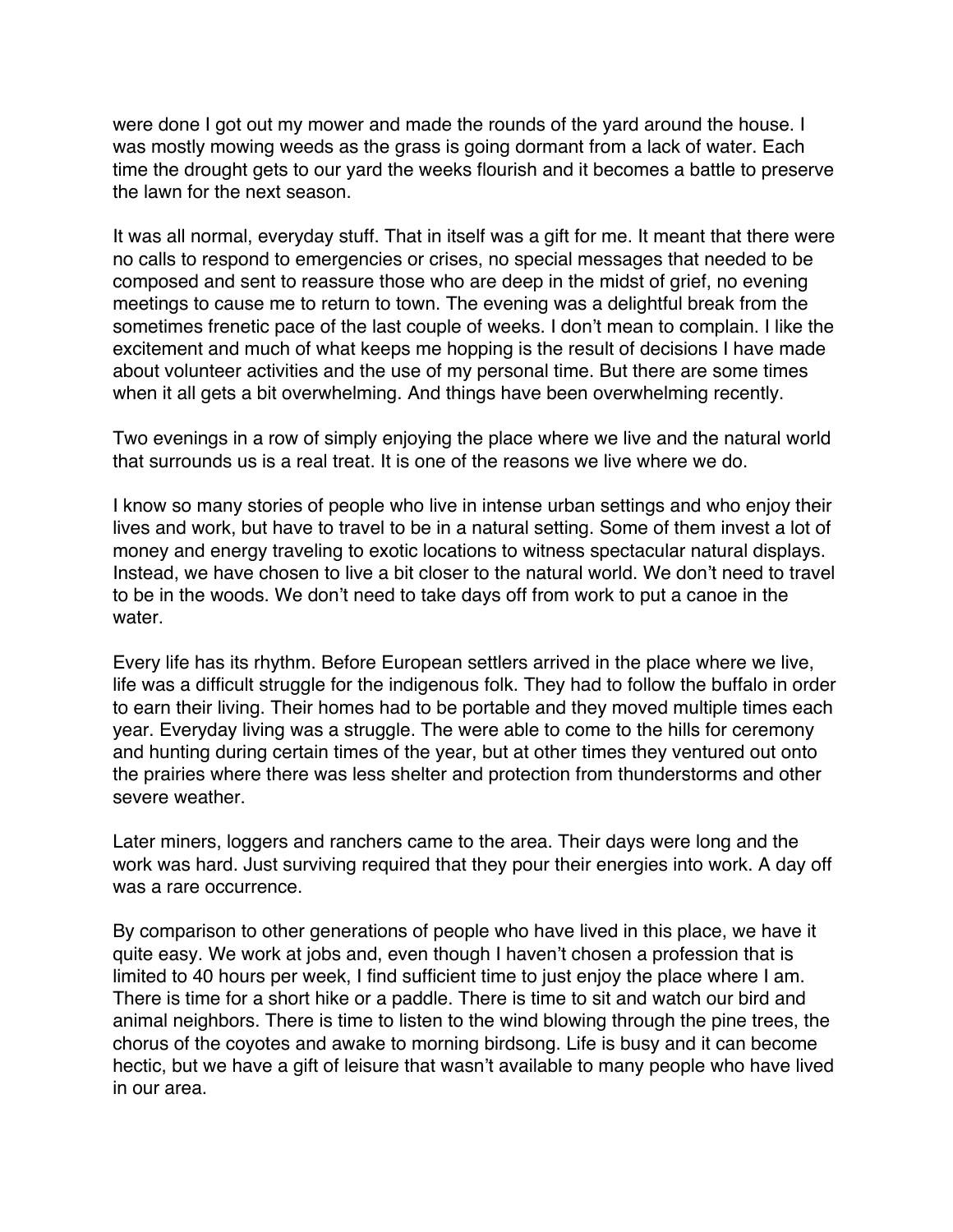were done I got out my mower and made the rounds of the yard around the house. I was mostly mowing weeds as the grass is going dormant from a lack of water. Each time the drought gets to our yard the weeks flourish and it becomes a battle to preserve the lawn for the next season.

It was all normal, everyday stuff. That in itself was a gift for me. It meant that there were no calls to respond to emergencies or crises, no special messages that needed to be composed and sent to reassure those who are deep in the midst of grief, no evening meetings to cause me to return to town. The evening was a delightful break from the sometimes frenetic pace of the last couple of weeks. I don't mean to complain. I like the excitement and much of what keeps me hopping is the result of decisions I have made about volunteer activities and the use of my personal time. But there are some times when it all gets a bit overwhelming. And things have been overwhelming recently.

Two evenings in a row of simply enjoying the place where we live and the natural world that surrounds us is a real treat. It is one of the reasons we live where we do.

I know so many stories of people who live in intense urban settings and who enjoy their lives and work, but have to travel to be in a natural setting. Some of them invest a lot of money and energy traveling to exotic locations to witness spectacular natural displays. Instead, we have chosen to live a bit closer to the natural world. We don't need to travel to be in the woods. We don't need to take days off from work to put a canoe in the water.

Every life has its rhythm. Before European settlers arrived in the place where we live, life was a difficult struggle for the indigenous folk. They had to follow the buffalo in order to earn their living. Their homes had to be portable and they moved multiple times each year. Everyday living was a struggle. The were able to come to the hills for ceremony and hunting during certain times of the year, but at other times they ventured out onto the prairies where there was less shelter and protection from thunderstorms and other severe weather.

Later miners, loggers and ranchers came to the area. Their days were long and the work was hard. Just surviving required that they pour their energies into work. A day off was a rare occurrence.

By comparison to other generations of people who have lived in this place, we have it quite easy. We work at jobs and, even though I haven't chosen a profession that is limited to 40 hours per week, I find sufficient time to just enjoy the place where I am. There is time for a short hike or a paddle. There is time to sit and watch our bird and animal neighbors. There is time to listen to the wind blowing through the pine trees, the chorus of the coyotes and awake to morning birdsong. Life is busy and it can become hectic, but we have a gift of leisure that wasn't available to many people who have lived in our area.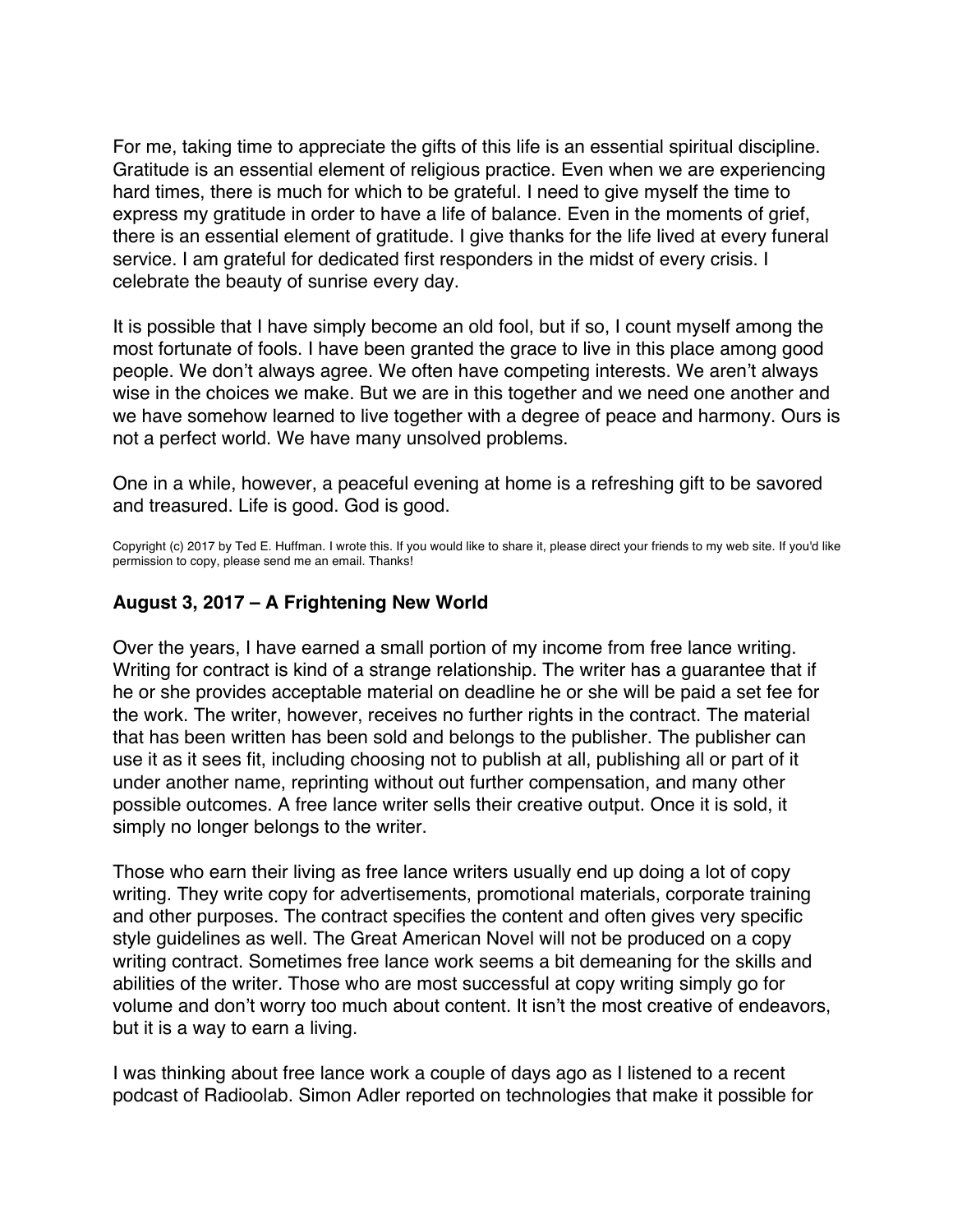For me, taking time to appreciate the gifts of this life is an essential spiritual discipline. Gratitude is an essential element of religious practice. Even when we are experiencing hard times, there is much for which to be grateful. I need to give myself the time to express my gratitude in order to have a life of balance. Even in the moments of grief, there is an essential element of gratitude. I give thanks for the life lived at every funeral service. I am grateful for dedicated first responders in the midst of every crisis. I celebrate the beauty of sunrise every day.

It is possible that I have simply become an old fool, but if so, I count myself among the most fortunate of fools. I have been granted the grace to live in this place among good people. We don't always agree. We often have competing interests. We aren't always wise in the choices we make. But we are in this together and we need one another and we have somehow learned to live together with a degree of peace and harmony. Ours is not a perfect world. We have many unsolved problems.

One in a while, however, a peaceful evening at home is a refreshing gift to be savored and treasured. Life is good. God is good.

Copyright (c) 2017 by Ted E. Huffman. I wrote this. If you would like to share it, please direct your friends to my web site. If you'd like permission to copy, please send me an email. Thanks!

### August 3, 2017 – A Frightening New World

Over the years, I have earned a small portion of my income from free lance writing. Writing for contract is kind of a strange relationship. The writer has a guarantee that if he or she provides acceptable material on deadline he or she will be paid a set fee for the work. The writer, however, receives no further rights in the contract. The material that has been written has been sold and belongs to the publisher. The publisher can use it as it sees fit, including choosing not to publish at all, publishing all or part of it under another name, reprinting without out further compensation, and many other possible outcomes. A free lance writer sells their creative output. Once it is sold, it simply no longer belongs to the writer.

Those who earn their living as free lance writers usually end up doing a lot of copy writing. They write copy for advertisements, promotional materials, corporate training and other purposes. The contract specifies the content and often gives very specific style guidelines as well. The Great American Novel will not be produced on a copy writing contract. Sometimes free lance work seems a bit demeaning for the skills and abilities of the writer. Those who are most successful at copy writing simply go for volume and don't worry too much about content. It isn't the most creative of endeavors, but it is a way to earn a living.

I was thinking about free lance work a couple of days ago as I listened to a recent podcast of Radioolab. Simon Adler reported on technologies that make it possible for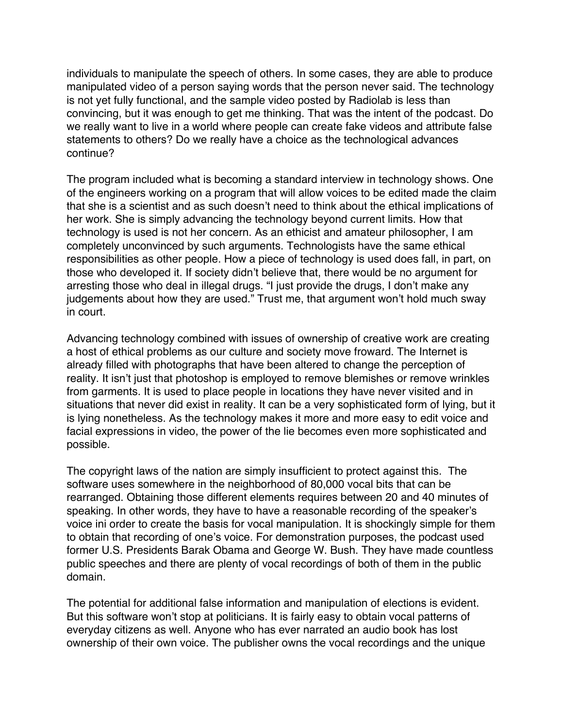individuals to manipulate the speech of others. In some cases, they are able to produce manipulated video of a person saying words that the person never said. The technology is not yet fully functional, and the sample video posted by Radiolab is less than convincing, but it was enough to get me thinking. That was the intent of the podcast. Do we really want to live in a world where people can create fake videos and attribute false statements to others? Do we really have a choice as the technological advances continue?

The program included what is becoming a standard interview in technology shows. One of the engineers working on a program that will allow voices to be edited made the claim that she is a scientist and as such doesn't need to think about the ethical implications of her work. She is simply advancing the technology beyond current limits. How that technology is used is not her concern. As an ethicist and amateur philosopher, I am completely unconvinced by such arguments. Technologists have the same ethical responsibilities as other people. How a piece of technology is used does fall, in part, on those who developed it. If society didn't believe that, there would be no argument for arresting those who deal in illegal drugs. "I just provide the drugs, I don't make any judgements about how they are used." Trust me, that argument won't hold much sway in court.

Advancing technology combined with issues of ownership of creative work are creating a host of ethical problems as our culture and society move froward. The Internet is already filled with photographs that have been altered to change the perception of reality. It isn't just that photoshop is employed to remove blemishes or remove wrinkles from garments. It is used to place people in locations they have never visited and in situations that never did exist in reality. It can be a very sophisticated form of lying, but it is lying nonetheless. As the technology makes it more and more easy to edit voice and facial expressions in video, the power of the lie becomes even more sophisticated and possible.

The copyright laws of the nation are simply insufficient to protect against this. The software uses somewhere in the neighborhood of 80,000 vocal bits that can be rearranged. Obtaining those different elements requires between 20 and 40 minutes of speaking. In other words, they have to have a reasonable recording of the speaker's voice ini order to create the basis for vocal manipulation. It is shockingly simple for them to obtain that recording of one's voice. For demonstration purposes, the podcast used former U.S. Presidents Barak Obama and George W. Bush. They have made countless public speeches and there are plenty of vocal recordings of both of them in the public domain.

The potential for additional false information and manipulation of elections is evident. But this software won't stop at politicians. It is fairly easy to obtain vocal patterns of everyday citizens as well. Anyone who has ever narrated an audio book has lost ownership of their own voice. The publisher owns the vocal recordings and the unique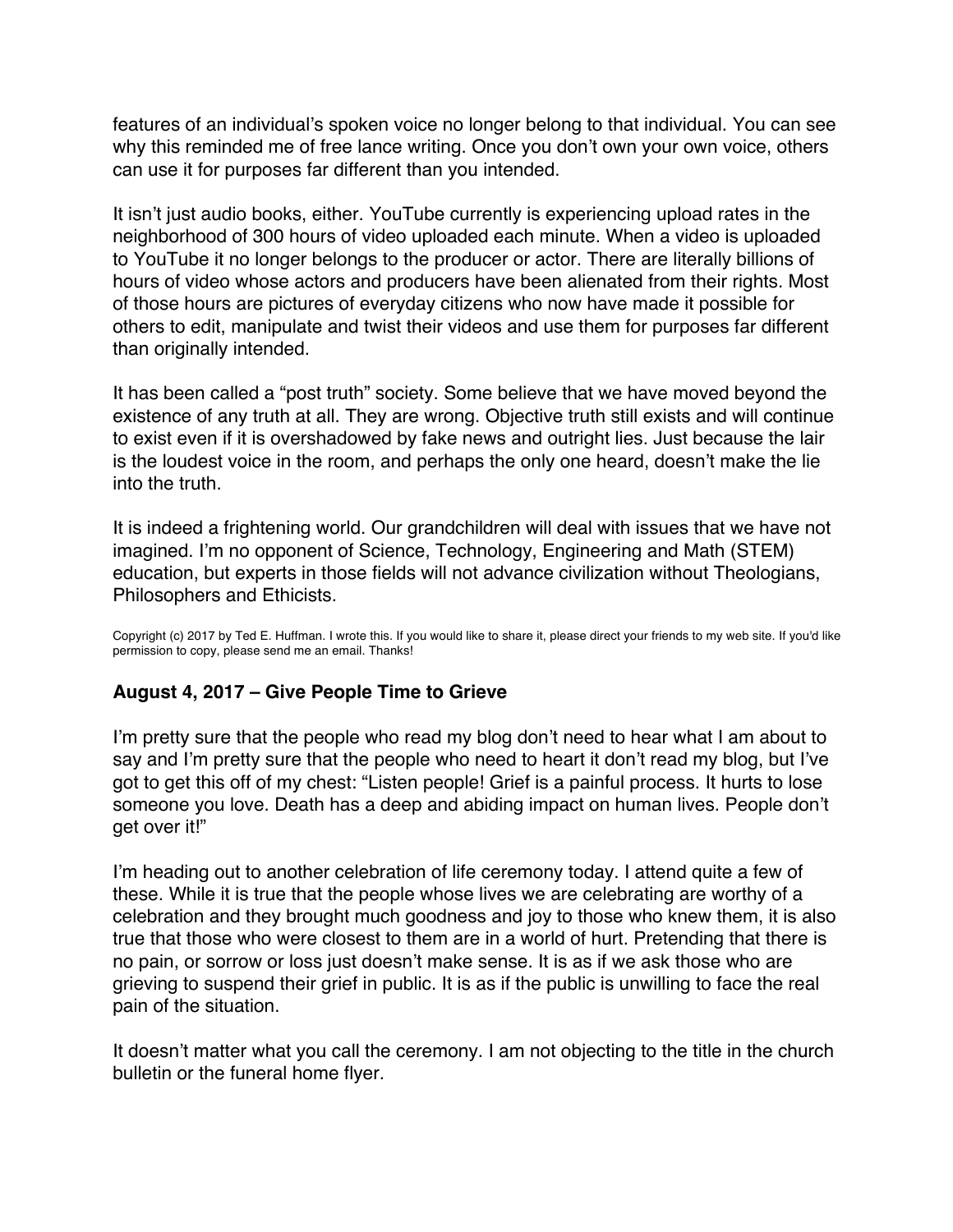features of an individual's spoken voice no longer belong to that individual. You can see why this reminded me of free lance writing. Once you don't own your own voice, others can use it for purposes far different than you intended.

It isn't just audio books, either. YouTube currently is experiencing upload rates in the neighborhood of 300 hours of video uploaded each minute. When a video is uploaded to YouTube it no longer belongs to the producer or actor. There are literally billions of hours of video whose actors and producers have been alienated from their rights. Most of those hours are pictures of everyday citizens who now have made it possible for others to edit, manipulate and twist their videos and use them for purposes far different than originally intended.

It has been called a "post truth" society. Some believe that we have moved beyond the existence of any truth at all. They are wrong. Objective truth still exists and will continue to exist even if it is overshadowed by fake news and outright lies. Just because the lair is the loudest voice in the room, and perhaps the only one heard, doesn't make the lie into the truth.

It is indeed a frightening world. Our grandchildren will deal with issues that we have not imagined. I'm no opponent of Science, Technology, Engineering and Math (STEM) education, but experts in those fields will not advance civilization without Theologians, Philosophers and Ethicists.

Copyright (c) 2017 by Ted E. Huffman. I wrote this. If you would like to share it, please direct your friends to my web site. If you'd like permission to copy, please send me an email. Thanks!

### August 4, 2017 – Give People Time to Grieve

I'm pretty sure that the people who read my blog don't need to hear what I am about to say and I'm pretty sure that the people who need to heart it don't read my blog, but I've got to get this off of my chest: "Listen people! Grief is a painful process. It hurts to lose someone you love. Death has a deep and abiding impact on human lives. People don't get over it!"

I'm heading out to another celebration of life ceremony today. I attend quite a few of these. While it is true that the people whose lives we are celebrating are worthy of a celebration and they brought much goodness and joy to those who knew them, it is also true that those who were closest to them are in a world of hurt. Pretending that there is no pain, or sorrow or loss just doesn't make sense. It is as if we ask those who are grieving to suspend their grief in public. It is as if the public is unwilling to face the real pain of the situation.

It doesn't matter what you call the ceremony. I am not objecting to the title in the church bulletin or the funeral home flyer.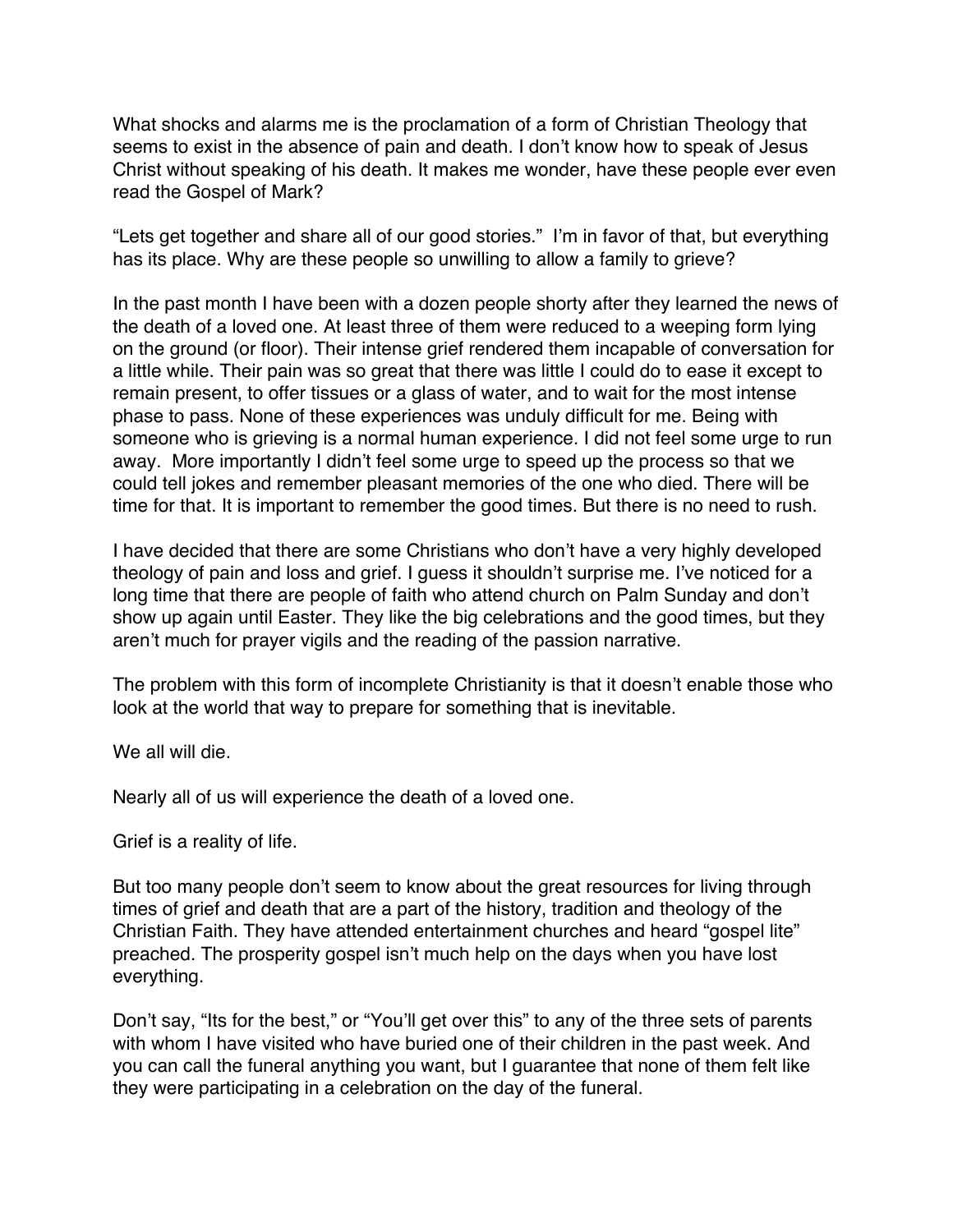What shocks and alarms me is the proclamation of a form of Christian Theology that seems to exist in the absence of pain and death. I don't know how to speak of Jesus Christ without speaking of his death. It makes me wonder, have these people ever even read the Gospel of Mark?

"Lets get together and share all of our good stories." I'm in favor of that, but everything has its place. Why are these people so unwilling to allow a family to grieve?

In the past month I have been with a dozen people shorty after they learned the news of the death of a loved one. At least three of them were reduced to a weeping form lying on the ground (or floor). Their intense grief rendered them incapable of conversation for a little while. Their pain was so great that there was little I could do to ease it except to remain present, to offer tissues or a glass of water, and to wait for the most intense phase to pass. None of these experiences was unduly difficult for me. Being with someone who is grieving is a normal human experience. I did not feel some urge to run away. More importantly I didn't feel some urge to speed up the process so that we could tell jokes and remember pleasant memories of the one who died. There will be time for that. It is important to remember the good times. But there is no need to rush.

I have decided that there are some Christians who don't have a very highly developed theology of pain and loss and grief. I guess it shouldn't surprise me. I've noticed for a long time that there are people of faith who attend church on Palm Sunday and don't show up again until Easter. They like the big celebrations and the good times, but they aren't much for prayer vigils and the reading of the passion narrative.

The problem with this form of incomplete Christianity is that it doesn't enable those who look at the world that way to prepare for something that is inevitable.

We all will die.

Nearly all of us will experience the death of a loved one.

Grief is a reality of life.

But too many people don't seem to know about the great resources for living through times of grief and death that are a part of the history, tradition and theology of the Christian Faith. They have attended entertainment churches and heard "gospel lite" preached. The prosperity gospel isn't much help on the days when you have lost everything.

Don't say, "Its for the best," or "You'll get over this" to any of the three sets of parents with whom I have visited who have buried one of their children in the past week. And you can call the funeral anything you want, but I guarantee that none of them felt like they were participating in a celebration on the day of the funeral.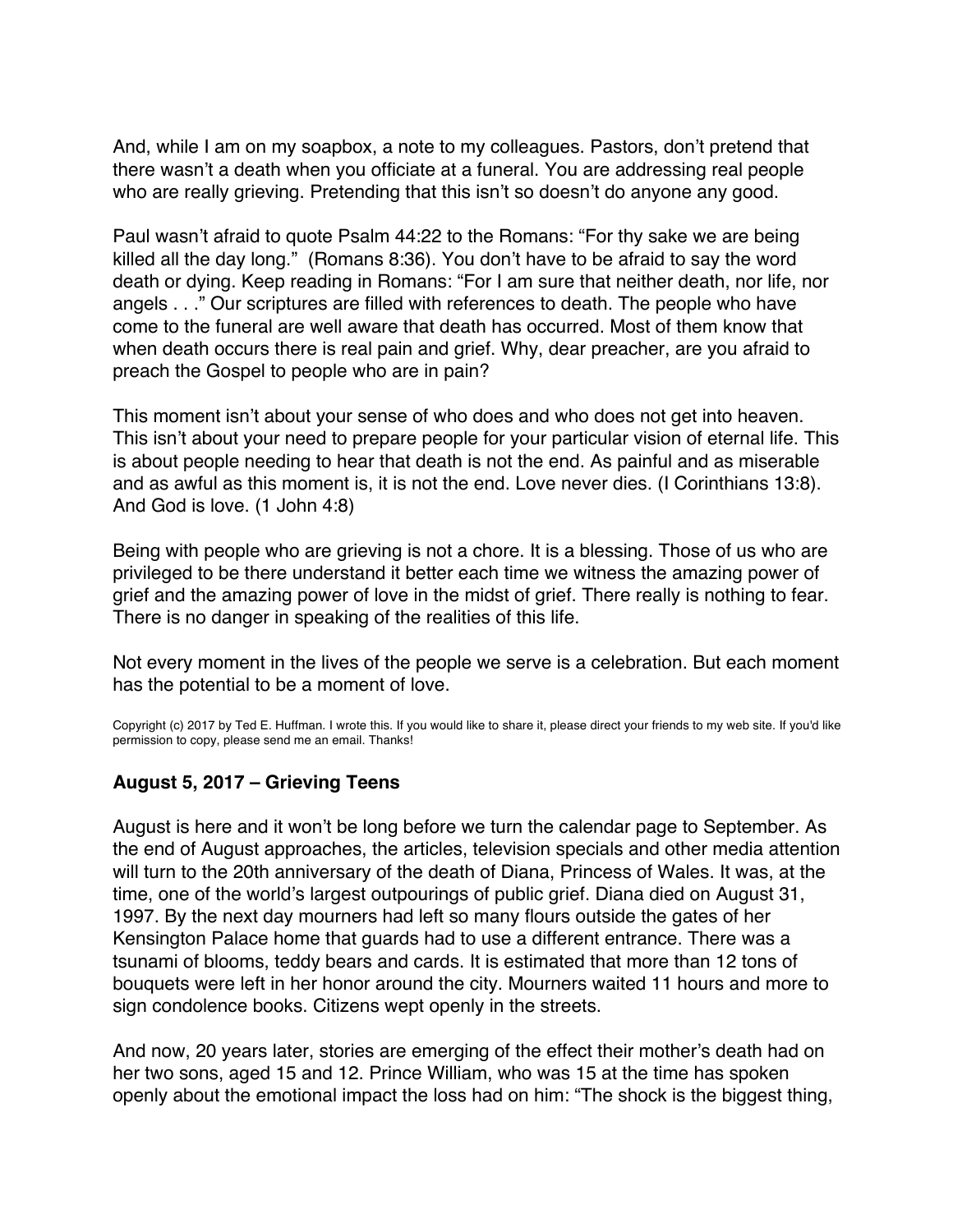And, while I am on my soapbox, a note to my colleagues. Pastors, don't pretend that there wasn't a death when you officiate at a funeral. You are addressing real people who are really grieving. Pretending that this isn't so doesn't do anyone any good.

Paul wasn't afraid to quote Psalm 44:22 to the Romans: "For thy sake we are being killed all the day long." (Romans 8:36). You don't have to be afraid to say the word death or dying. Keep reading in Romans: "For I am sure that neither death, nor life, nor angels . . ." Our scriptures are filled with references to death. The people who have come to the funeral are well aware that death has occurred. Most of them know that when death occurs there is real pain and grief. Why, dear preacher, are you afraid to preach the Gospel to people who are in pain?

This moment isn't about your sense of who does and who does not get into heaven. This isn't about your need to prepare people for your particular vision of eternal life. This is about people needing to hear that death is not the end. As painful and as miserable and as awful as this moment is, it is not the end. Love never dies. (I Corinthians 13:8). And God is love. (1 John 4:8)

Being with people who are grieving is not a chore. It is a blessing. Those of us who are privileged to be there understand it better each time we witness the amazing power of grief and the amazing power of love in the midst of grief. There really is nothing to fear. There is no danger in speaking of the realities of this life.

Not every moment in the lives of the people we serve is a celebration. But each moment has the potential to be a moment of love.

Copyright (c) 2017 by Ted E. Huffman. I wrote this. If you would like to share it, please direct your friends to my web site. If you'd like permission to copy, please send me an email. Thanks!

### August 5, 2017 – Grieving Teens

August is here and it won't be long before we turn the calendar page to September. As the end of August approaches, the articles, television specials and other media attention will turn to the 20th anniversary of the death of Diana, Princess of Wales. It was, at the time, one of the world's largest outpourings of public grief. Diana died on August 31, 1997. By the next day mourners had left so many flours outside the gates of her Kensington Palace home that guards had to use a different entrance. There was a tsunami of blooms, teddy bears and cards. It is estimated that more than 12 tons of bouquets were left in her honor around the city. Mourners waited 11 hours and more to sign condolence books. Citizens wept openly in the streets.

And now, 20 years later, stories are emerging of the effect their mother's death had on her two sons, aged 15 and 12. Prince William, who was 15 at the time has spoken openly about the emotional impact the loss had on him: "The shock is the biggest thing,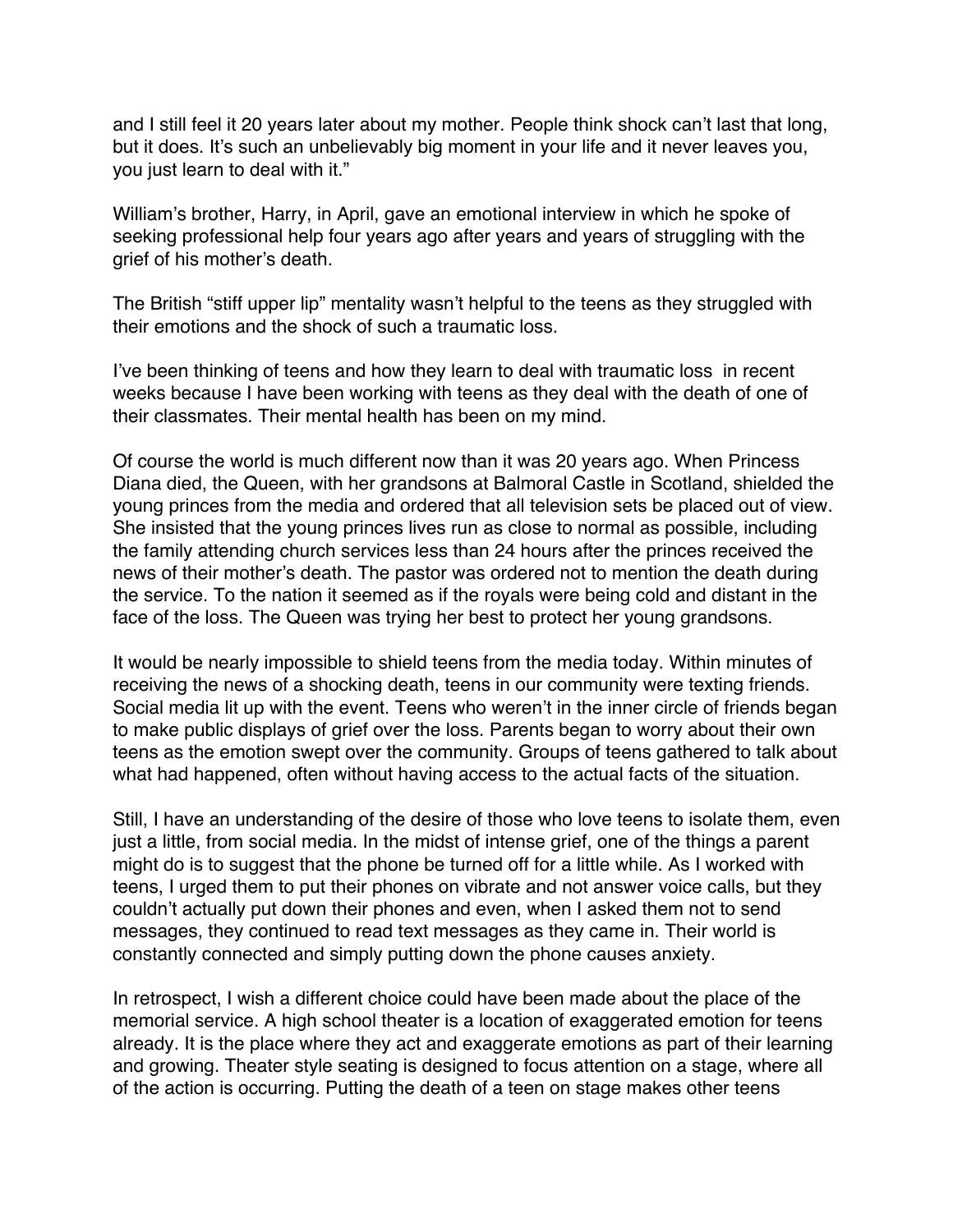and I still feel it 20 years later about my mother. People think shock can't last that long, but it does. It's such an unbelievably big moment in your life and it never leaves you, you just learn to deal with it."

William's brother, Harry, in April, gave an emotional interview in which he spoke of seeking professional help four years ago after years and years of struggling with the grief of his mother's death.

The British "stiff upper lip" mentality wasn't helpful to the teens as they struggled with their emotions and the shock of such a traumatic loss.

I've been thinking of teens and how they learn to deal with traumatic loss in recent weeks because I have been working with teens as they deal with the death of one of their classmates. Their mental health has been on my mind.

Of course the world is much different now than it was 20 years ago. When Princess Diana died, the Queen, with her grandsons at Balmoral Castle in Scotland, shielded the young princes from the media and ordered that all television sets be placed out of view. She insisted that the young princes lives run as close to normal as possible, including the family attending church services less than 24 hours after the princes received the news of their mother's death. The pastor was ordered not to mention the death during the service. To the nation it seemed as if the royals were being cold and distant in the face of the loss. The Queen was trying her best to protect her young grandsons.

It would be nearly impossible to shield teens from the media today. Within minutes of receiving the news of a shocking death, teens in our community were texting friends. Social media lit up with the event. Teens who weren't in the inner circle of friends began to make public displays of grief over the loss. Parents began to worry about their own teens as the emotion swept over the community. Groups of teens gathered to talk about what had happened, often without having access to the actual facts of the situation.

Still, I have an understanding of the desire of those who love teens to isolate them, even just a little, from social media. In the midst of intense grief, one of the things a parent might do is to suggest that the phone be turned off for a little while. As I worked with teens, I urged them to put their phones on vibrate and not answer voice calls, but they couldn't actually put down their phones and even, when I asked them not to send messages, they continued to read text messages as they came in. Their world is constantly connected and simply putting down the phone causes anxiety.

In retrospect, I wish a different choice could have been made about the place of the memorial service. A high school theater is a location of exaggerated emotion for teens already. It is the place where they act and exaggerate emotions as part of their learning and growing. Theater style seating is designed to focus attention on a stage, where all of the action is occurring. Putting the death of a teen on stage makes other teens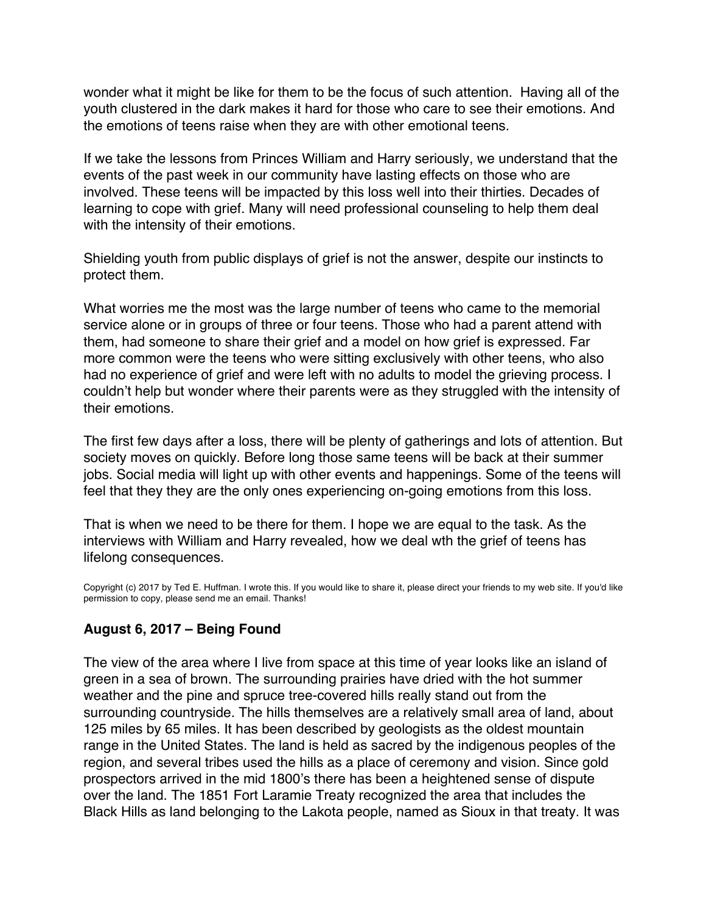wonder what it might be like for them to be the focus of such attention.  Having all of the youth clustered in the dark makes it hard for those who care to see their emotions. And the emotions of teens raise when they are with other emotional teens.

If we take the lessons from Princes William and Harry seriously, we understand that the events of the past week in our community have lasting effects on those who are involved. These teens will be impacted by this loss well into their thirties. Decades of learning to cope with grief. Many will need professional counseling to help them deal with the intensity of their emotions.

Shielding youth from public displays of grief is not the answer, despite our instincts to protect them.

What worries me the most was the large number of teens who came to the memorial service alone or in groups of three or four teens. Those who had a parent attend with them, had someone to share their grief and a model on how grief is expressed. Far more common were the teens who were sitting exclusively with other teens, who also had no experience of grief and were left with no adults to model the grieving process. I couldn't help but wonder where their parents were as they struggled with the intensity of their emotions.

The first few days after a loss, there will be plenty of gatherings and lots of attention. But society moves on quickly. Before long those same teens will be back at their summer jobs. Social media will light up with other events and happenings. Some of the teens will feel that they they are the only ones experiencing on-going emotions from this loss.

That is when we need to be there for them. I hope we are equal to the task. As the interviews with William and Harry revealed, how we deal wth the grief of teens has lifelong consequences.

Copyright (c) 2017 by Ted E. Huffman. I wrote this. If you would like to share it, please direct your friends to my web site. If you'd like permission to copy, please send me an email. Thanks!

### August 6, 2017 – Being Found

The view of the area where I live from space at this time of year looks like an island of green in a sea of brown. The surrounding prairies have dried with the hot summer weather and the pine and spruce tree-covered hills really stand out from the surrounding countryside. The hills themselves are a relatively small area of land, about 125 miles by 65 miles. It has been described by geologists as the oldest mountain range in the United States. The land is held as sacred by the indigenous peoples of the region, and several tribes used the hills as a place of ceremony and vision. Since gold prospectors arrived in the mid 1800's there has been a heightened sense of dispute over the land. The 1851 Fort Laramie Treaty recognized the area that includes the Black Hills as land belonging to the Lakota people, named as Sioux in that treaty. It was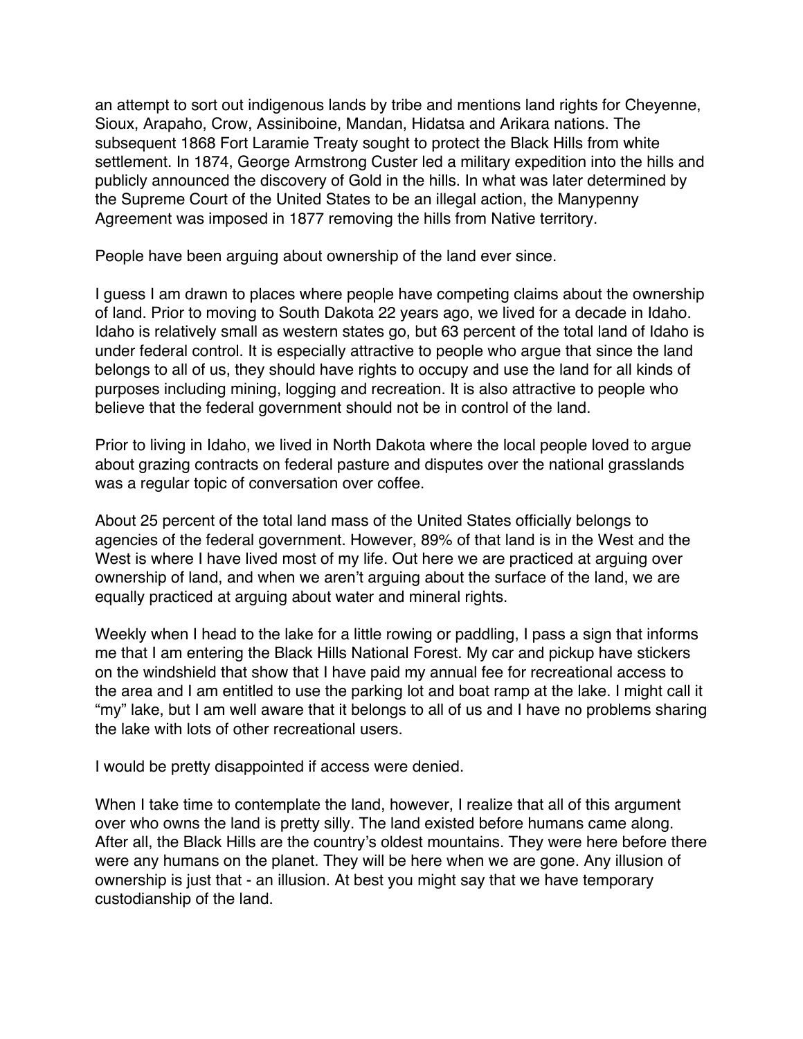an attempt to sort out indigenous lands by tribe and mentions land rights for Cheyenne, Sioux, Arapaho, Crow, Assiniboine, Mandan, Hidatsa and Arikara nations. The subsequent 1868 Fort Laramie Treaty sought to protect the Black Hills from white settlement. In 1874, George Armstrong Custer led a military expedition into the hills and publicly announced the discovery of Gold in the hills. In what was later determined by the Supreme Court of the United States to be an illegal action, the Manypenny Agreement was imposed in 1877 removing the hills from Native territory.

People have been arguing about ownership of the land ever since.

I guess I am drawn to places where people have competing claims about the ownership of land. Prior to moving to South Dakota 22 years ago, we lived for a decade in Idaho. Idaho is relatively small as western states go, but 63 percent of the total land of Idaho is under federal control. It is especially attractive to people who argue that since the land belongs to all of us, they should have rights to occupy and use the land for all kinds of purposes including mining, logging and recreation. It is also attractive to people who believe that the federal government should not be in control of the land.

Prior to living in Idaho, we lived in North Dakota where the local people loved to argue about grazing contracts on federal pasture and disputes over the national grasslands was a regular topic of conversation over coffee.

About 25 percent of the total land mass of the United States officially belongs to agencies of the federal government. However, 89% of that land is in the West and the West is where I have lived most of my life. Out here we are practiced at arguing over ownership of land, and when we aren't arguing about the surface of the land, we are equally practiced at arguing about water and mineral rights.

Weekly when I head to the lake for a little rowing or paddling, I pass a sign that informs me that I am entering the Black Hills National Forest. My car and pickup have stickers on the windshield that show that I have paid my annual fee for recreational access to the area and I am entitled to use the parking lot and boat ramp at the lake. I might call it "my" lake, but I am well aware that it belongs to all of us and I have no problems sharing the lake with lots of other recreational users.

I would be pretty disappointed if access were denied.

When I take time to contemplate the land, however, I realize that all of this argument over who owns the land is pretty silly. The land existed before humans came along. After all, the Black Hills are the country's oldest mountains. They were here before there were any humans on the planet. They will be here when we are gone. Any illusion of ownership is just that - an illusion. At best you might say that we have temporary custodianship of the land.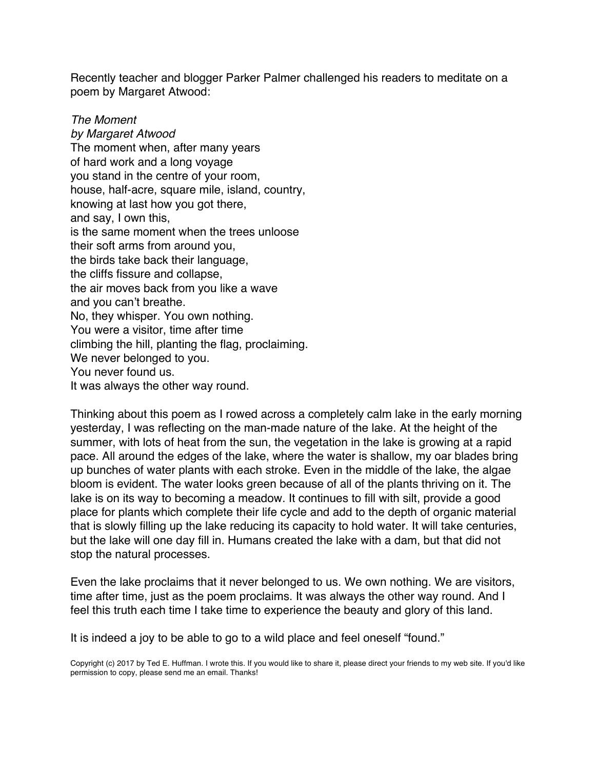Recently teacher and blogger Parker Palmer challenged his readers to meditate on a poem by Margaret Atwood:

*The Moment*  
*by Margaret Atwood*  
The moment when, after many years  
of hard work and a long voyage  
you stand in the centre of your room,  
house, half-acre, square mile, island, country,  
knowing at last how you got there,  
and say, I own this,  
is the same moment when the trees unloose  
their soft arms from around you,  
the birds take back their language,  
the cliffs fissure and collapse,  
the air moves back from you like a wave  
and you can't breathe.  
No, they whisper. You own nothing.  
You were a visitor, time after time  
climbing the hill, planting the flag, proclaiming.  
We never belonged to you.  
You never found us.  
It was always the other way round.

Thinking about this poem as I rowed across a completely calm lake in the early morning yesterday, I was reflecting on the man-made nature of the lake. At the height of the summer, with lots of heat from the sun, the vegetation in the lake is growing at a rapid pace. All around the edges of the lake, where the water is shallow, my oar blades bring up bunches of water plants with each stroke. Even in the middle of the lake, the algae bloom is evident. The water looks green because of all of the plants thriving on it. The lake is on its way to becoming a meadow. It continues to fill with silt, provide a good place for plants which complete their life cycle and add to the depth of organic material that is slowly filling up the lake reducing its capacity to hold water. It will take centuries, but the lake will one day fill in. Humans created the lake with a dam, but that did not stop the natural processes.

Even the lake proclaims that it never belonged to us. We own nothing. We are visitors, time after time, just as the poem proclaims. It was always the other way round. And I feel this truth each time I take time to experience the beauty and glory of this land.

It is indeed a joy to be able to go to a wild place and feel oneself "found."

Copyright (c) 2017 by Ted E. Huffman. I wrote this. If you would like to share it, please direct your friends to my web site. If you'd like permission to copy, please send me an email. Thanks!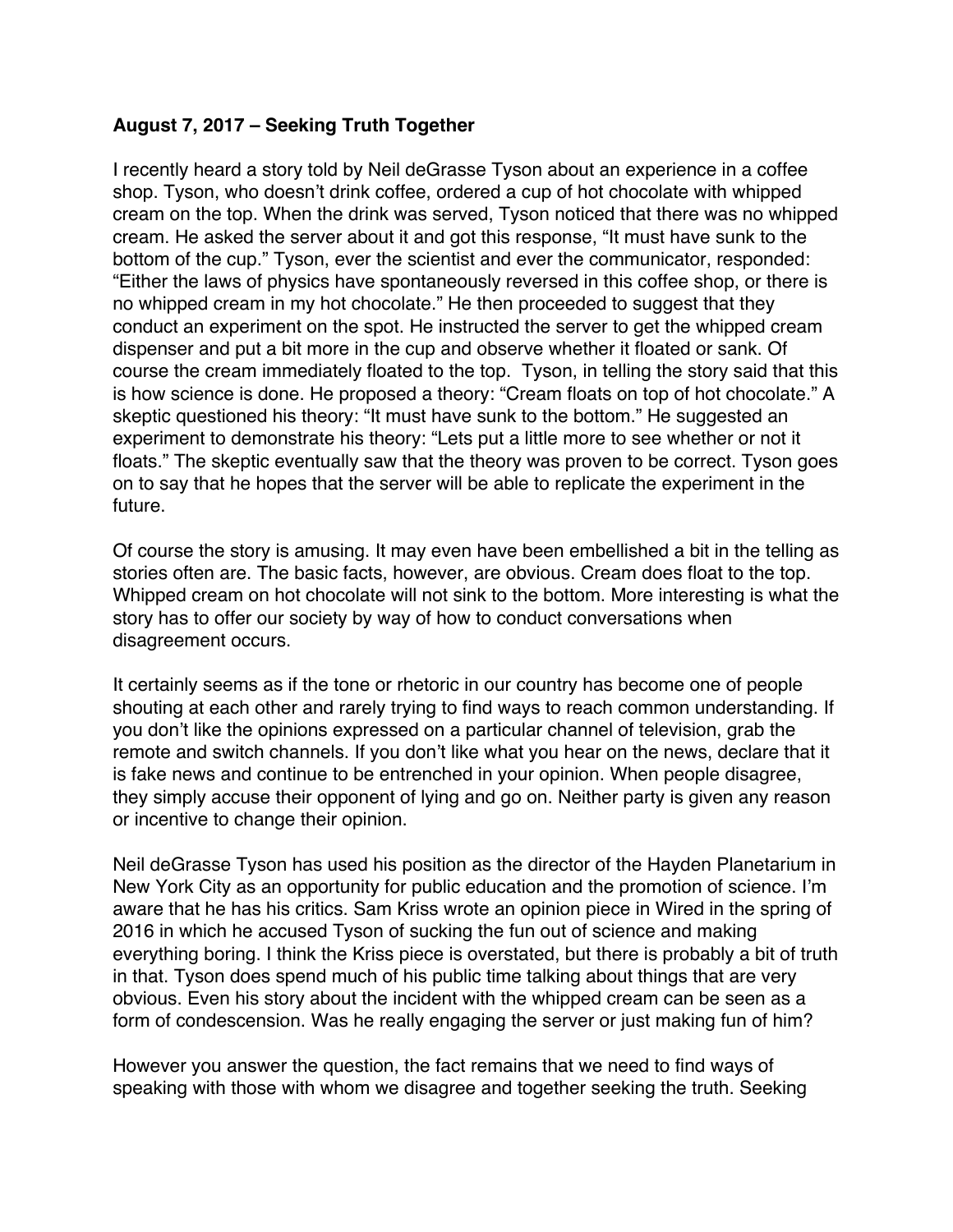**August 7, 2017 – Seeking Truth Together**

I recently heard a story told by Neil deGrasse Tyson about an experience in a coffee shop. Tyson, who doesn't drink coffee, ordered a cup of hot chocolate with whipped cream on the top. When the drink was served, Tyson noticed that there was no whipped cream. He asked the server about it and got this response, "It must have sunk to the bottom of the cup." Tyson, ever the scientist and ever the communicator, responded: "Either the laws of physics have spontaneously reversed in this coffee shop, or there is no whipped cream in my hot chocolate." He then proceeded to suggest that they conduct an experiment on the spot. He instructed the server to get the whipped cream dispenser and put a bit more in the cup and observe whether it floated or sank. Of course the cream immediately floated to the top. Tyson, in telling the story said that this is how science is done. He proposed a theory: "Cream floats on top of hot chocolate." A skeptic questioned his theory: "It must have sunk to the bottom." He suggested an experiment to demonstrate his theory: "Lets put a little more to see whether or not it floats." The skeptic eventually saw that the theory was proven to be correct. Tyson goes on to say that he hopes that the server will be able to replicate the experiment in the future.

Of course the story is amusing. It may even have been embellished a bit in the telling as stories often are. The basic facts, however, are obvious. Cream does float to the top. Whipped cream on hot chocolate will not sink to the bottom. More interesting is what the story has to offer our society by way of how to conduct conversations when disagreement occurs.

It certainly seems as if the tone or rhetoric in our country has become one of people shouting at each other and rarely trying to find ways to reach common understanding. If you don't like the opinions expressed on a particular channel of television, grab the remote and switch channels. If you don't like what you hear on the news, declare that it is fake news and continue to be entrenched in your opinion. When people disagree, they simply accuse their opponent of lying and go on. Neither party is given any reason or incentive to change their opinion.

Neil deGrasse Tyson has used his position as the director of the Hayden Planetarium in New York City as an opportunity for public education and the promotion of science. I'm aware that he has his critics. Sam Kriss wrote an opinion piece in Wired in the spring of 2016 in which he accused Tyson of sucking the fun out of science and making everything boring. I think the Kriss piece is overstated, but there is probably a bit of truth in that. Tyson does spend much of his public time talking about things that are very obvious. Even his story about the incident with the whipped cream can be seen as a form of condescension. Was he really engaging the server or just making fun of him?

However you answer the question, the fact remains that we need to find ways of speaking with those with whom we disagree and together seeking the truth. Seeking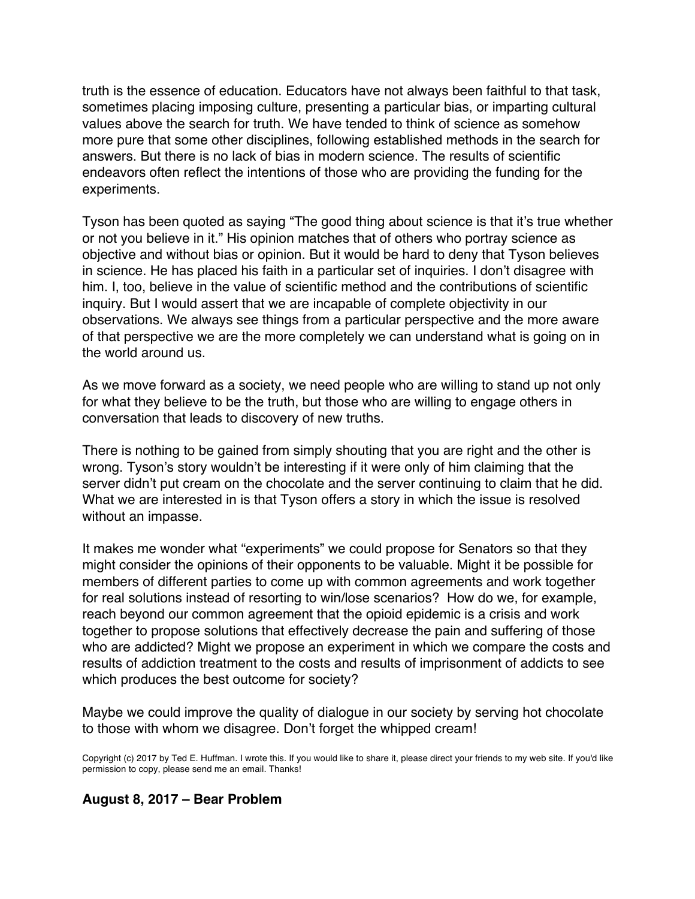truth is the essence of education. Educators have not always been faithful to that task, sometimes placing imposing culture, presenting a particular bias, or imparting cultural values above the search for truth. We have tended to think of science as somehow more pure that some other disciplines, following established methods in the search for answers. But there is no lack of bias in modern science. The results of scientific endeavors often reflect the intentions of those who are providing the funding for the experiments.

Tyson has been quoted as saying "The good thing about science is that it's true whether or not you believe in it." His opinion matches that of others who portray science as objective and without bias or opinion. But it would be hard to deny that Tyson believes in science. He has placed his faith in a particular set of inquiries. I don't disagree with him. I, too, believe in the value of scientific method and the contributions of scientific inquiry. But I would assert that we are incapable of complete objectivity in our observations. We always see things from a particular perspective and the more aware of that perspective we are the more completely we can understand what is going on in the world around us.

As we move forward as a society, we need people who are willing to stand up not only for what they believe to be the truth, but those who are willing to engage others in conversation that leads to discovery of new truths.

There is nothing to be gained from simply shouting that you are right and the other is wrong. Tyson's story wouldn't be interesting if it were only of him claiming that the server didn't put cream on the chocolate and the server continuing to claim that he did. What we are interested in is that Tyson offers a story in which the issue is resolved without an impasse.

It makes me wonder what "experiments" we could propose for Senators so that they might consider the opinions of their opponents to be valuable. Might it be possible for members of different parties to come up with common agreements and work together for real solutions instead of resorting to win/lose scenarios? How do we, for example, reach beyond our common agreement that the opioid epidemic is a crisis and work together to propose solutions that effectively decrease the pain and suffering of those who are addicted? Might we propose an experiment in which we compare the costs and results of addiction treatment to the costs and results of imprisonment of addicts to see which produces the best outcome for society?

Maybe we could improve the quality of dialogue in our society by serving hot chocolate to those with whom we disagree. Don't forget the whipped cream!

Copyright (c) 2017 by Ted E. Huffman. I wrote this. If you would like to share it, please direct your friends to my web site. If you'd like permission to copy, please send me an email. Thanks!

## August 8, 2017 – Bear Problem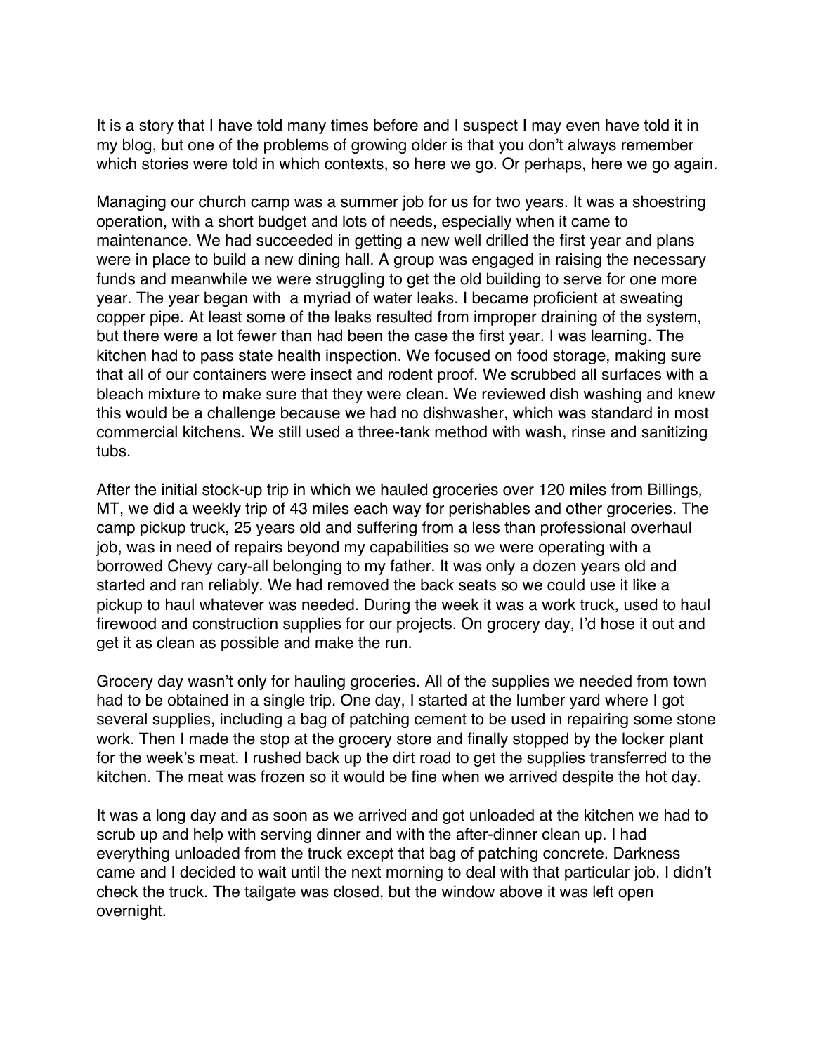It is a story that I have told many times before and I suspect I may even have told it in my blog, but one of the problems of growing older is that you don't always remember which stories were told in which contexts, so here we go. Or perhaps, here we go again.

Managing our church camp was a summer job for us for two years. It was a shoestring operation, with a short budget and lots of needs, especially when it came to maintenance. We had succeeded in getting a new well drilled the first year and plans were in place to build a new dining hall. A group was engaged in raising the necessary funds and meanwhile we were struggling to get the old building to serve for one more year. The year began with  a myriad of water leaks. I became proficient at sweating copper pipe. At least some of the leaks resulted from improper draining of the system, but there were a lot fewer than had been the case the first year. I was learning. The kitchen had to pass state health inspection. We focused on food storage, making sure that all of our containers were insect and rodent proof. We scrubbed all surfaces with a bleach mixture to make sure that they were clean. We reviewed dish washing and knew this would be a challenge because we had no dishwasher, which was standard in most commercial kitchens. We still used a three-tank method with wash, rinse and sanitizing tubs.

After the initial stock-up trip in which we hauled groceries over 120 miles from Billings, MT, we did a weekly trip of 43 miles each way for perishables and other groceries. The camp pickup truck, 25 years old and suffering from a less than professional overhaul job, was in need of repairs beyond my capabilities so we were operating with a borrowed Chevy cary-all belonging to my father. It was only a dozen years old and started and ran reliably. We had removed the back seats so we could use it like a pickup to haul whatever was needed. During the week it was a work truck, used to haul firewood and construction supplies for our projects. On grocery day, I'd hose it out and get it as clean as possible and make the run.

Grocery day wasn't only for hauling groceries. All of the supplies we needed from town had to be obtained in a single trip. One day, I started at the lumber yard where I got several supplies, including a bag of patching cement to be used in repairing some stone work. Then I made the stop at the grocery store and finally stopped by the locker plant for the week's meat. I rushed back up the dirt road to get the supplies transferred to the kitchen. The meat was frozen so it would be fine when we arrived despite the hot day.

It was a long day and as soon as we arrived and got unloaded at the kitchen we had to scrub up and help with serving dinner and with the after-dinner clean up. I had everything unloaded from the truck except that bag of patching concrete. Darkness came and I decided to wait until the next morning to deal with that particular job. I didn't check the truck. The tailgate was closed, but the window above it was left open overnight.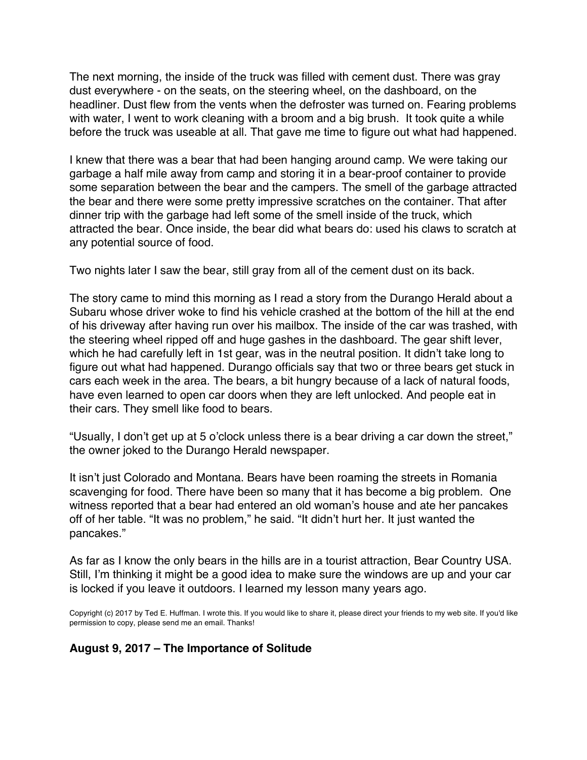The next morning, the inside of the truck was filled with cement dust. There was gray dust everywhere - on the seats, on the steering wheel, on the dashboard, on the headliner. Dust flew from the vents when the defroster was turned on. Fearing problems with water, I went to work cleaning with a broom and a big brush. It took quite a while before the truck was useable at all. That gave me time to figure out what had happened.

I knew that there was a bear that had been hanging around camp. We were taking our garbage a half mile away from camp and storing it in a bear-proof container to provide some separation between the bear and the campers. The smell of the garbage attracted the bear and there were some pretty impressive scratches on the container. That after dinner trip with the garbage had left some of the smell inside of the truck, which attracted the bear. Once inside, the bear did what bears do: used his claws to scratch at any potential source of food.

Two nights later I saw the bear, still gray from all of the cement dust on its back.

The story came to mind this morning as I read a story from the Durango Herald about a Subaru whose driver woke to find his vehicle crashed at the bottom of the hill at the end of his driveway after having run over his mailbox. The inside of the car was trashed, with the steering wheel ripped off and huge gashes in the dashboard. The gear shift lever, which he had carefully left in 1st gear, was in the neutral position. It didn't take long to figure out what had happened. Durango officials say that two or three bears get stuck in cars each week in the area. The bears, a bit hungry because of a lack of natural foods, have even learned to open car doors when they are left unlocked. And people eat in their cars. They smell like food to bears.

"Usually, I don't get up at 5 o'clock unless there is a bear driving a car down the street," the owner joked to the Durango Herald newspaper.

It isn't just Colorado and Montana. Bears have been roaming the streets in Romania scavenging for food. There have been so many that it has become a big problem. One witness reported that a bear had entered an old woman's house and ate her pancakes off of her table. "It was no problem," he said. "It didn't hurt her. It just wanted the pancakes."

As far as I know the only bears in the hills are in a tourist attraction, Bear Country USA. Still, I'm thinking it might be a good idea to make sure the windows are up and your car is locked if you leave it outdoors. I learned my lesson many years ago.

Copyright (c) 2017 by Ted E. Huffman. I wrote this. If you would like to share it, please direct your friends to my web site. If you'd like permission to copy, please send me an email. Thanks!

## August 9, 2017 – The Importance of Solitude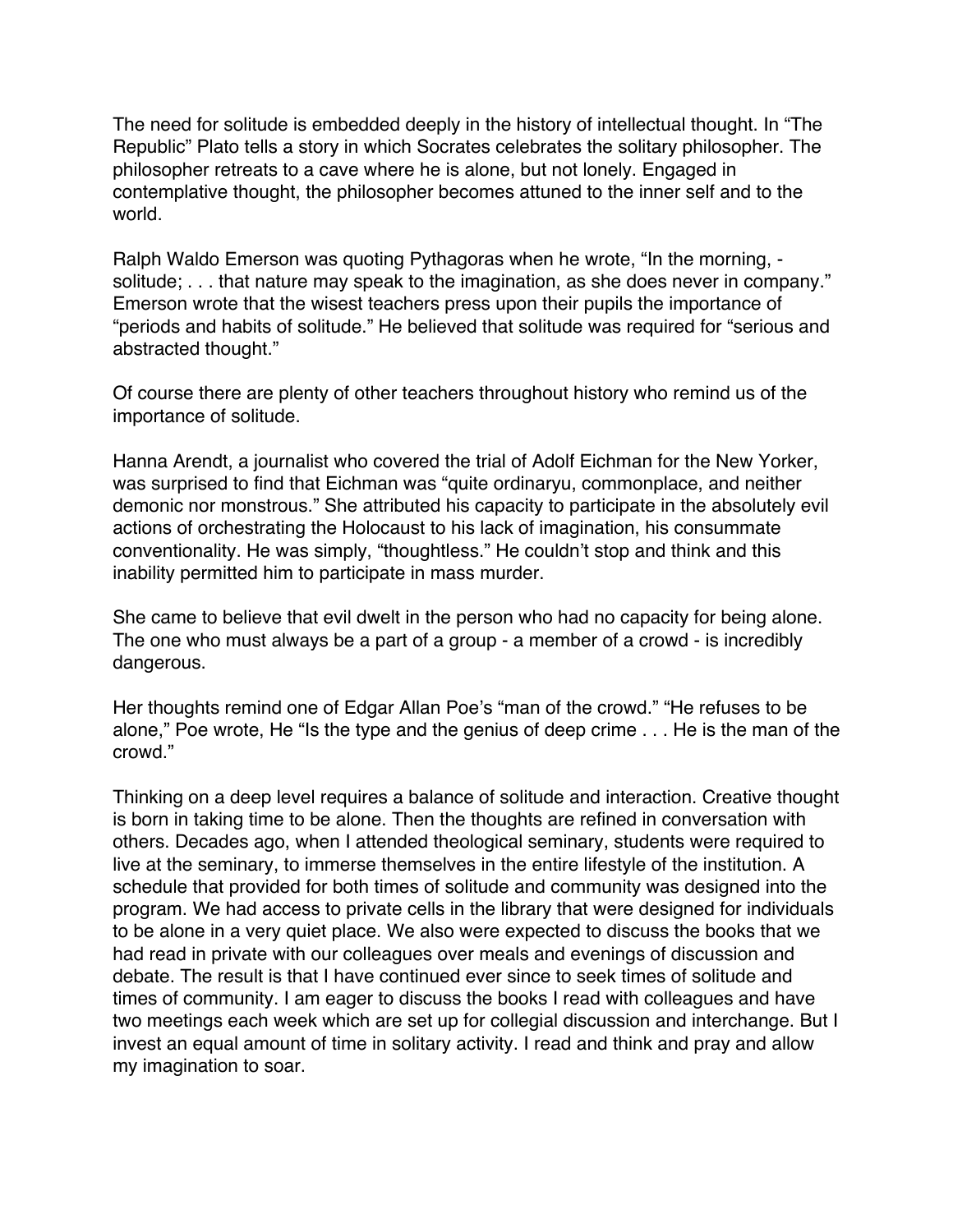The need for solitude is embedded deeply in the history of intellectual thought. In "The Republic" Plato tells a story in which Socrates celebrates the solitary philosopher. The philosopher retreats to a cave where he is alone, but not lonely. Engaged in contemplative thought, the philosopher becomes attuned to the inner self and to the world.

Ralph Waldo Emerson was quoting Pythagoras when he wrote, "In the morning, - solitude; . . . that nature may speak to the imagination, as she does never in company." Emerson wrote that the wisest teachers press upon their pupils the importance of "periods and habits of solitude." He believed that solitude was required for "serious and abstracted thought."

Of course there are plenty of other teachers throughout history who remind us of the importance of solitude.

Hanna Arendt, a journalist who covered the trial of Adolf Eichman for the New Yorker, was surprised to find that Eichman was "quite ordinaryu, commonplace, and neither demonic nor monstrous." She attributed his capacity to participate in the absolutely evil actions of orchestrating the Holocaust to his lack of imagination, his consummate conventionality. He was simply, "thoughtless." He couldn't stop and think and this inability permitted him to participate in mass murder.

She came to believe that evil dwelt in the person who had no capacity for being alone. The one who must always be a part of a group - a member of a crowd - is incredibly dangerous.

Her thoughts remind one of Edgar Allan Poe's "man of the crowd." "He refuses to be alone," Poe wrote, He "Is the type and the genius of deep crime . . . He is the man of the crowd."

Thinking on a deep level requires a balance of solitude and interaction. Creative thought is born in taking time to be alone. Then the thoughts are refined in conversation with others. Decades ago, when I attended theological seminary, students were required to live at the seminary, to immerse themselves in the entire lifestyle of the institution. A schedule that provided for both times of solitude and community was designed into the program. We had access to private cells in the library that were designed for individuals to be alone in a very quiet place. We also were expected to discuss the books that we had read in private with our colleagues over meals and evenings of discussion and debate. The result is that I have continued ever since to seek times of solitude and times of community. I am eager to discuss the books I read with colleagues and have two meetings each week which are set up for collegial discussion and interchange. But I invest an equal amount of time in solitary activity. I read and think and pray and allow my imagination to soar.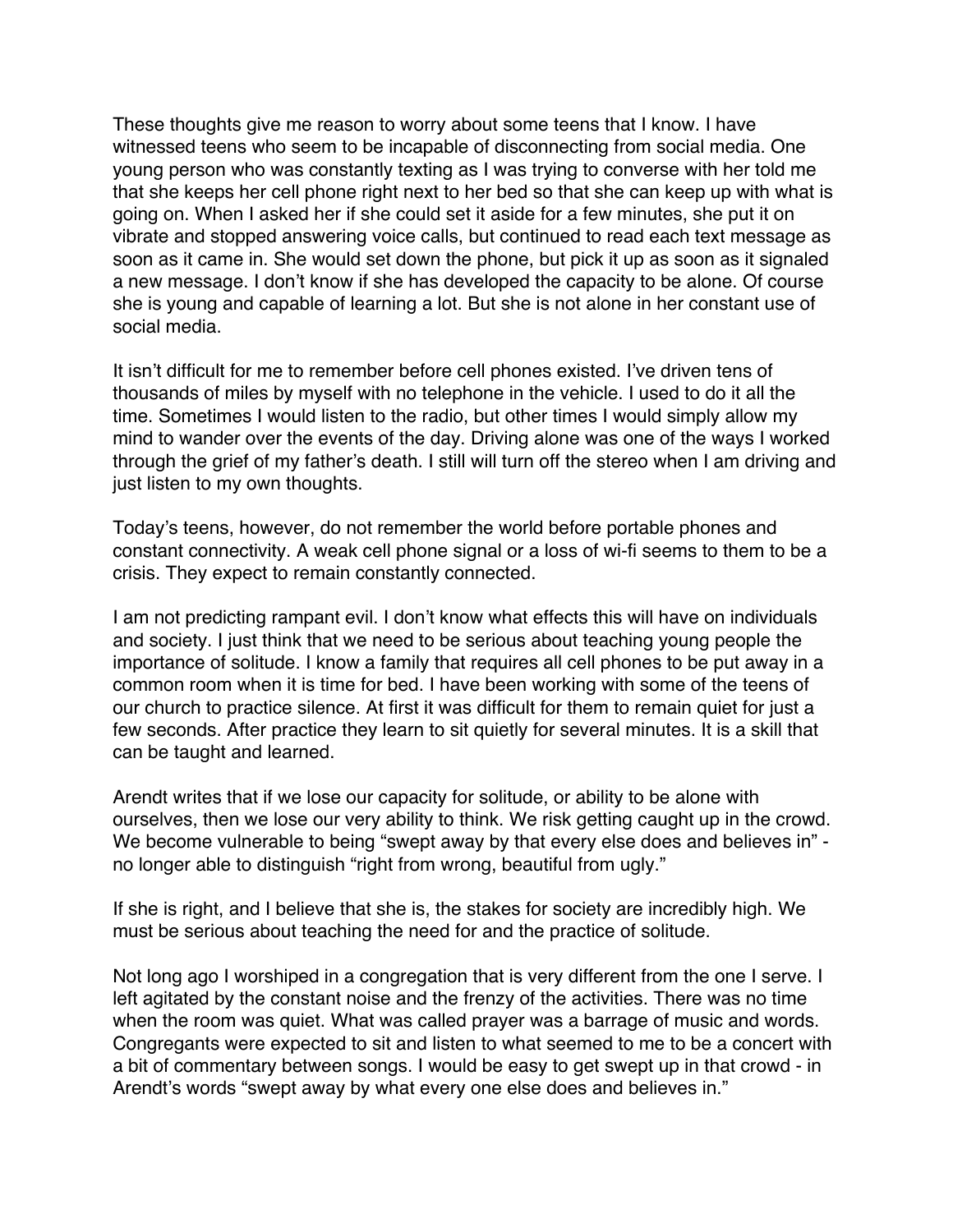These thoughts give me reason to worry about some teens that I know. I have witnessed teens who seem to be incapable of disconnecting from social media. One young person who was constantly texting as I was trying to converse with her told me that she keeps her cell phone right next to her bed so that she can keep up with what is going on. When I asked her if she could set it aside for a few minutes, she put it on vibrate and stopped answering voice calls, but continued to read each text message as soon as it came in. She would set down the phone, but pick it up as soon as it signaled a new message. I don't know if she has developed the capacity to be alone. Of course she is young and capable of learning a lot. But she is not alone in her constant use of social media.

It isn't difficult for me to remember before cell phones existed. I've driven tens of thousands of miles by myself with no telephone in the vehicle. I used to do it all the time. Sometimes I would listen to the radio, but other times I would simply allow my mind to wander over the events of the day. Driving alone was one of the ways I worked through the grief of my father's death. I still will turn off the stereo when I am driving and just listen to my own thoughts.

Today's teens, however, do not remember the world before portable phones and constant connectivity. A weak cell phone signal or a loss of wi-fi seems to them to be a crisis. They expect to remain constantly connected.

I am not predicting rampant evil. I don't know what effects this will have on individuals and society. I just think that we need to be serious about teaching young people the importance of solitude. I know a family that requires all cell phones to be put away in a common room when it is time for bed. I have been working with some of the teens of our church to practice silence. At first it was difficult for them to remain quiet for just a few seconds. After practice they learn to sit quietly for several minutes. It is a skill that can be taught and learned.

Arendt writes that if we lose our capacity for solitude, or ability to be alone with ourselves, then we lose our very ability to think. We risk getting caught up in the crowd. We become vulnerable to being "swept away by that every else does and believes in" - no longer able to distinguish "right from wrong, beautiful from ugly."

If she is right, and I believe that she is, the stakes for society are incredibly high. We must be serious about teaching the need for and the practice of solitude.

Not long ago I worshiped in a congregation that is very different from the one I serve. I left agitated by the constant noise and the frenzy of the activities. There was no time when the room was quiet. What was called prayer was a barrage of music and words. Congregants were expected to sit and listen to what seemed to me to be a concert with a bit of commentary between songs. I would be easy to get swept up in that crowd - in Arendt's words "swept away by what every one else does and believes in."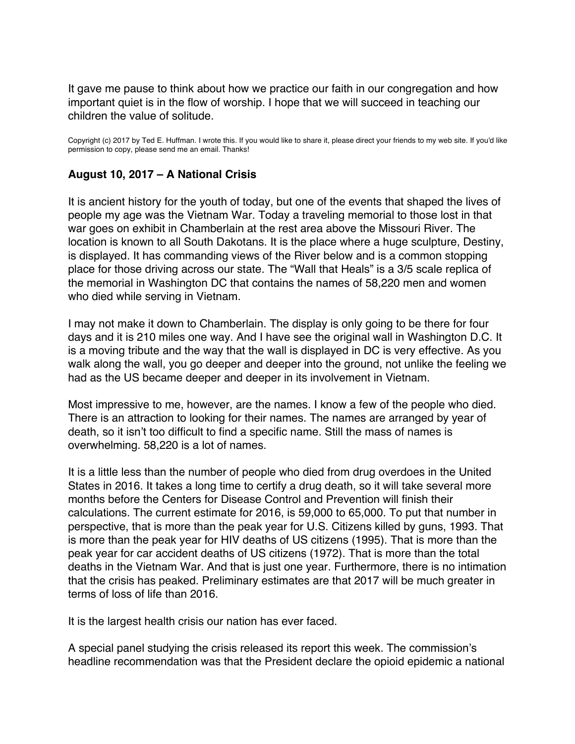It gave me pause to think about how we practice our faith in our congregation and how important quiet is in the flow of worship. I hope that we will succeed in teaching our children the value of solitude.

Copyright (c) 2017 by Ted E. Huffman. I wrote this. If you would like to share it, please direct your friends to my web site. If you'd like permission to copy, please send me an email. Thanks!

### August 10, 2017 – A National Crisis

It is ancient history for the youth of today, but one of the events that shaped the lives of people my age was the Vietnam War. Today a traveling memorial to those lost in that war goes on exhibit in Chamberlain at the rest area above the Missouri River. The location is known to all South Dakotans. It is the place where a huge sculpture, Destiny, is displayed. It has commanding views of the River below and is a common stopping place for those driving across our state. The "Wall that Heals" is a 3/5 scale replica of the memorial in Washington DC that contains the names of 58,220 men and women who died while serving in Vietnam.

I may not make it down to Chamberlain. The display is only going to be there for four days and it is 210 miles one way. And I have see the original wall in Washington D.C. It is a moving tribute and the way that the wall is displayed in DC is very effective. As you walk along the wall, you go deeper and deeper into the ground, not unlike the feeling we had as the US became deeper and deeper in its involvement in Vietnam.

Most impressive to me, however, are the names. I know a few of the people who died. There is an attraction to looking for their names. The names are arranged by year of death, so it isn't too difficult to find a specific name. Still the mass of names is overwhelming. 58,220 is a lot of names.

It is a little less than the number of people who died from drug overdoes in the United States in 2016. It takes a long time to certify a drug death, so it will take several more months before the Centers for Disease Control and Prevention will finish their calculations. The current estimate for 2016, is 59,000 to 65,000. To put that number in perspective, that is more than the peak year for U.S. Citizens killed by guns, 1993. That is more than the peak year for HIV deaths of US citizens (1995). That is more than the peak year for car accident deaths of US citizens (1972). That is more than the total deaths in the Vietnam War. And that is just one year. Furthermore, there is no intimation that the crisis has peaked. Preliminary estimates are that 2017 will be much greater in terms of loss of life than 2016.

It is the largest health crisis our nation has ever faced.

A special panel studying the crisis released its report this week. The commission's headline recommendation was that the President declare the opioid epidemic a national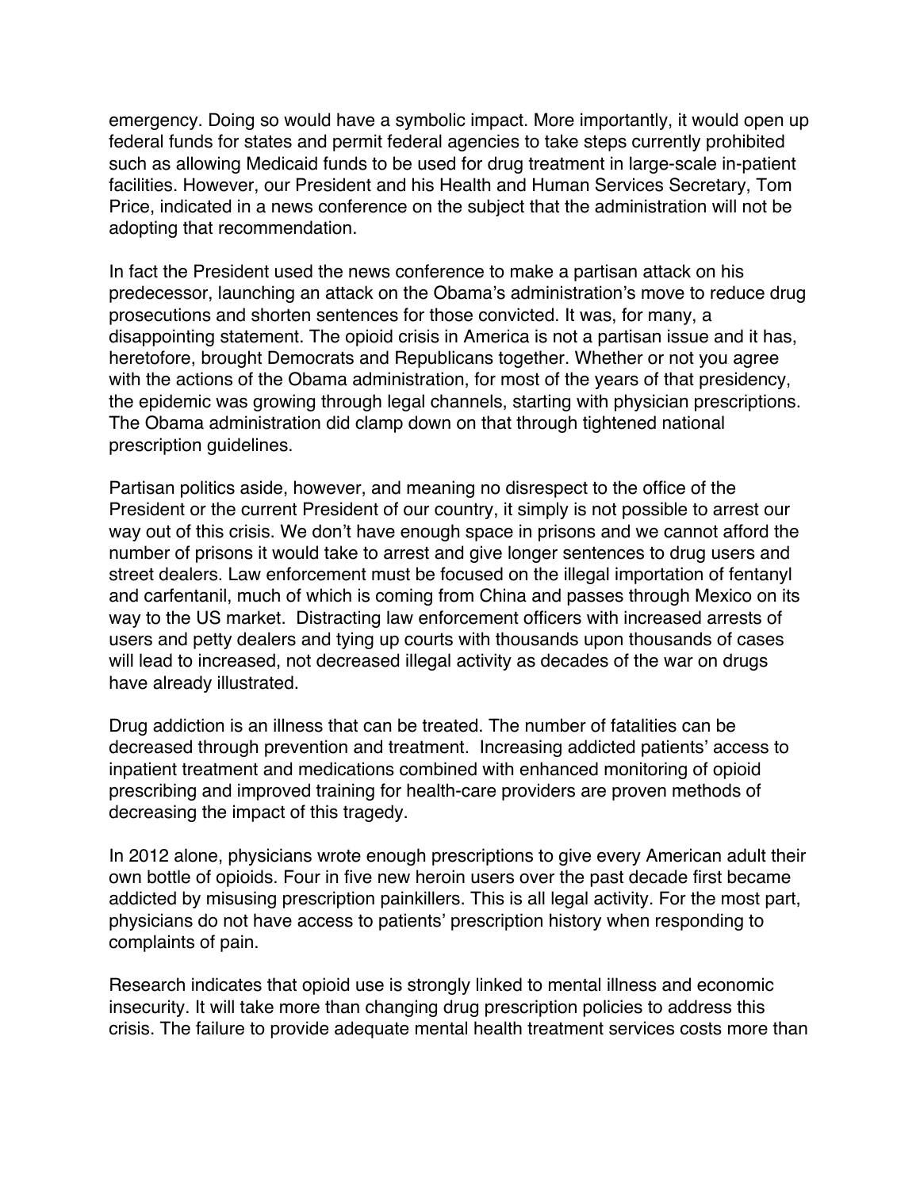emergency. Doing so would have a symbolic impact. More importantly, it would open up federal funds for states and permit federal agencies to take steps currently prohibited such as allowing Medicaid funds to be used for drug treatment in large-scale in-patient facilities. However, our President and his Health and Human Services Secretary, Tom Price, indicated in a news conference on the subject that the administration will not be adopting that recommendation.

In fact the President used the news conference to make a partisan attack on his predecessor, launching an attack on the Obama's administration's move to reduce drug prosecutions and shorten sentences for those convicted. It was, for many, a disappointing statement. The opioid crisis in America is not a partisan issue and it has, heretofore, brought Democrats and Republicans together. Whether or not you agree with the actions of the Obama administration, for most of the years of that presidency, the epidemic was growing through legal channels, starting with physician prescriptions. The Obama administration did clamp down on that through tightened national prescription guidelines.

Partisan politics aside, however, and meaning no disrespect to the office of the President or the current President of our country, it simply is not possible to arrest our way out of this crisis. We don't have enough space in prisons and we cannot afford the number of prisons it would take to arrest and give longer sentences to drug users and street dealers. Law enforcement must be focused on the illegal importation of fentanyl and carfentanil, much of which is coming from China and passes through Mexico on its way to the US market. Distracting law enforcement officers with increased arrests of users and petty dealers and tying up courts with thousands upon thousands of cases will lead to increased, not decreased illegal activity as decades of the war on drugs have already illustrated.

Drug addiction is an illness that can be treated. The number of fatalities can be decreased through prevention and treatment. Increasing addicted patients' access to inpatient treatment and medications combined with enhanced monitoring of opioid prescribing and improved training for health-care providers are proven methods of decreasing the impact of this tragedy.

In 2012 alone, physicians wrote enough prescriptions to give every American adult their own bottle of opioids. Four in five new heroin users over the past decade first became addicted by misusing prescription painkillers. This is all legal activity. For the most part, physicians do not have access to patients' prescription history when responding to complaints of pain.

Research indicates that opioid use is strongly linked to mental illness and economic insecurity. It will take more than changing drug prescription policies to address this crisis. The failure to provide adequate mental health treatment services costs more than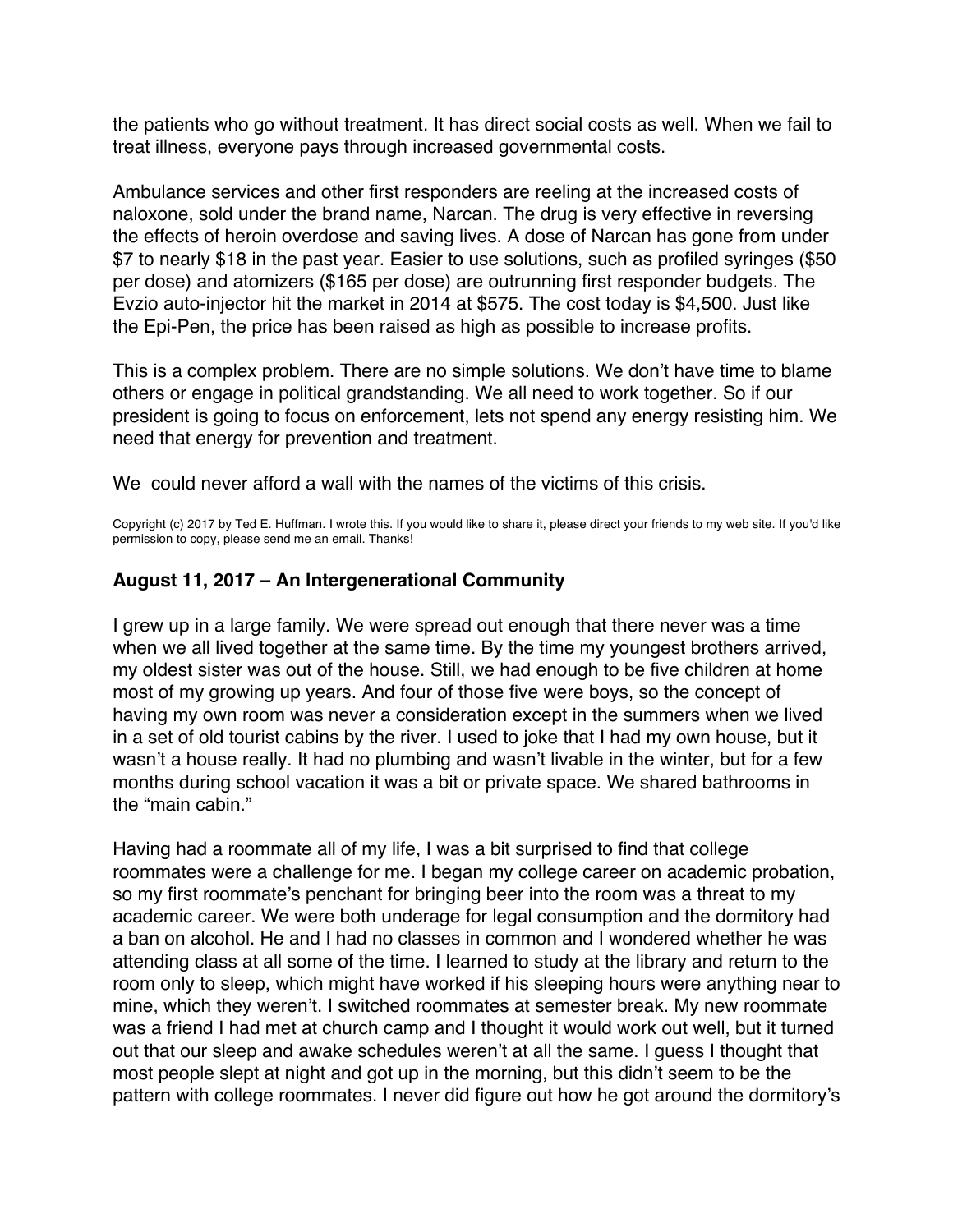the patients who go without treatment. It has direct social costs as well. When we fail to treat illness, everyone pays through increased governmental costs.

Ambulance services and other first responders are reeling at the increased costs of naloxone, sold under the brand name, Narcan. The drug is very effective in reversing the effects of heroin overdose and saving lives. A dose of Narcan has gone from under $7 to nearly $18 in the past year. Easier to use solutions, such as profiled syringes ($50 per dose) and atomizers ($165 per dose) are outrunning first responder budgets. The Evzio auto-injector hit the market in 2014 at $575. The cost today is $4,500. Just like the Epi-Pen, the price has been raised as high as possible to increase profits.

This is a complex problem. There are no simple solutions. We don't have time to blame others or engage in political grandstanding. We all need to work together. So if our president is going to focus on enforcement, lets not spend any energy resisting him. We need that energy for prevention and treatment.

We  could never afford a wall with the names of the victims of this crisis.

Copyright (c) 2017 by Ted E. Huffman. I wrote this. If you would like to share it, please direct your friends to my web site. If you'd like permission to copy, please send me an email. Thanks!

### August 11, 2017 – An Intergenerational Community

I grew up in a large family. We were spread out enough that there never was a time when we all lived together at the same time. By the time my youngest brothers arrived, my oldest sister was out of the house. Still, we had enough to be five children at home most of my growing up years. And four of those five were boys, so the concept of having my own room was never a consideration except in the summers when we lived in a set of old tourist cabins by the river. I used to joke that I had my own house, but it wasn't a house really. It had no plumbing and wasn't livable in the winter, but for a few months during school vacation it was a bit or private space. We shared bathrooms in the "main cabin."

Having had a roommate all of my life, I was a bit surprised to find that college roommates were a challenge for me. I began my college career on academic probation, so my first roommate's penchant for bringing beer into the room was a threat to my academic career. We were both underage for legal consumption and the dormitory had a ban on alcohol. He and I had no classes in common and I wondered whether he was attending class at all some of the time. I learned to study at the library and return to the room only to sleep, which might have worked if his sleeping hours were anything near to mine, which they weren't. I switched roommates at semester break. My new roommate was a friend I had met at church camp and I thought it would work out well, but it turned out that our sleep and awake schedules weren't at all the same. I guess I thought that most people slept at night and got up in the morning, but this didn't seem to be the pattern with college roommates. I never did figure out how he got around the dormitory's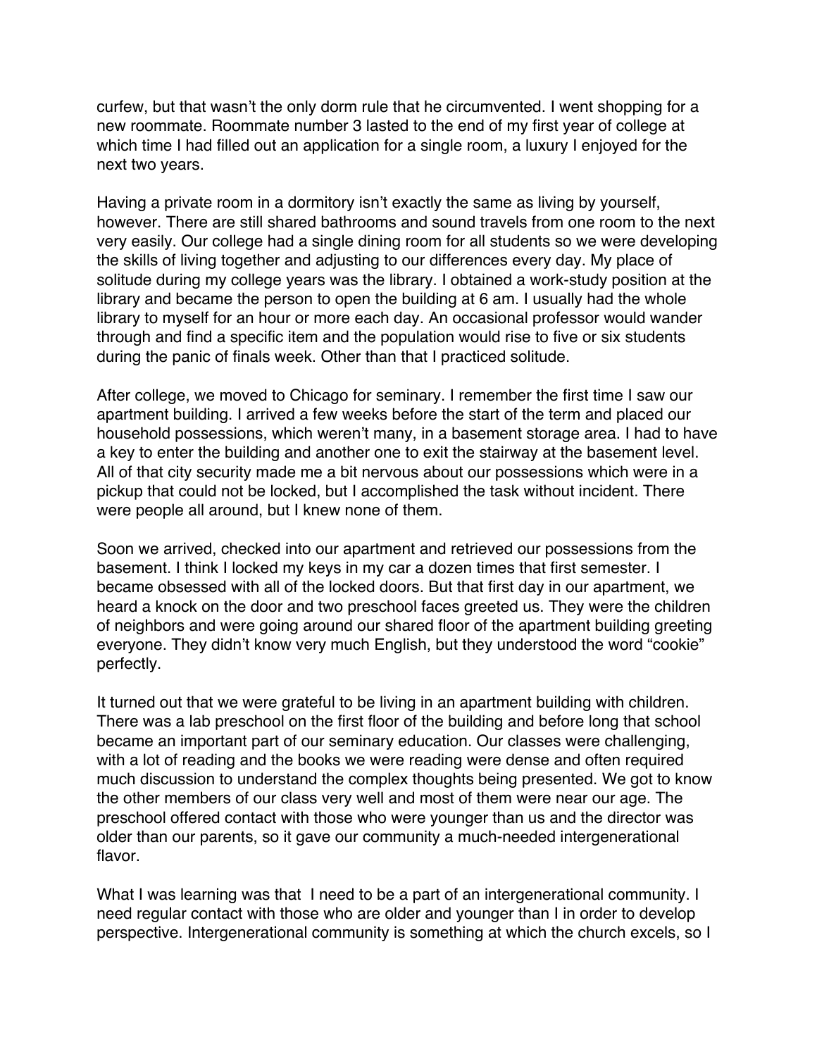curfew, but that wasn't the only dorm rule that he circumvented. I went shopping for a new roommate. Roommate number 3 lasted to the end of my first year of college at which time I had filled out an application for a single room, a luxury I enjoyed for the next two years.

Having a private room in a dormitory isn't exactly the same as living by yourself, however. There are still shared bathrooms and sound travels from one room to the next very easily. Our college had a single dining room for all students so we were developing the skills of living together and adjusting to our differences every day. My place of solitude during my college years was the library. I obtained a work-study position at the library and became the person to open the building at 6 am. I usually had the whole library to myself for an hour or more each day. An occasional professor would wander through and find a specific item and the population would rise to five or six students during the panic of finals week. Other than that I practiced solitude.

After college, we moved to Chicago for seminary. I remember the first time I saw our apartment building. I arrived a few weeks before the start of the term and placed our household possessions, which weren't many, in a basement storage area. I had to have a key to enter the building and another one to exit the stairway at the basement level. All of that city security made me a bit nervous about our possessions which were in a pickup that could not be locked, but I accomplished the task without incident. There were people all around, but I knew none of them.

Soon we arrived, checked into our apartment and retrieved our possessions from the basement. I think I locked my keys in my car a dozen times that first semester. I became obsessed with all of the locked doors. But that first day in our apartment, we heard a knock on the door and two preschool faces greeted us. They were the children of neighbors and were going around our shared floor of the apartment building greeting everyone. They didn't know very much English, but they understood the word "cookie" perfectly.

It turned out that we were grateful to be living in an apartment building with children. There was a lab preschool on the first floor of the building and before long that school became an important part of our seminary education. Our classes were challenging, with a lot of reading and the books we were reading were dense and often required much discussion to understand the complex thoughts being presented. We got to know the other members of our class very well and most of them were near our age. The preschool offered contact with those who were younger than us and the director was older than our parents, so it gave our community a much-needed intergenerational flavor.

What I was learning was that I need to be a part of an intergenerational community. I need regular contact with those who are older and younger than I in order to develop perspective. Intergenerational community is something at which the church excels, so I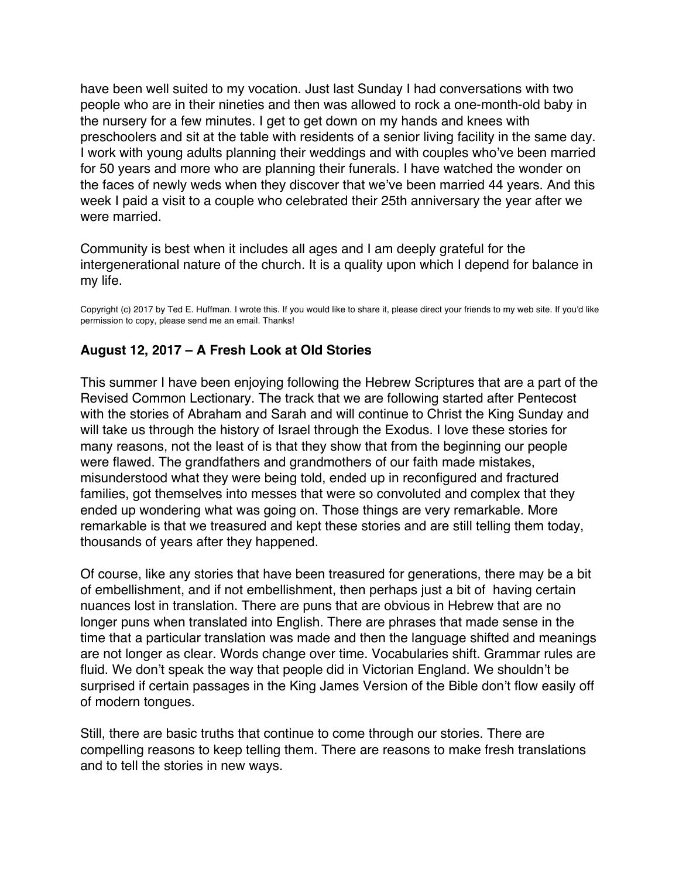have been well suited to my vocation. Just last Sunday I had conversations with two people who are in their nineties and then was allowed to rock a one-month-old baby in the nursery for a few minutes. I get to get down on my hands and knees with preschoolers and sit at the table with residents of a senior living facility in the same day. I work with young adults planning their weddings and with couples who've been married for 50 years and more who are planning their funerals. I have watched the wonder on the faces of newly weds when they discover that we've been married 44 years. And this week I paid a visit to a couple who celebrated their 25th anniversary the year after we were married.

Community is best when it includes all ages and I am deeply grateful for the intergenerational nature of the church. It is a quality upon which I depend for balance in my life.

Copyright (c) 2017 by Ted E. Huffman. I wrote this. If you would like to share it, please direct your friends to my web site. If you'd like permission to copy, please send me an email. Thanks!

### August 12, 2017 – A Fresh Look at Old Stories

This summer I have been enjoying following the Hebrew Scriptures that are a part of the Revised Common Lectionary. The track that we are following started after Pentecost with the stories of Abraham and Sarah and will continue to Christ the King Sunday and will take us through the history of Israel through the Exodus. I love these stories for many reasons, not the least of is that they show that from the beginning our people were flawed. The grandfathers and grandmothers of our faith made mistakes, misunderstood what they were being told, ended up in reconfigured and fractured families, got themselves into messes that were so convoluted and complex that they ended up wondering what was going on. Those things are very remarkable. More remarkable is that we treasured and kept these stories and are still telling them today, thousands of years after they happened.

Of course, like any stories that have been treasured for generations, there may be a bit of embellishment, and if not embellishment, then perhaps just a bit of having certain nuances lost in translation. There are puns that are obvious in Hebrew that are no longer puns when translated into English. There are phrases that made sense in the time that a particular translation was made and then the language shifted and meanings are not longer as clear. Words change over time. Vocabularies shift. Grammar rules are fluid. We don't speak the way that people did in Victorian England. We shouldn't be surprised if certain passages in the King James Version of the Bible don't flow easily off of modern tongues.

Still, there are basic truths that continue to come through our stories. There are compelling reasons to keep telling them. There are reasons to make fresh translations and to tell the stories in new ways.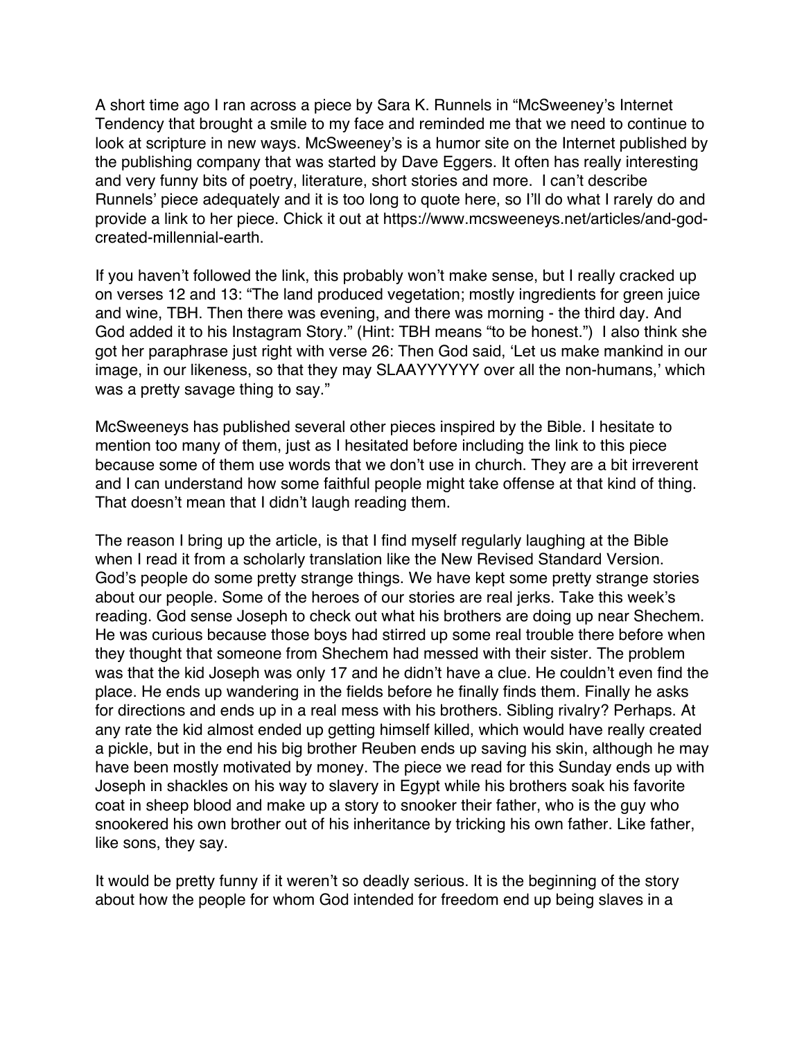A short time ago I ran across a piece by Sara K. Runnels in "McSweeney's Internet Tendency that brought a smile to my face and reminded me that we need to continue to look at scripture in new ways. McSweeney's is a humor site on the Internet published by the publishing company that was started by Dave Eggers. It often has really interesting and very funny bits of poetry, literature, short stories and more. I can't describe Runnels' piece adequately and it is too long to quote here, so I'll do what I rarely do and provide a link to her piece. Chick it out at https://www.mcsweeneys.net/articles/and-god-created-millennial-earth.

If you haven't followed the link, this probably won't make sense, but I really cracked up on verses 12 and 13: "The land produced vegetation; mostly ingredients for green juice and wine, TBH. Then there was evening, and there was morning - the third day. And God added it to his Instagram Story." (Hint: TBH means "to be honest.") I also think she got her paraphrase just right with verse 26: Then God said, 'Let us make mankind in our image, in our likeness, so that they may SLAAYYYYYY over all the non-humans,' which was a pretty savage thing to say."

McSweeneys has published several other pieces inspired by the Bible. I hesitate to mention too many of them, just as I hesitated before including the link to this piece because some of them use words that we don't use in church. They are a bit irreverent and I can understand how some faithful people might take offense at that kind of thing. That doesn't mean that I didn't laugh reading them.

The reason I bring up the article, is that I find myself regularly laughing at the Bible when I read it from a scholarly translation like the New Revised Standard Version. God's people do some pretty strange things. We have kept some pretty strange stories about our people. Some of the heroes of our stories are real jerks. Take this week's reading. God sense Joseph to check out what his brothers are doing up near Shechem. He was curious because those boys had stirred up some real trouble there before when they thought that someone from Shechem had messed with their sister. The problem was that the kid Joseph was only 17 and he didn't have a clue. He couldn't even find the place. He ends up wandering in the fields before he finally finds them. Finally he asks for directions and ends up in a real mess with his brothers. Sibling rivalry? Perhaps. At any rate the kid almost ended up getting himself killed, which would have really created a pickle, but in the end his big brother Reuben ends up saving his skin, although he may have been mostly motivated by money. The piece we read for this Sunday ends up with Joseph in shackles on his way to slavery in Egypt while his brothers soak his favorite coat in sheep blood and make up a story to snooker their father, who is the guy who snookered his own brother out of his inheritance by tricking his own father. Like father, like sons, they say.

It would be pretty funny if it weren't so deadly serious. It is the beginning of the story about how the people for whom God intended for freedom end up being slaves in a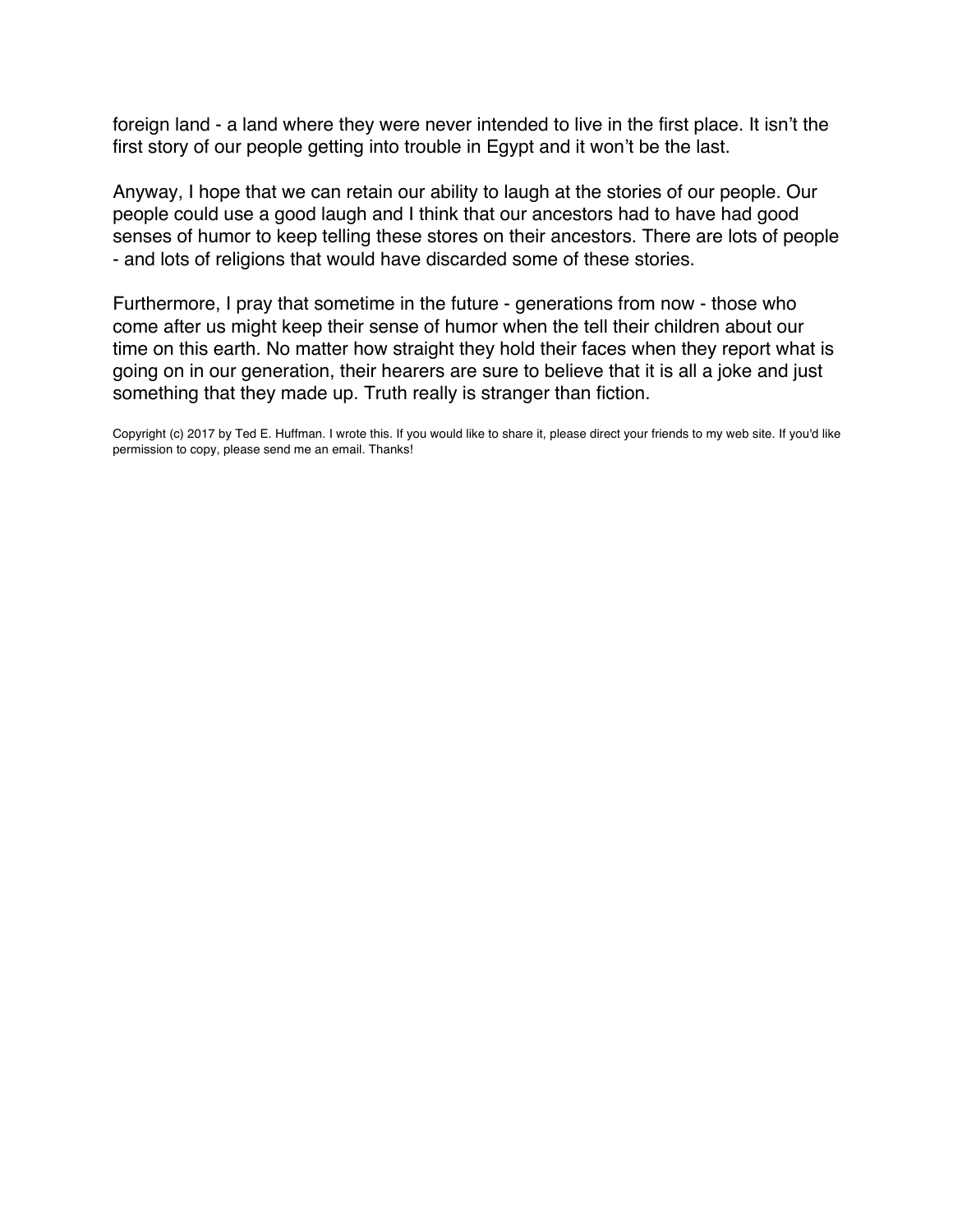foreign land - a land where they were never intended to live in the first place. It isn't the first story of our people getting into trouble in Egypt and it won't be the last.

Anyway, I hope that we can retain our ability to laugh at the stories of our people. Our people could use a good laugh and I think that our ancestors had to have had good senses of humor to keep telling these stores on their ancestors. There are lots of people - and lots of religions that would have discarded some of these stories.

Furthermore, I pray that sometime in the future - generations from now - those who come after us might keep their sense of humor when the tell their children about our time on this earth. No matter how straight they hold their faces when they report what is going on in our generation, their hearers are sure to believe that it is all a joke and just something that they made up. Truth really is stranger than fiction.

Copyright (c) 2017 by Ted E. Huffman. I wrote this. If you would like to share it, please direct your friends to my web site. If you'd like permission to copy, please send me an email. Thanks!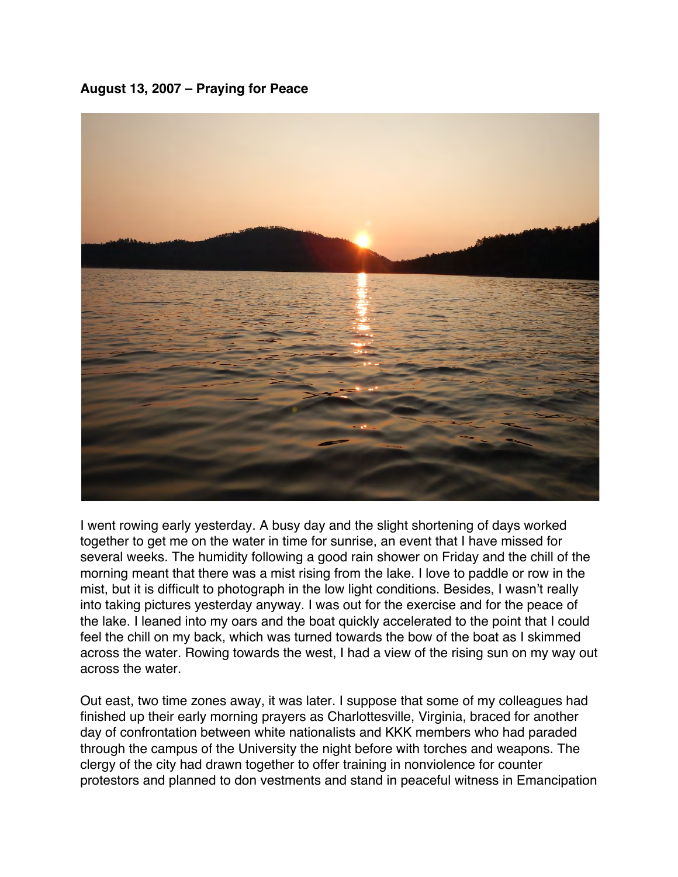**August 13, 2007 – Praying for Peace**

I went rowing early yesterday. A busy day and the slight shortening of days worked together to get me on the water in time for sunrise, an event that I have missed for several weeks. The humidity following a good rain shower on Friday and the chill of the morning meant that there was a mist rising from the lake. I love to paddle or row in the mist, but it is difficult to photograph in the low light conditions. Besides, I wasn't really into taking pictures yesterday anyway. I was out for the exercise and for the peace of the lake. I leaned into my oars and the boat quickly accelerated to the point that I could feel the chill on my back, which was turned towards the bow of the boat as I skimmed across the water. Rowing towards the west, I had a view of the rising sun on my way out across the water.

Out east, two time zones away, it was later. I suppose that some of my colleagues had finished up their early morning prayers as Charlottesville, Virginia, braced for another day of confrontation between white nationalists and KKK members who had paraded through the campus of the University the night before with torches and weapons. The clergy of the city had drawn together to offer training in nonviolence for counter protestors and planned to don vestments and stand in peaceful witness in Emancipation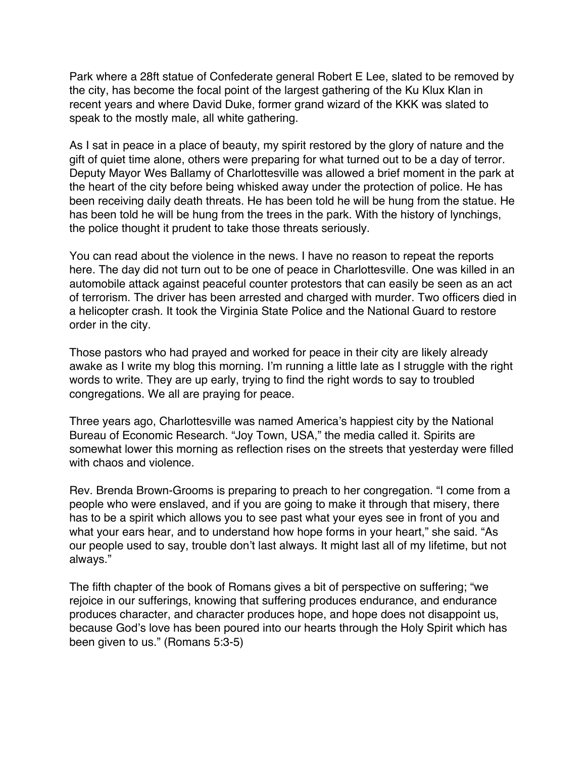Park where a 28ft statue of Confederate general Robert E Lee, slated to be removed by the city, has become the focal point of the largest gathering of the Ku Klux Klan in recent years and where David Duke, former grand wizard of the KKK was slated to speak to the mostly male, all white gathering.

As I sat in peace in a place of beauty, my spirit restored by the glory of nature and the gift of quiet time alone, others were preparing for what turned out to be a day of terror. Deputy Mayor Wes Ballamy of Charlottesville was allowed a brief moment in the park at the heart of the city before being whisked away under the protection of police. He has been receiving daily death threats. He has been told he will be hung from the statue. He has been told he will be hung from the trees in the park. With the history of lynchings, the police thought it prudent to take those threats seriously.

You can read about the violence in the news. I have no reason to repeat the reports here. The day did not turn out to be one of peace in Charlottesville. One was killed in an automobile attack against peaceful counter protestors that can easily be seen as an act of terrorism. The driver has been arrested and charged with murder. Two officers died in a helicopter crash. It took the Virginia State Police and the National Guard to restore order in the city.

Those pastors who had prayed and worked for peace in their city are likely already awake as I write my blog this morning. I'm running a little late as I struggle with the right words to write. They are up early, trying to find the right words to say to troubled congregations. We all are praying for peace.

Three years ago, Charlottesville was named America's happiest city by the National Bureau of Economic Research. "Joy Town, USA," the media called it. Spirits are somewhat lower this morning as reflection rises on the streets that yesterday were filled with chaos and violence.

Rev. Brenda Brown-Grooms is preparing to preach to her congregation. "I come from a people who were enslaved, and if you are going to make it through that misery, there has to be a spirit which allows you to see past what your eyes see in front of you and what your ears hear, and to understand how hope forms in your heart," she said. "As our people used to say, trouble don't last always. It might last all of my lifetime, but not always."

The fifth chapter of the book of Romans gives a bit of perspective on suffering; "we rejoice in our sufferings, knowing that suffering produces endurance, and endurance produces character, and character produces hope, and hope does not disappoint us, because God's love has been poured into our hearts through the Holy Spirit which has been given to us." (Romans 5:3-5)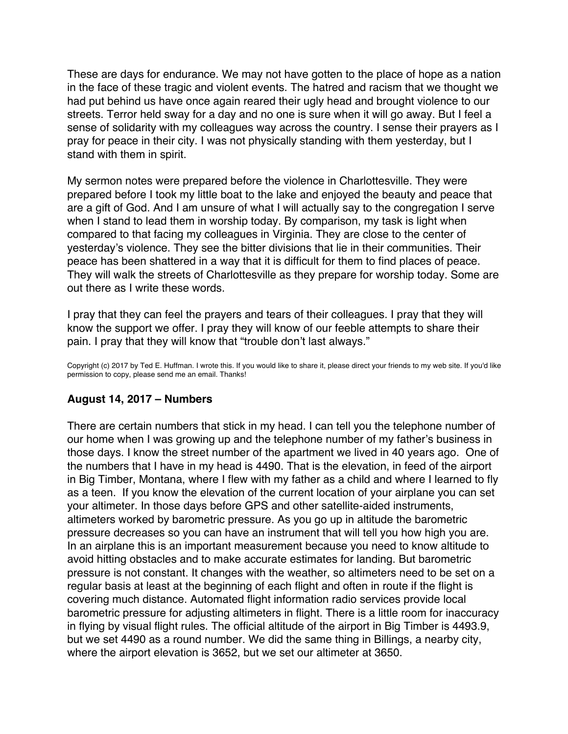These are days for endurance. We may not have gotten to the place of hope as a nation in the face of these tragic and violent events. The hatred and racism that we thought we had put behind us have once again reared their ugly head and brought violence to our streets. Terror held sway for a day and no one is sure when it will go away. But I feel a sense of solidarity with my colleagues way across the country. I sense their prayers as I pray for peace in their city. I was not physically standing with them yesterday, but I stand with them in spirit.

My sermon notes were prepared before the violence in Charlottesville. They were prepared before I took my little boat to the lake and enjoyed the beauty and peace that are a gift of God. And I am unsure of what I will actually say to the congregation I serve when I stand to lead them in worship today. By comparison, my task is light when compared to that facing my colleagues in Virginia. They are close to the center of yesterday's violence. They see the bitter divisions that lie in their communities. Their peace has been shattered in a way that it is difficult for them to find places of peace. They will walk the streets of Charlottesville as they prepare for worship today. Some are out there as I write these words.

I pray that they can feel the prayers and tears of their colleagues. I pray that they will know the support we offer. I pray they will know of our feeble attempts to share their pain. I pray that they will know that "trouble don't last always."

Copyright (c) 2017 by Ted E. Huffman. I wrote this. If you would like to share it, please direct your friends to my web site. If you'd like permission to copy, please send me an email. Thanks!

### August 14, 2017 – Numbers

There are certain numbers that stick in my head. I can tell you the telephone number of our home when I was growing up and the telephone number of my father's business in those days. I know the street number of the apartment we lived in 40 years ago. One of the numbers that I have in my head is 4490. That is the elevation, in feed of the airport in Big Timber, Montana, where I flew with my father as a child and where I learned to fly as a teen. If you know the elevation of the current location of your airplane you can set your altimeter. In those days before GPS and other satellite-aided instruments, altimeters worked by barometric pressure. As you go up in altitude the barometric pressure decreases so you can have an instrument that will tell you how high you are. In an airplane this is an important measurement because you need to know altitude to avoid hitting obstacles and to make accurate estimates for landing. But barometric pressure is not constant. It changes with the weather, so altimeters need to be set on a regular basis at least at the beginning of each flight and often in route if the flight is covering much distance. Automated flight information radio services provide local barometric pressure for adjusting altimeters in flight. There is a little room for inaccuracy in flying by visual flight rules. The official altitude of the airport in Big Timber is 4493.9, but we set 4490 as a round number. We did the same thing in Billings, a nearby city, where the airport elevation is 3652, but we set our altimeter at 3650.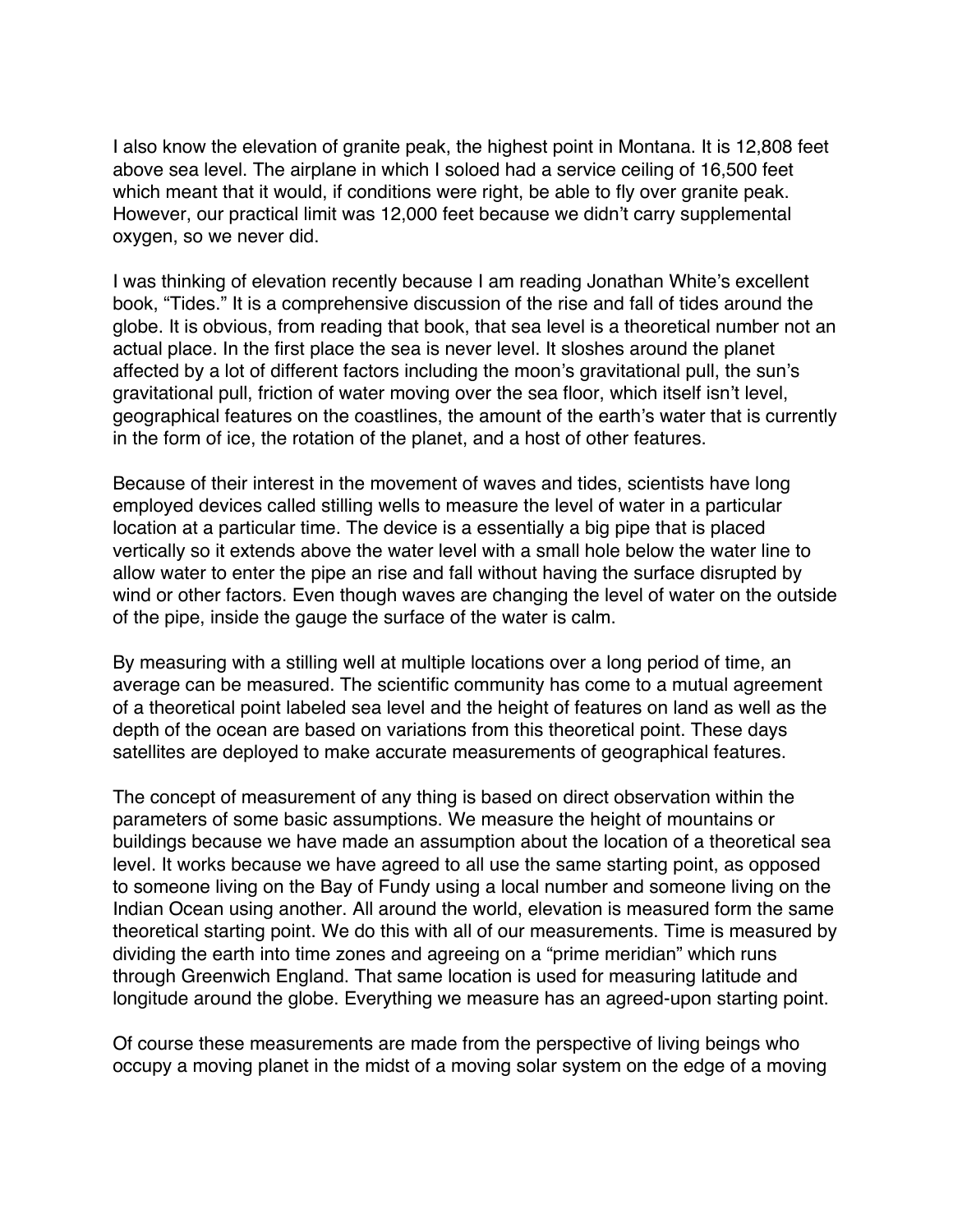I also know the elevation of granite peak, the highest point in Montana. It is 12,808 feet above sea level. The airplane in which I soloed had a service ceiling of 16,500 feet which meant that it would, if conditions were right, be able to fly over granite peak. However, our practical limit was 12,000 feet because we didn't carry supplemental oxygen, so we never did.

I was thinking of elevation recently because I am reading Jonathan White's excellent book, "Tides." It is a comprehensive discussion of the rise and fall of tides around the globe. It is obvious, from reading that book, that sea level is a theoretical number not an actual place. In the first place the sea is never level. It sloshes around the planet affected by a lot of different factors including the moon's gravitational pull, the sun's gravitational pull, friction of water moving over the sea floor, which itself isn't level, geographical features on the coastlines, the amount of the earth's water that is currently in the form of ice, the rotation of the planet, and a host of other features.

Because of their interest in the movement of waves and tides, scientists have long employed devices called stilling wells to measure the level of water in a particular location at a particular time. The device is a essentially a big pipe that is placed vertically so it extends above the water level with a small hole below the water line to allow water to enter the pipe an rise and fall without having the surface disrupted by wind or other factors. Even though waves are changing the level of water on the outside of the pipe, inside the gauge the surface of the water is calm.

By measuring with a stilling well at multiple locations over a long period of time, an average can be measured. The scientific community has come to a mutual agreement of a theoretical point labeled sea level and the height of features on land as well as the depth of the ocean are based on variations from this theoretical point. These days satellites are deployed to make accurate measurements of geographical features.

The concept of measurement of any thing is based on direct observation within the parameters of some basic assumptions. We measure the height of mountains or buildings because we have made an assumption about the location of a theoretical sea level. It works because we have agreed to all use the same starting point, as opposed to someone living on the Bay of Fundy using a local number and someone living on the Indian Ocean using another. All around the world, elevation is measured form the same theoretical starting point. We do this with all of our measurements. Time is measured by dividing the earth into time zones and agreeing on a "prime meridian" which runs through Greenwich England. That same location is used for measuring latitude and longitude around the globe. Everything we measure has an agreed-upon starting point.

Of course these measurements are made from the perspective of living beings who occupy a moving planet in the midst of a moving solar system on the edge of a moving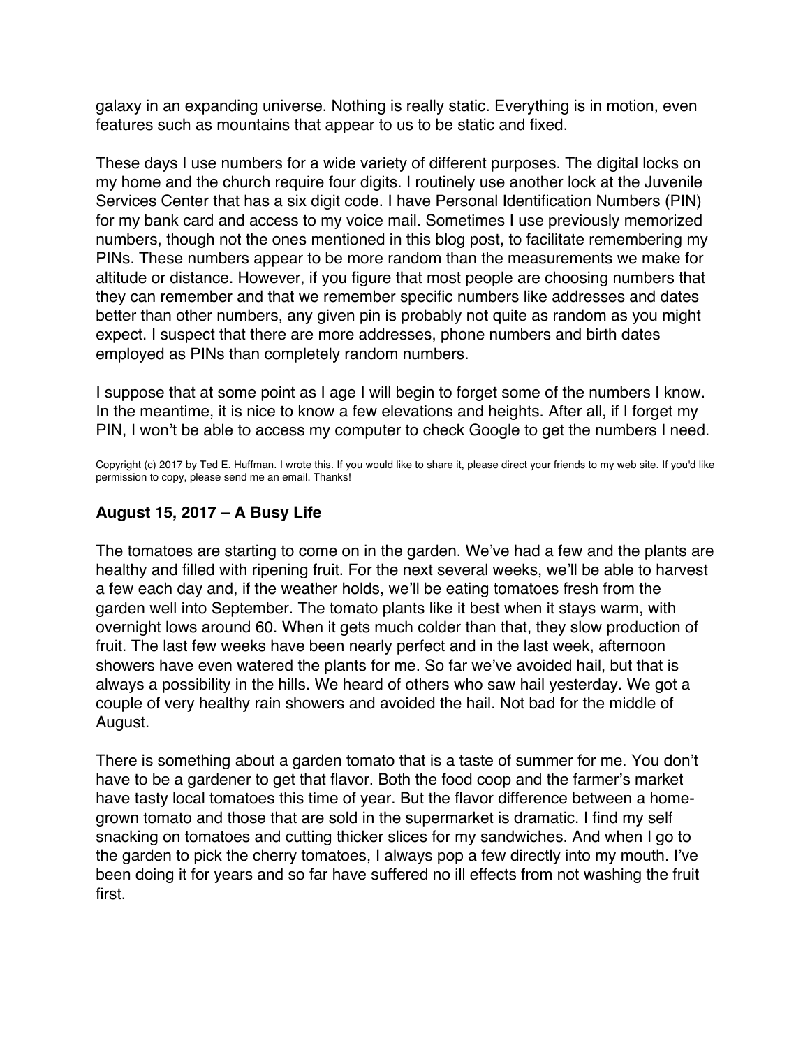galaxy in an expanding universe. Nothing is really static. Everything is in motion, even features such as mountains that appear to us to be static and fixed.

These days I use numbers for a wide variety of different purposes. The digital locks on my home and the church require four digits. I routinely use another lock at the Juvenile Services Center that has a six digit code. I have Personal Identification Numbers (PIN) for my bank card and access to my voice mail. Sometimes I use previously memorized numbers, though not the ones mentioned in this blog post, to facilitate remembering my PINs. These numbers appear to be more random than the measurements we make for altitude or distance. However, if you figure that most people are choosing numbers that they can remember and that we remember specific numbers like addresses and dates better than other numbers, any given pin is probably not quite as random as you might expect. I suspect that there are more addresses, phone numbers and birth dates employed as PINs than completely random numbers.

I suppose that at some point as I age I will begin to forget some of the numbers I know. In the meantime, it is nice to know a few elevations and heights. After all, if I forget my PIN, I won't be able to access my computer to check Google to get the numbers I need.

Copyright (c) 2017 by Ted E. Huffman. I wrote this. If you would like to share it, please direct your friends to my web site. If you'd like permission to copy, please send me an email. Thanks!

### August 15, 2017 – A Busy Life

The tomatoes are starting to come on in the garden. We've had a few and the plants are healthy and filled with ripening fruit. For the next several weeks, we'll be able to harvest a few each day and, if the weather holds, we'll be eating tomatoes fresh from the garden well into September. The tomato plants like it best when it stays warm, with overnight lows around 60. When it gets much colder than that, they slow production of fruit. The last few weeks have been nearly perfect and in the last week, afternoon showers have even watered the plants for me. So far we've avoided hail, but that is always a possibility in the hills. We heard of others who saw hail yesterday. We got a couple of very healthy rain showers and avoided the hail. Not bad for the middle of August.

There is something about a garden tomato that is a taste of summer for me. You don't have to be a gardener to get that flavor. Both the food coop and the farmer's market have tasty local tomatoes this time of year. But the flavor difference between a home-grown tomato and those that are sold in the supermarket is dramatic. I find my self snacking on tomatoes and cutting thicker slices for my sandwiches. And when I go to the garden to pick the cherry tomatoes, I always pop a few directly into my mouth. I've been doing it for years and so far have suffered no ill effects from not washing the fruit first.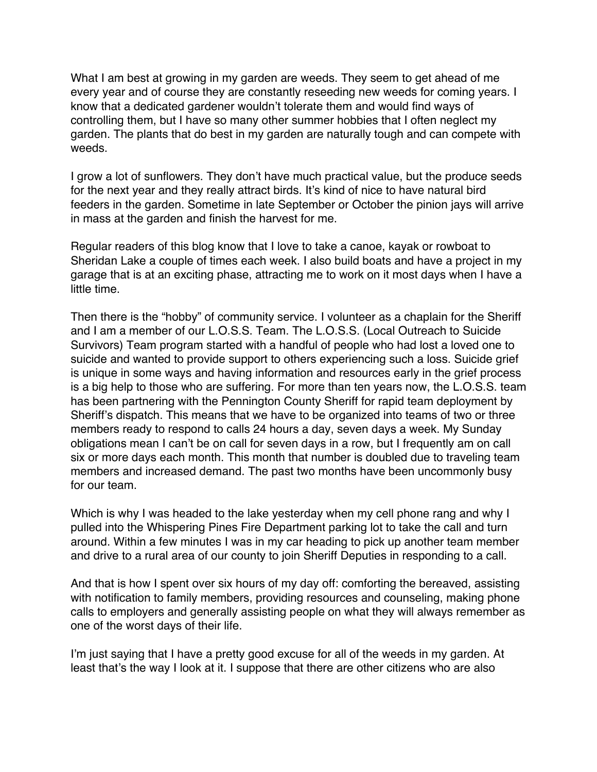What I am best at growing in my garden are weeds. They seem to get ahead of me every year and of course they are constantly reseeding new weeds for coming years. I know that a dedicated gardener wouldn't tolerate them and would find ways of controlling them, but I have so many other summer hobbies that I often neglect my garden. The plants that do best in my garden are naturally tough and can compete with weeds.

I grow a lot of sunflowers. They don't have much practical value, but the produce seeds for the next year and they really attract birds. It's kind of nice to have natural bird feeders in the garden. Sometime in late September or October the pinion jays will arrive in mass at the garden and finish the harvest for me.

Regular readers of this blog know that I love to take a canoe, kayak or rowboat to Sheridan Lake a couple of times each week. I also build boats and have a project in my garage that is at an exciting phase, attracting me to work on it most days when I have a little time.

Then there is the "hobby" of community service. I volunteer as a chaplain for the Sheriff and I am a member of our L.O.S.S. Team. The L.O.S.S. (Local Outreach to Suicide Survivors) Team program started with a handful of people who had lost a loved one to suicide and wanted to provide support to others experiencing such a loss. Suicide grief is unique in some ways and having information and resources early in the grief process is a big help to those who are suffering. For more than ten years now, the L.O.S.S. team has been partnering with the Pennington County Sheriff for rapid team deployment by Sheriff's dispatch. This means that we have to be organized into teams of two or three members ready to respond to calls 24 hours a day, seven days a week. My Sunday obligations mean I can't be on call for seven days in a row, but I frequently am on call six or more days each month. This month that number is doubled due to traveling team members and increased demand. The past two months have been uncommonly busy for our team.

Which is why I was headed to the lake yesterday when my cell phone rang and why I pulled into the Whispering Pines Fire Department parking lot to take the call and turn around. Within a few minutes I was in my car heading to pick up another team member and drive to a rural area of our county to join Sheriff Deputies in responding to a call.

And that is how I spent over six hours of my day off: comforting the bereaved, assisting with notification to family members, providing resources and counseling, making phone calls to employers and generally assisting people on what they will always remember as one of the worst days of their life.

I'm just saying that I have a pretty good excuse for all of the weeds in my garden. At least that's the way I look at it. I suppose that there are other citizens who are also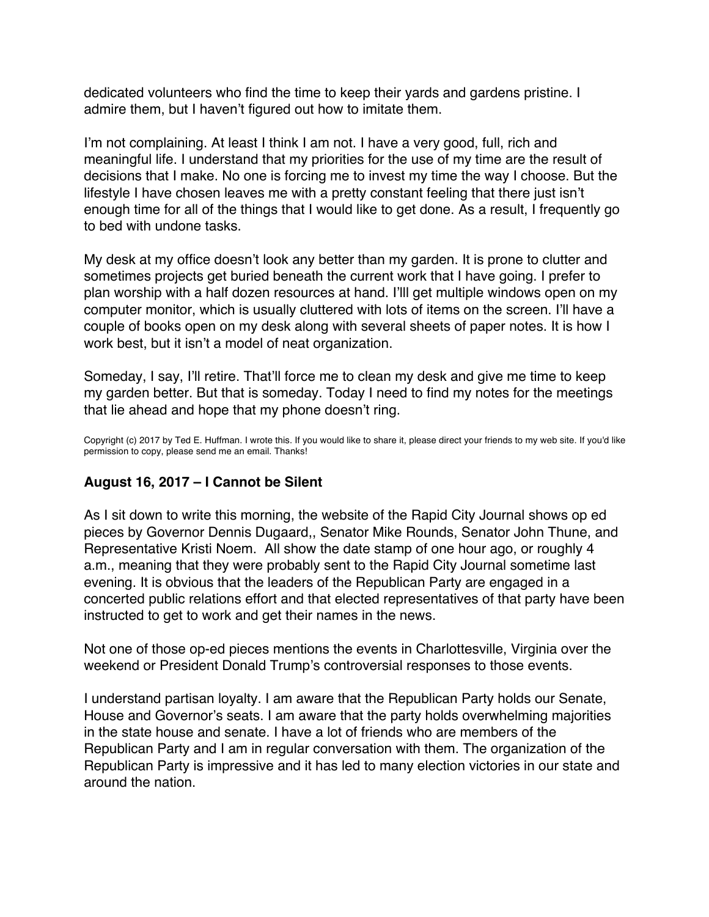dedicated volunteers who find the time to keep their yards and gardens pristine. I admire them, but I haven't figured out how to imitate them.

I'm not complaining. At least I think I am not. I have a very good, full, rich and meaningful life. I understand that my priorities for the use of my time are the result of decisions that I make. No one is forcing me to invest my time the way I choose. But the lifestyle I have chosen leaves me with a pretty constant feeling that there just isn't enough time for all of the things that I would like to get done. As a result, I frequently go to bed with undone tasks.

My desk at my office doesn't look any better than my garden. It is prone to clutter and sometimes projects get buried beneath the current work that I have going. I prefer to plan worship with a half dozen resources at hand. I'lll get multiple windows open on my computer monitor, which is usually cluttered with lots of items on the screen. I'll have a couple of books open on my desk along with several sheets of paper notes. It is how I work best, but it isn't a model of neat organization.

Someday, I say, I'll retire. That'll force me to clean my desk and give me time to keep my garden better. But that is someday. Today I need to find my notes for the meetings that lie ahead and hope that my phone doesn't ring.

Copyright (c) 2017 by Ted E. Huffman. I wrote this. If you would like to share it, please direct your friends to my web site. If you'd like permission to copy, please send me an email. Thanks!

### August 16, 2017 – I Cannot be Silent

As I sit down to write this morning, the website of the Rapid City Journal shows op ed pieces by Governor Dennis Dugaard,, Senator Mike Rounds, Senator John Thune, and Representative Kristi Noem. All show the date stamp of one hour ago, or roughly 4 a.m., meaning that they were probably sent to the Rapid City Journal sometime last evening. It is obvious that the leaders of the Republican Party are engaged in a concerted public relations effort and that elected representatives of that party have been instructed to get to work and get their names in the news.

Not one of those op-ed pieces mentions the events in Charlottesville, Virginia over the weekend or President Donald Trump's controversial responses to those events.

I understand partisan loyalty. I am aware that the Republican Party holds our Senate, House and Governor's seats. I am aware that the party holds overwhelming majorities in the state house and senate. I have a lot of friends who are members of the Republican Party and I am in regular conversation with them. The organization of the Republican Party is impressive and it has led to many election victories in our state and around the nation.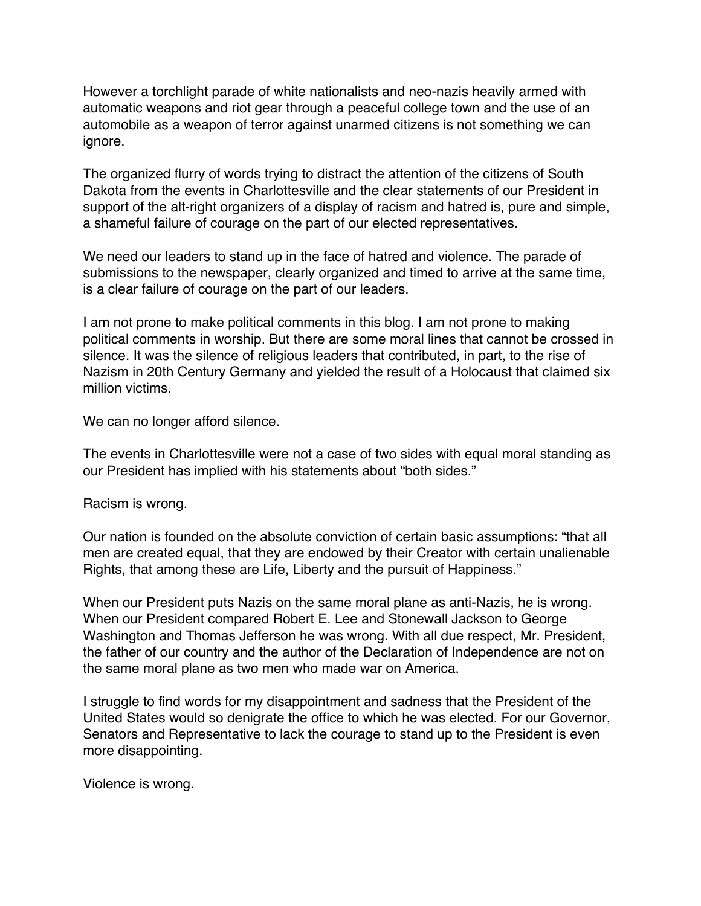However a torchlight parade of white nationalists and neo-nazis heavily armed with automatic weapons and riot gear through a peaceful college town and the use of an automobile as a weapon of terror against unarmed citizens is not something we can ignore.

The organized flurry of words trying to distract the attention of the citizens of South Dakota from the events in Charlottesville and the clear statements of our President in support of the alt-right organizers of a display of racism and hatred is, pure and simple, a shameful failure of courage on the part of our elected representatives.

We need our leaders to stand up in the face of hatred and violence. The parade of submissions to the newspaper, clearly organized and timed to arrive at the same time, is a clear failure of courage on the part of our leaders.

I am not prone to make political comments in this blog. I am not prone to making political comments in worship. But there are some moral lines that cannot be crossed in silence. It was the silence of religious leaders that contributed, in part, to the rise of Nazism in 20th Century Germany and yielded the result of a Holocaust that claimed six million victims.

We can no longer afford silence.

The events in Charlottesville were not a case of two sides with equal moral standing as our President has implied with his statements about "both sides."

Racism is wrong.

Our nation is founded on the absolute conviction of certain basic assumptions: "that all men are created equal, that they are endowed by their Creator with certain unalienable Rights, that among these are Life, Liberty and the pursuit of Happiness."

When our President puts Nazis on the same moral plane as anti-Nazis, he is wrong. When our President compared Robert E. Lee and Stonewall Jackson to George Washington and Thomas Jefferson he was wrong. With all due respect, Mr. President, the father of our country and the author of the Declaration of Independence are not on the same moral plane as two men who made war on America.

I struggle to find words for my disappointment and sadness that the President of the United States would so denigrate the office to which he was elected. For our Governor, Senators and Representative to lack the courage to stand up to the President is even more disappointing.

Violence is wrong.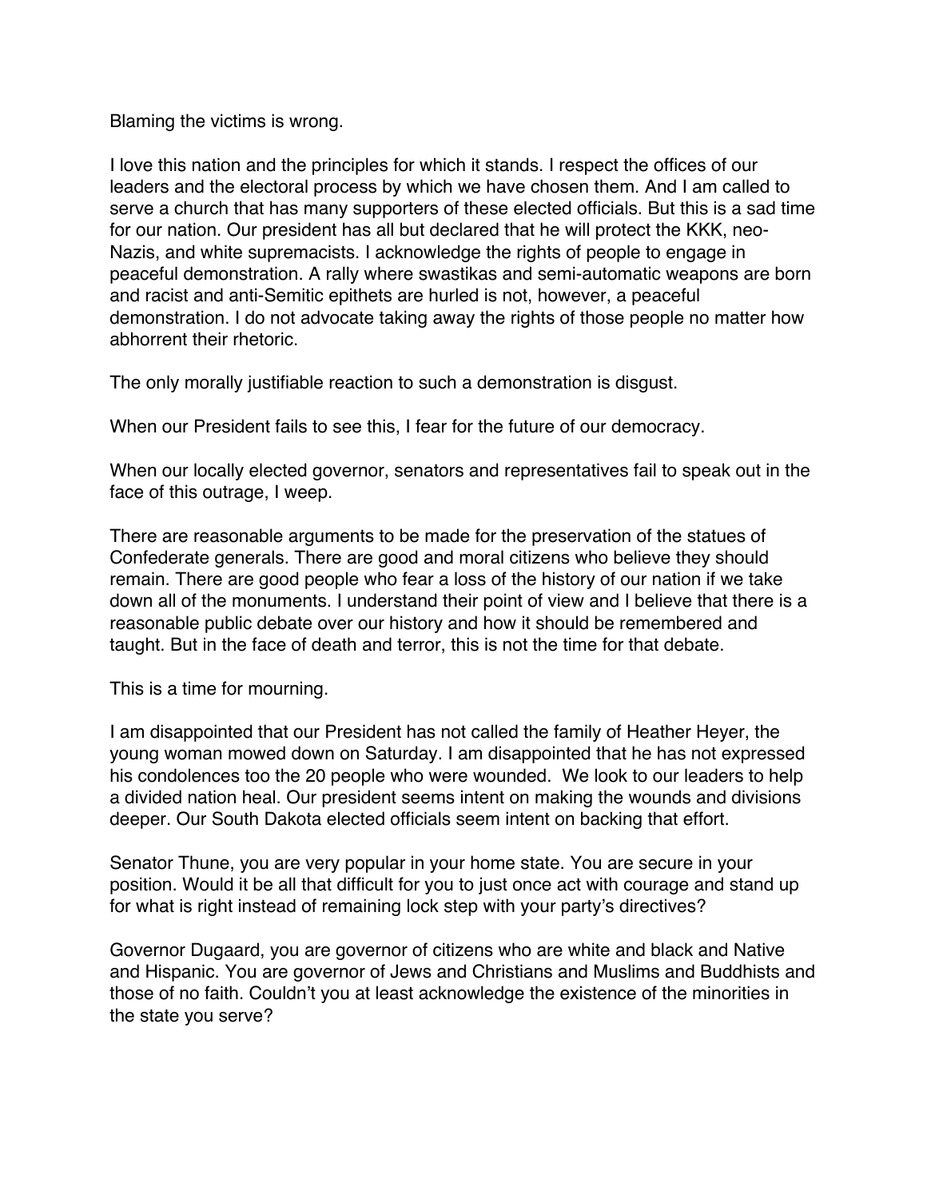Blaming the victims is wrong.

I love this nation and the principles for which it stands. I respect the offices of our leaders and the electoral process by which we have chosen them. And I am called to serve a church that has many supporters of these elected officials. But this is a sad time for our nation. Our president has all but declared that he will protect the KKK, neo-Nazis, and white supremacists. I acknowledge the rights of people to engage in peaceful demonstration. A rally where swastikas and semi-automatic weapons are born and racist and anti-Semitic epithets are hurled is not, however, a peaceful demonstration. I do not advocate taking away the rights of those people no matter how abhorrent their rhetoric.

The only morally justifiable reaction to such a demonstration is disgust.

When our President fails to see this, I fear for the future of our democracy.

When our locally elected governor, senators and representatives fail to speak out in the face of this outrage, I weep.

There are reasonable arguments to be made for the preservation of the statues of Confederate generals. There are good and moral citizens who believe they should remain. There are good people who fear a loss of the history of our nation if we take down all of the monuments. I understand their point of view and I believe that there is a reasonable public debate over our history and how it should be remembered and taught. But in the face of death and terror, this is not the time for that debate.

This is a time for mourning.

I am disappointed that our President has not called the family of Heather Heyer, the young woman mowed down on Saturday. I am disappointed that he has not expressed his condolences too the 20 people who were wounded. We look to our leaders to help a divided nation heal. Our president seems intent on making the wounds and divisions deeper. Our South Dakota elected officials seem intent on backing that effort.

Senator Thune, you are very popular in your home state. You are secure in your position. Would it be all that difficult for you to just once act with courage and stand up for what is right instead of remaining lock step with your party's directives?

Governor Dugaard, you are governor of citizens who are white and black and Native and Hispanic. You are governor of Jews and Christians and Muslims and Buddhists and those of no faith. Couldn't you at least acknowledge the existence of the minorities in the state you serve?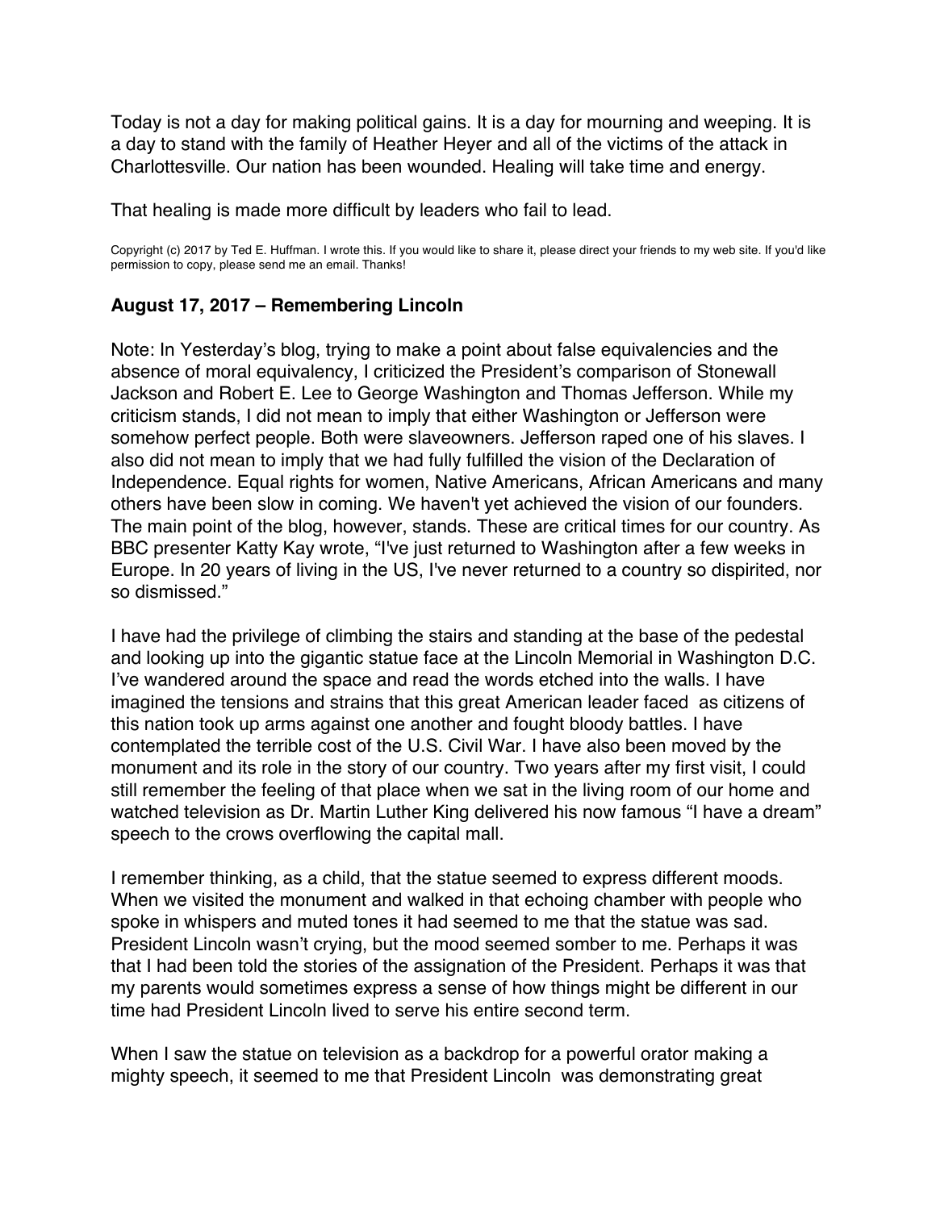Today is not a day for making political gains. It is a day for mourning and weeping. It is a day to stand with the family of Heather Heyer and all of the victims of the attack in Charlottesville. Our nation has been wounded. Healing will take time and energy.

That healing is made more difficult by leaders who fail to lead.

Copyright (c) 2017 by Ted E. Huffman. I wrote this. If you would like to share it, please direct your friends to my web site. If you'd like permission to copy, please send me an email. Thanks!

### August 17, 2017 – Remembering Lincoln

Note: In Yesterday's blog, trying to make a point about false equivalencies and the absence of moral equivalency, I criticized the President's comparison of Stonewall Jackson and Robert E. Lee to George Washington and Thomas Jefferson. While my criticism stands, I did not mean to imply that either Washington or Jefferson were somehow perfect people. Both were slaveowners. Jefferson raped one of his slaves. I also did not mean to imply that we had fully fulfilled the vision of the Declaration of Independence. Equal rights for women, Native Americans, African Americans and many others have been slow in coming. We haven't yet achieved the vision of our founders. The main point of the blog, however, stands. These are critical times for our country. As BBC presenter Katty Kay wrote, "I've just returned to Washington after a few weeks in Europe. In 20 years of living in the US, I've never returned to a country so dispirited, nor so dismissed."

I have had the privilege of climbing the stairs and standing at the base of the pedestal and looking up into the gigantic statue face at the Lincoln Memorial in Washington D.C. I've wandered around the space and read the words etched into the walls. I have imagined the tensions and strains that this great American leader faced as citizens of this nation took up arms against one another and fought bloody battles. I have contemplated the terrible cost of the U.S. Civil War. I have also been moved by the monument and its role in the story of our country. Two years after my first visit, I could still remember the feeling of that place when we sat in the living room of our home and watched television as Dr. Martin Luther King delivered his now famous "I have a dream" speech to the crows overflowing the capital mall.

I remember thinking, as a child, that the statue seemed to express different moods. When we visited the monument and walked in that echoing chamber with people who spoke in whispers and muted tones it had seemed to me that the statue was sad. President Lincoln wasn't crying, but the mood seemed somber to me. Perhaps it was that I had been told the stories of the assignation of the President. Perhaps it was that my parents would sometimes express a sense of how things might be different in our time had President Lincoln lived to serve his entire second term.

When I saw the statue on television as a backdrop for a powerful orator making a mighty speech, it seemed to me that President Lincoln was demonstrating great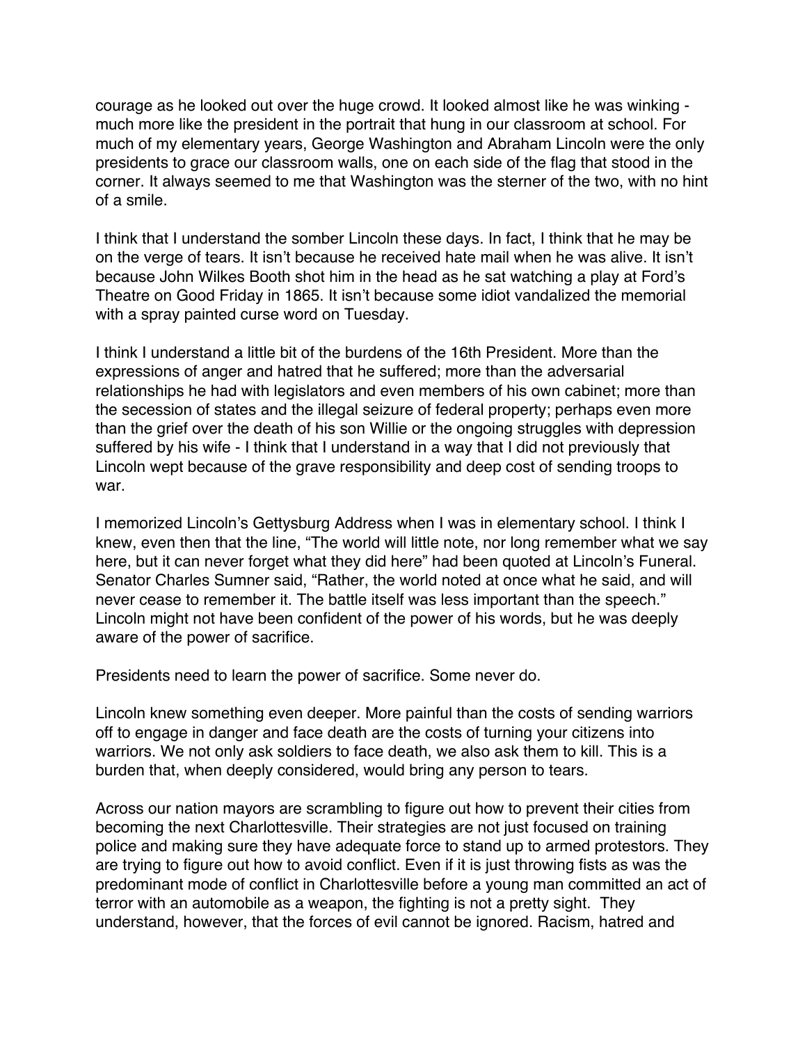courage as he looked out over the huge crowd. It looked almost like he was winking - much more like the president in the portrait that hung in our classroom at school. For much of my elementary years, George Washington and Abraham Lincoln were the only presidents to grace our classroom walls, one on each side of the flag that stood in the corner. It always seemed to me that Washington was the sterner of the two, with no hint of a smile.

I think that I understand the somber Lincoln these days. In fact, I think that he may be on the verge of tears. It isn't because he received hate mail when he was alive. It isn't because John Wilkes Booth shot him in the head as he sat watching a play at Ford's Theatre on Good Friday in 1865. It isn't because some idiot vandalized the memorial with a spray painted curse word on Tuesday.

I think I understand a little bit of the burdens of the 16th President. More than the expressions of anger and hatred that he suffered; more than the adversarial relationships he had with legislators and even members of his own cabinet; more than the secession of states and the illegal seizure of federal property; perhaps even more than the grief over the death of his son Willie or the ongoing struggles with depression suffered by his wife - I think that I understand in a way that I did not previously that Lincoln wept because of the grave responsibility and deep cost of sending troops to war.

I memorized Lincoln's Gettysburg Address when I was in elementary school. I think I knew, even then that the line, "The world will little note, nor long remember what we say here, but it can never forget what they did here" had been quoted at Lincoln's Funeral. Senator Charles Sumner said, "Rather, the world noted at once what he said, and will never cease to remember it. The battle itself was less important than the speech." Lincoln might not have been confident of the power of his words, but he was deeply aware of the power of sacrifice.

Presidents need to learn the power of sacrifice. Some never do.

Lincoln knew something even deeper. More painful than the costs of sending warriors off to engage in danger and face death are the costs of turning your citizens into warriors. We not only ask soldiers to face death, we also ask them to kill. This is a burden that, when deeply considered, would bring any person to tears.

Across our nation mayors are scrambling to figure out how to prevent their cities from becoming the next Charlottesville. Their strategies are not just focused on training police and making sure they have adequate force to stand up to armed protestors. They are trying to figure out how to avoid conflict. Even if it is just throwing fists as was the predominant mode of conflict in Charlottesville before a young man committed an act of terror with an automobile as a weapon, the fighting is not a pretty sight. They understand, however, that the forces of evil cannot be ignored. Racism, hatred and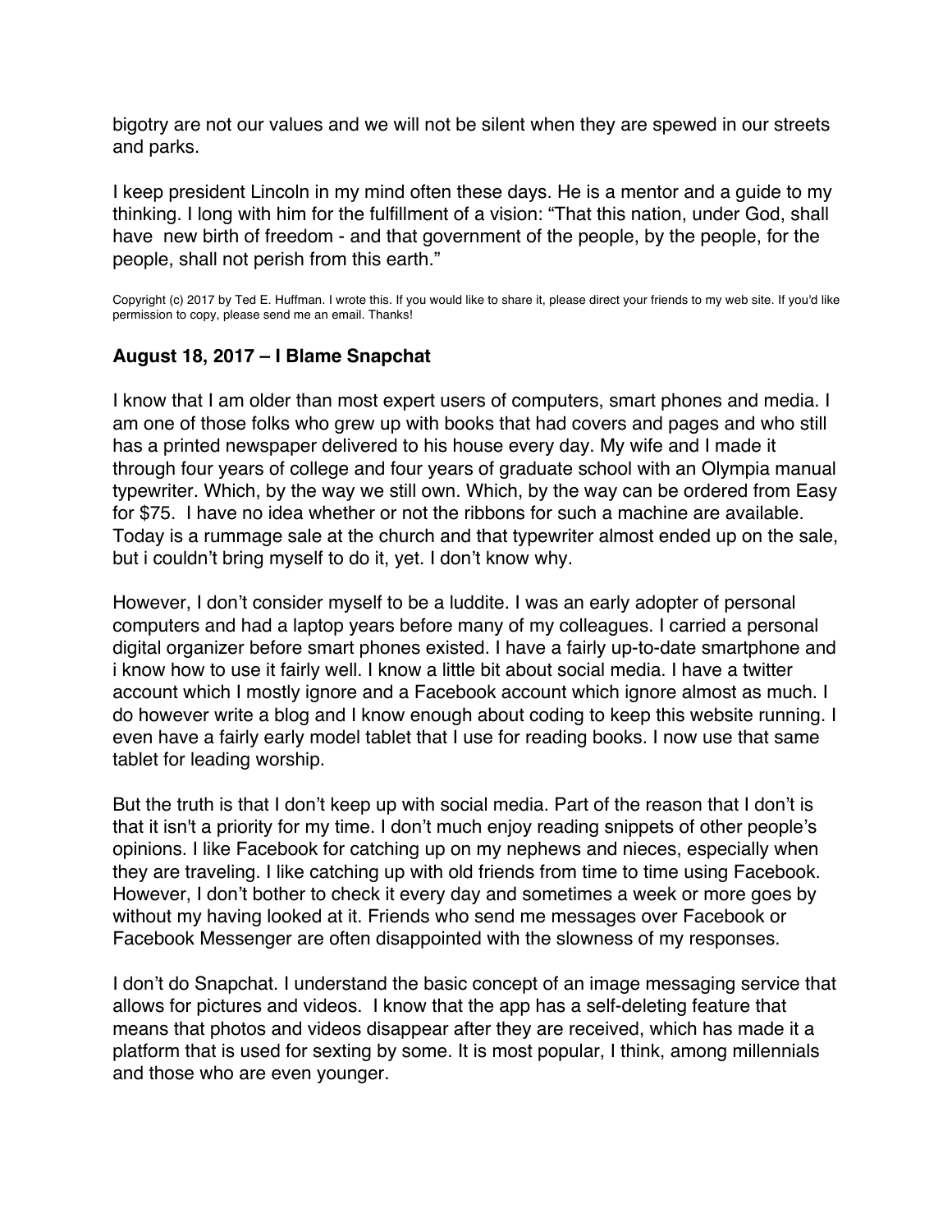bigotry are not our values and we will not be silent when they are spewed in our streets and parks.

I keep president Lincoln in my mind often these days. He is a mentor and a guide to my thinking. I long with him for the fulfillment of a vision: “That this nation, under God, shall have  new birth of freedom - and that government of the people, by the people, for the people, shall not perish from this earth.”

Copyright (c) 2017 by Ted E. Huffman. I wrote this. If you would like to share it, please direct your friends to my web site. If you'd like permission to copy, please send me an email. Thanks!

### August 18, 2017 – I Blame Snapchat

I know that I am older than most expert users of computers, smart phones and media. I am one of those folks who grew up with books that had covers and pages and who still has a printed newspaper delivered to his house every day. My wife and I made it through four years of college and four years of graduate school with an Olympia manual typewriter. Which, by the way we still own. Which, by the way can be ordered from Easy for $75.  I have no idea whether or not the ribbons for such a machine are available. Today is a rummage sale at the church and that typewriter almost ended up on the sale, but i couldn’t bring myself to do it, yet. I don’t know why.

However, I don’t consider myself to be a luddite. I was an early adopter of personal computers and had a laptop years before many of my colleagues. I carried a personal digital organizer before smart phones existed. I have a fairly up-to-date smartphone and i know how to use it fairly well. I know a little bit about social media. I have a twitter account which I mostly ignore and a Facebook account which ignore almost as much. I do however write a blog and I know enough about coding to keep this website running. I even have a fairly early model tablet that I use for reading books. I now use that same tablet for leading worship.

But the truth is that I don’t keep up with social media. Part of the reason that I don’t is that it isn't a priority for my time. I don’t much enjoy reading snippets of other people’s opinions. I like Facebook for catching up on my nephews and nieces, especially when they are traveling. I like catching up with old friends from time to time using Facebook. However, I don’t bother to check it every day and sometimes a week or more goes by without my having looked at it. Friends who send me messages over Facebook or Facebook Messenger are often disappointed with the slowness of my responses.

I don’t do Snapchat. I understand the basic concept of an image messaging service that allows for pictures and videos.  I know that the app has a self-deleting feature that means that photos and videos disappear after they are received, which has made it a platform that is used for sexting by some. It is most popular, I think, among millennials and those who are even younger.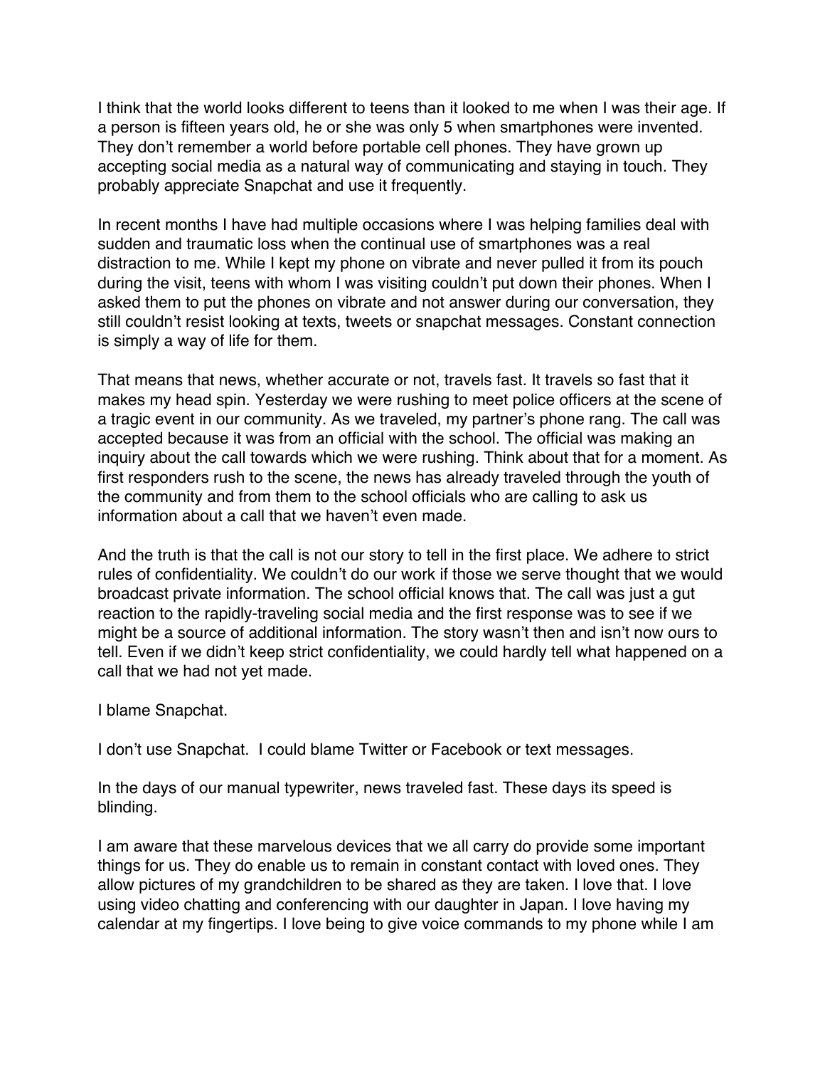I think that the world looks different to teens than it looked to me when I was their age. If a person is fifteen years old, he or she was only 5 when smartphones were invented. They don't remember a world before portable cell phones. They have grown up accepting social media as a natural way of communicating and staying in touch. They probably appreciate Snapchat and use it frequently.

In recent months I have had multiple occasions where I was helping families deal with sudden and traumatic loss when the continual use of smartphones was a real distraction to me. While I kept my phone on vibrate and never pulled it from its pouch during the visit, teens with whom I was visiting couldn't put down their phones. When I asked them to put the phones on vibrate and not answer during our conversation, they still couldn't resist looking at texts, tweets or snapchat messages. Constant connection is simply a way of life for them.

That means that news, whether accurate or not, travels fast. It travels so fast that it makes my head spin. Yesterday we were rushing to meet police officers at the scene of a tragic event in our community. As we traveled, my partner's phone rang. The call was accepted because it was from an official with the school. The official was making an inquiry about the call towards which we were rushing. Think about that for a moment. As first responders rush to the scene, the news has already traveled through the youth of the community and from them to the school officials who are calling to ask us information about a call that we haven't even made.

And the truth is that the call is not our story to tell in the first place. We adhere to strict rules of confidentiality. We couldn't do our work if those we serve thought that we would broadcast private information. The school official knows that. The call was just a gut reaction to the rapidly-traveling social media and the first response was to see if we might be a source of additional information. The story wasn't then and isn't now ours to tell. Even if we didn't keep strict confidentiality, we could hardly tell what happened on a call that we had not yet made.

I blame Snapchat.

I don't use Snapchat. I could blame Twitter or Facebook or text messages.

In the days of our manual typewriter, news traveled fast. These days its speed is blinding.

I am aware that these marvelous devices that we all carry do provide some important things for us. They do enable us to remain in constant contact with loved ones. They allow pictures of my grandchildren to be shared as they are taken. I love that. I love using video chatting and conferencing with our daughter in Japan. I love having my calendar at my fingertips. I love being to give voice commands to my phone while I am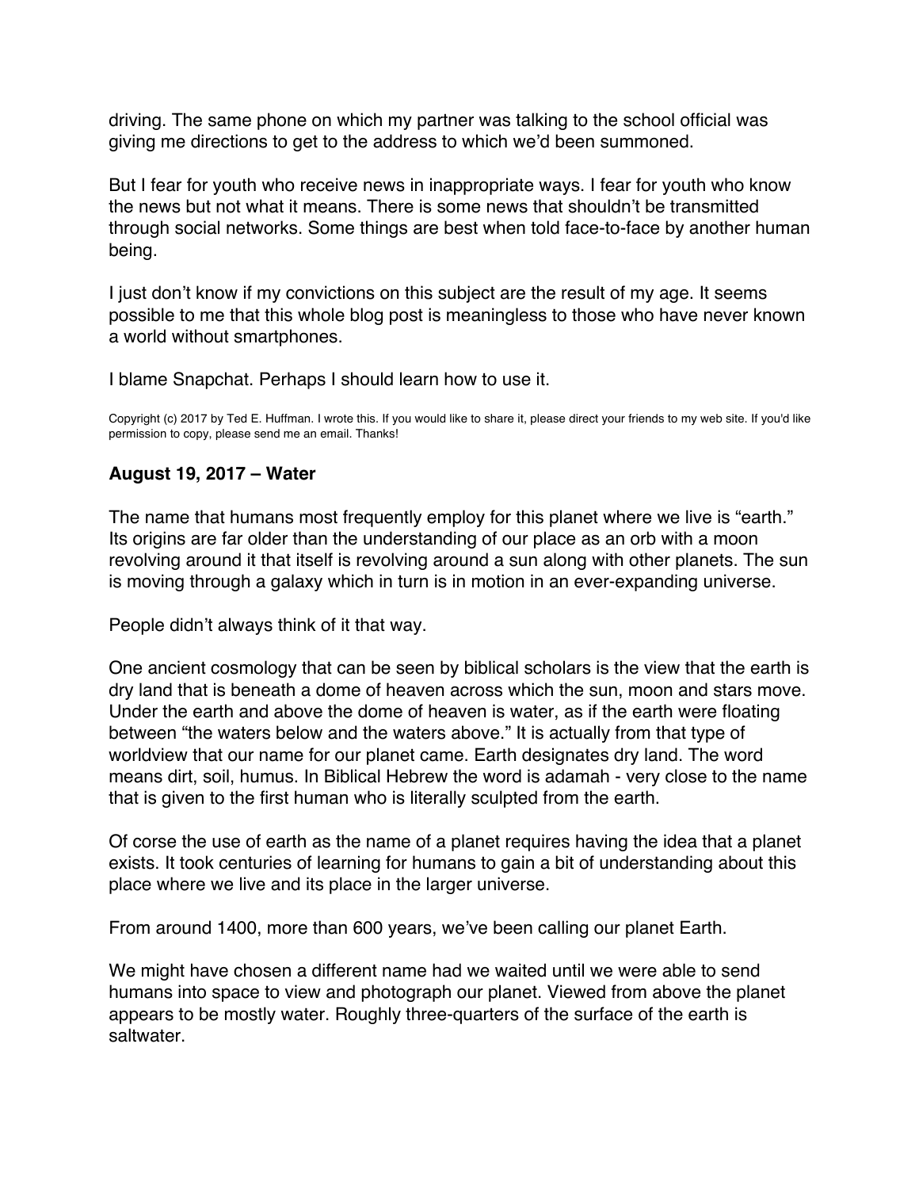driving. The same phone on which my partner was talking to the school official was giving me directions to get to the address to which we'd been summoned.

But I fear for youth who receive news in inappropriate ways. I fear for youth who know the news but not what it means. There is some news that shouldn't be transmitted through social networks. Some things are best when told face-to-face by another human being.

I just don't know if my convictions on this subject are the result of my age. It seems possible to me that this whole blog post is meaningless to those who have never known a world without smartphones.

I blame Snapchat. Perhaps I should learn how to use it.

Copyright (c) 2017 by Ted E. Huffman. I wrote this. If you would like to share it, please direct your friends to my web site. If you'd like permission to copy, please send me an email. Thanks!

### August 19, 2017 – Water

The name that humans most frequently employ for this planet where we live is "earth." Its origins are far older than the understanding of our place as an orb with a moon revolving around it that itself is revolving around a sun along with other planets. The sun is moving through a galaxy which in turn is in motion in an ever-expanding universe.

People didn't always think of it that way.

One ancient cosmology that can be seen by biblical scholars is the view that the earth is dry land that is beneath a dome of heaven across which the sun, moon and stars move. Under the earth and above the dome of heaven is water, as if the earth were floating between "the waters below and the waters above." It is actually from that type of worldview that our name for our planet came. Earth designates dry land. The word means dirt, soil, humus. In Biblical Hebrew the word is adamah - very close to the name that is given to the first human who is literally sculpted from the earth.

Of corse the use of earth as the name of a planet requires having the idea that a planet exists. It took centuries of learning for humans to gain a bit of understanding about this place where we live and its place in the larger universe.

From around 1400, more than 600 years, we've been calling our planet Earth.

We might have chosen a different name had we waited until we were able to send humans into space to view and photograph our planet. Viewed from above the planet appears to be mostly water. Roughly three-quarters of the surface of the earth is saltwater.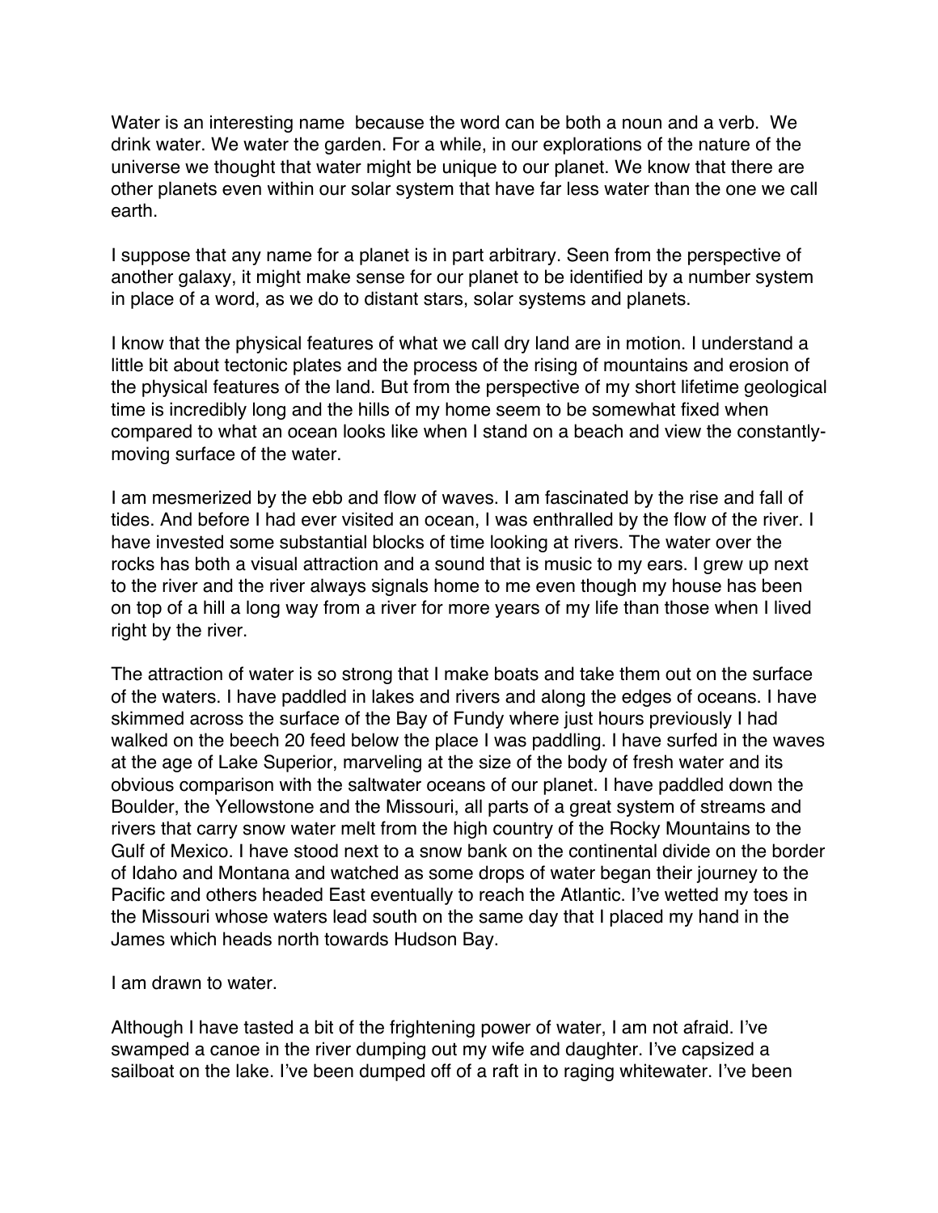Water is an interesting name  because the word can be both a noun and a verb.  We drink water. We water the garden. For a while, in our explorations of the nature of the universe we thought that water might be unique to our planet. We know that there are other planets even within our solar system that have far less water than the one we call earth.

I suppose that any name for a planet is in part arbitrary. Seen from the perspective of another galaxy, it might make sense for our planet to be identified by a number system in place of a word, as we do to distant stars, solar systems and planets.

I know that the physical features of what we call dry land are in motion. I understand a little bit about tectonic plates and the process of the rising of mountains and erosion of the physical features of the land. But from the perspective of my short lifetime geological time is incredibly long and the hills of my home seem to be somewhat fixed when compared to what an ocean looks like when I stand on a beach and view the constantly-moving surface of the water.

I am mesmerized by the ebb and flow of waves. I am fascinated by the rise and fall of tides. And before I had ever visited an ocean, I was enthralled by the flow of the river. I have invested some substantial blocks of time looking at rivers. The water over the rocks has both a visual attraction and a sound that is music to my ears. I grew up next to the river and the river always signals home to me even though my house has been on top of a hill a long way from a river for more years of my life than those when I lived right by the river.

The attraction of water is so strong that I make boats and take them out on the surface of the waters. I have paddled in lakes and rivers and along the edges of oceans. I have skimmed across the surface of the Bay of Fundy where just hours previously I had walked on the beech 20 feed below the place I was paddling. I have surfed in the waves at the age of Lake Superior, marveling at the size of the body of fresh water and its obvious comparison with the saltwater oceans of our planet. I have paddled down the Boulder, the Yellowstone and the Missouri, all parts of a great system of streams and rivers that carry snow water melt from the high country of the Rocky Mountains to the Gulf of Mexico. I have stood next to a snow bank on the continental divide on the border of Idaho and Montana and watched as some drops of water began their journey to the Pacific and others headed East eventually to reach the Atlantic. I've wetted my toes in the Missouri whose waters lead south on the same day that I placed my hand in the James which heads north towards Hudson Bay.

I am drawn to water.

Although I have tasted a bit of the frightening power of water, I am not afraid. I've swamped a canoe in the river dumping out my wife and daughter. I've capsized a sailboat on the lake. I've been dumped off of a raft in to raging whitewater. I've been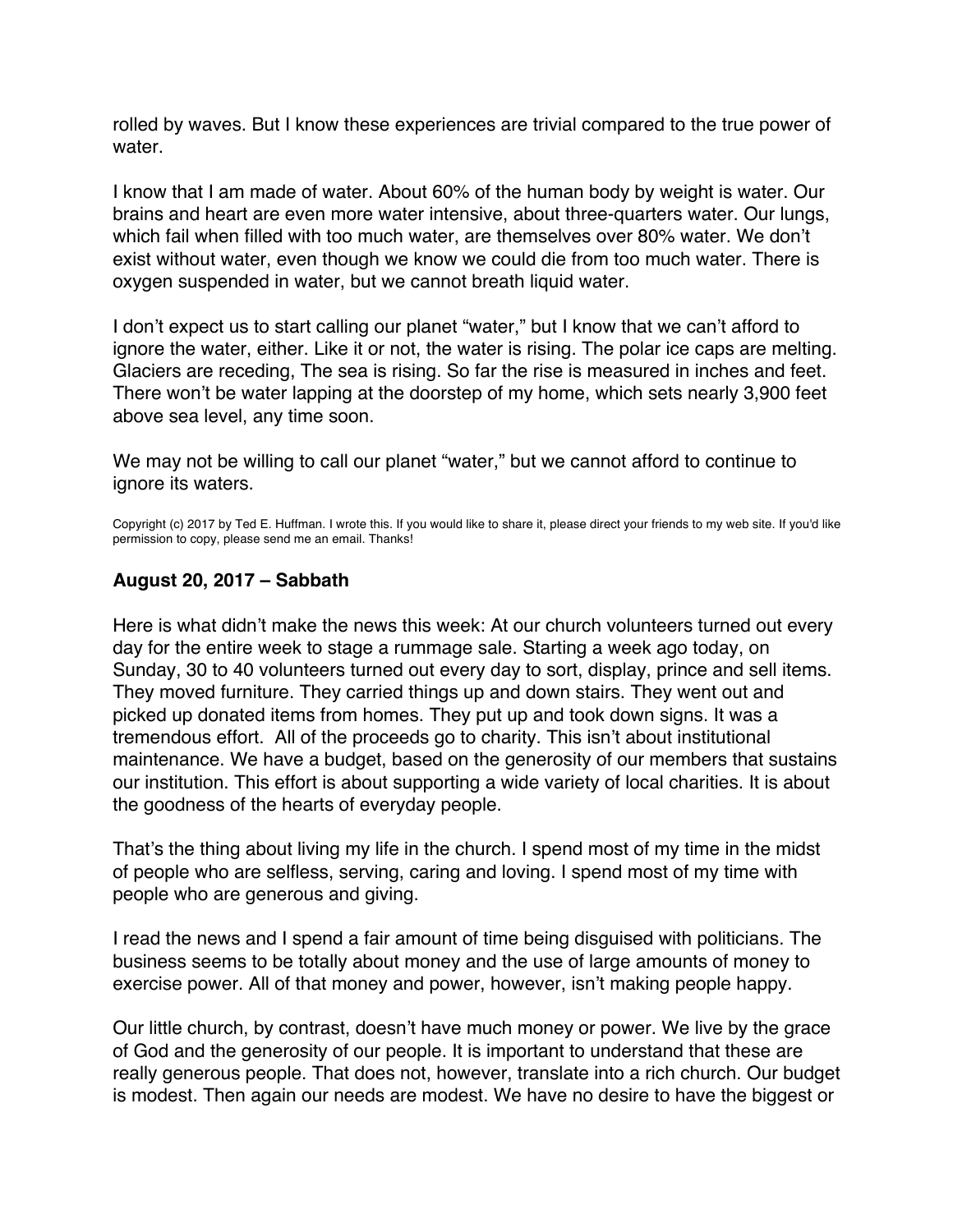rolled by waves. But I know these experiences are trivial compared to the true power of water.

I know that I am made of water. About 60% of the human body by weight is water. Our brains and heart are even more water intensive, about three-quarters water. Our lungs, which fail when filled with too much water, are themselves over 80% water. We don't exist without water, even though we know we could die from too much water. There is oxygen suspended in water, but we cannot breath liquid water.

I don't expect us to start calling our planet "water," but I know that we can't afford to ignore the water, either. Like it or not, the water is rising. The polar ice caps are melting. Glaciers are receding, The sea is rising. So far the rise is measured in inches and feet. There won't be water lapping at the doorstep of my home, which sets nearly 3,900 feet above sea level, any time soon.

We may not be willing to call our planet "water," but we cannot afford to continue to ignore its waters.

Copyright (c) 2017 by Ted E. Huffman. I wrote this. If you would like to share it, please direct your friends to my web site. If you'd like permission to copy, please send me an email. Thanks!

### August 20, 2017 – Sabbath

Here is what didn't make the news this week: At our church volunteers turned out every day for the entire week to stage a rummage sale. Starting a week ago today, on Sunday, 30 to 40 volunteers turned out every day to sort, display, prince and sell items. They moved furniture. They carried things up and down stairs. They went out and picked up donated items from homes. They put up and took down signs. It was a tremendous effort. All of the proceeds go to charity. This isn't about institutional maintenance. We have a budget, based on the generosity of our members that sustains our institution. This effort is about supporting a wide variety of local charities. It is about the goodness of the hearts of everyday people.

That's the thing about living my life in the church. I spend most of my time in the midst of people who are selfless, serving, caring and loving. I spend most of my time with people who are generous and giving.

I read the news and I spend a fair amount of time being disguised with politicians. The business seems to be totally about money and the use of large amounts of money to exercise power. All of that money and power, however, isn't making people happy.

Our little church, by contrast, doesn't have much money or power. We live by the grace of God and the generosity of our people. It is important to understand that these are really generous people. That does not, however, translate into a rich church. Our budget is modest. Then again our needs are modest. We have no desire to have the biggest or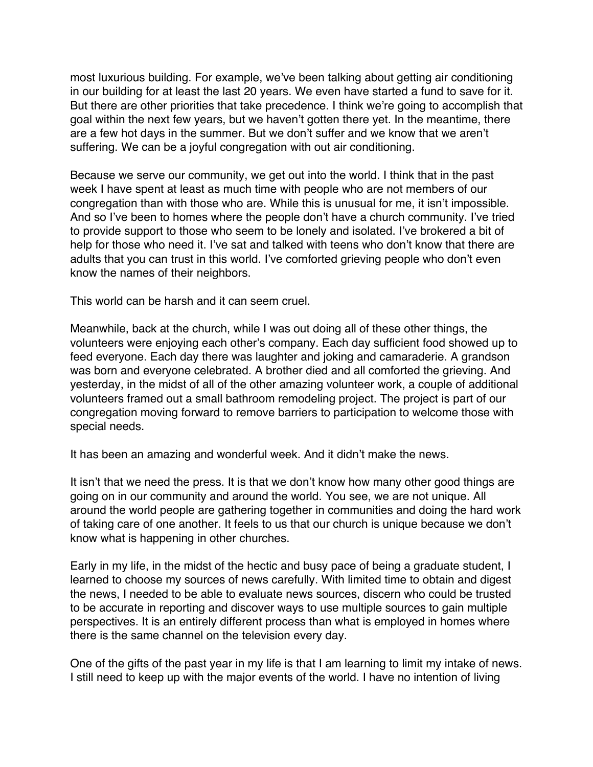most luxurious building. For example, we've been talking about getting air conditioning in our building for at least the last 20 years. We even have started a fund to save for it. But there are other priorities that take precedence. I think we're going to accomplish that goal within the next few years, but we haven't gotten there yet. In the meantime, there are a few hot days in the summer. But we don't suffer and we know that we aren't suffering. We can be a joyful congregation with out air conditioning.

Because we serve our community, we get out into the world. I think that in the past week I have spent at least as much time with people who are not members of our congregation than with those who are. While this is unusual for me, it isn't impossible. And so I've been to homes where the people don't have a church community. I've tried to provide support to those who seem to be lonely and isolated. I've brokered a bit of help for those who need it. I've sat and talked with teens who don't know that there are adults that you can trust in this world. I've comforted grieving people who don't even know the names of their neighbors.

This world can be harsh and it can seem cruel.

Meanwhile, back at the church, while I was out doing all of these other things, the volunteers were enjoying each other's company. Each day sufficient food showed up to feed everyone. Each day there was laughter and joking and camaraderie. A grandson was born and everyone celebrated. A brother died and all comforted the grieving. And yesterday, in the midst of all of the other amazing volunteer work, a couple of additional volunteers framed out a small bathroom remodeling project. The project is part of our congregation moving forward to remove barriers to participation to welcome those with special needs.

It has been an amazing and wonderful week. And it didn't make the news.

It isn't that we need the press. It is that we don't know how many other good things are going on in our community and around the world. You see, we are not unique. All around the world people are gathering together in communities and doing the hard work of taking care of one another. It feels to us that our church is unique because we don't know what is happening in other churches.

Early in my life, in the midst of the hectic and busy pace of being a graduate student, I learned to choose my sources of news carefully. With limited time to obtain and digest the news, I needed to be able to evaluate news sources, discern who could be trusted to be accurate in reporting and discover ways to use multiple sources to gain multiple perspectives. It is an entirely different process than what is employed in homes where there is the same channel on the television every day.

One of the gifts of the past year in my life is that I am learning to limit my intake of news. I still need to keep up with the major events of the world. I have no intention of living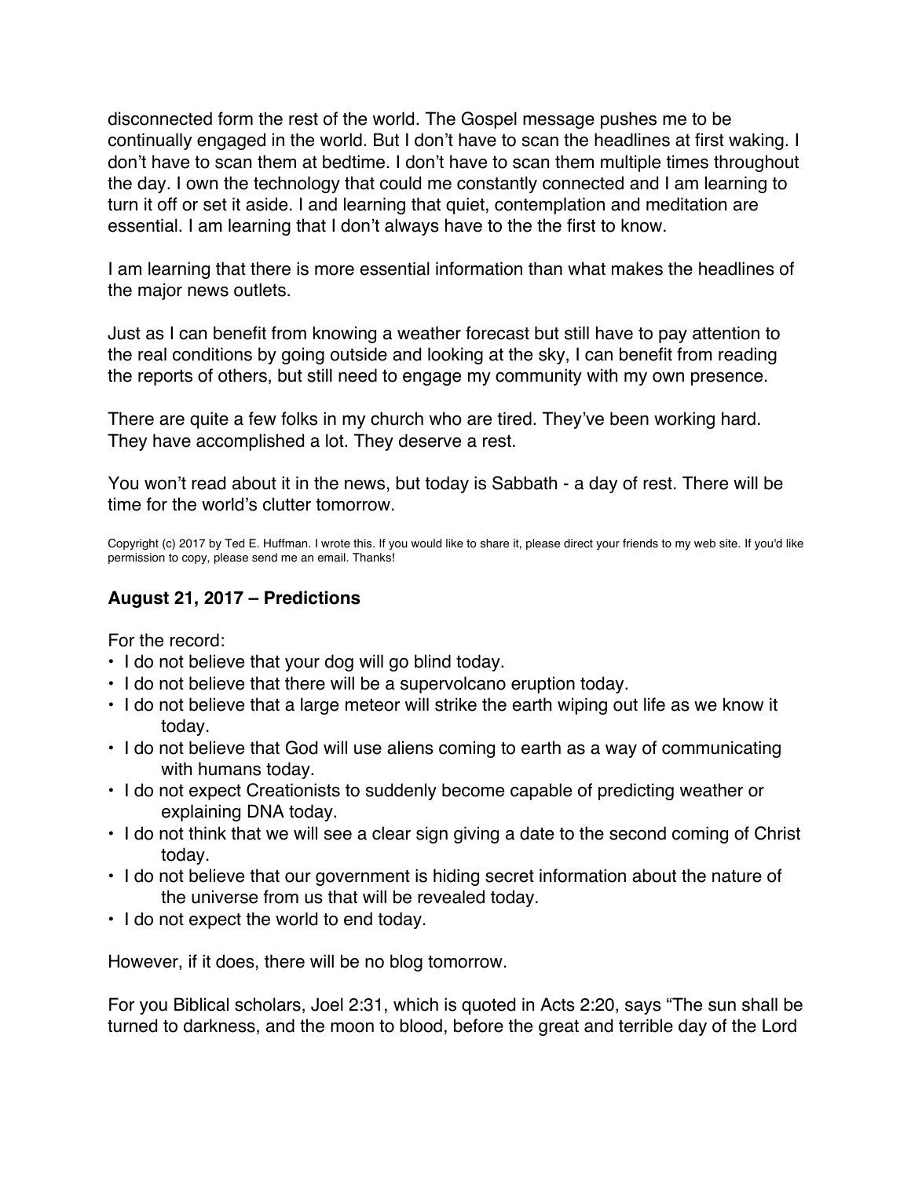disconnected form the rest of the world. The Gospel message pushes me to be continually engaged in the world. But I don't have to scan the headlines at first waking. I don't have to scan them at bedtime. I don't have to scan them multiple times throughout the day. I own the technology that could me constantly connected and I am learning to turn it off or set it aside. I and learning that quiet, contemplation and meditation are essential. I am learning that I don't always have to the the first to know.

I am learning that there is more essential information than what makes the headlines of the major news outlets.

Just as I can benefit from knowing a weather forecast but still have to pay attention to the real conditions by going outside and looking at the sky, I can benefit from reading the reports of others, but still need to engage my community with my own presence.

There are quite a few folks in my church who are tired. They've been working hard. They have accomplished a lot. They deserve a rest.

You won't read about it in the news, but today is Sabbath - a day of rest. There will be time for the world's clutter tomorrow.

Copyright (c) 2017 by Ted E. Huffman. I wrote this. If you would like to share it, please direct your friends to my web site. If you'd like permission to copy, please send me an email. Thanks!

### August 21, 2017 – Predictions

For the record:

- I do not believe that your dog will go blind today.
- I do not believe that there will be a supervolcano eruption today.
- I do not believe that a large meteor will strike the earth wiping out life as we know it today.
- I do not believe that God will use aliens coming to earth as a way of communicating with humans today.
- I do not expect Creationists to suddenly become capable of predicting weather or explaining DNA today.
- I do not think that we will see a clear sign giving a date to the second coming of Christ today.
- I do not believe that our government is hiding secret information about the nature of the universe from us that will be revealed today.
- I do not expect the world to end today.

However, if it does, there will be no blog tomorrow.

For you Biblical scholars, Joel 2:31, which is quoted in Acts 2:20, says "The sun shall be turned to darkness, and the moon to blood, before the great and terrible day of the Lord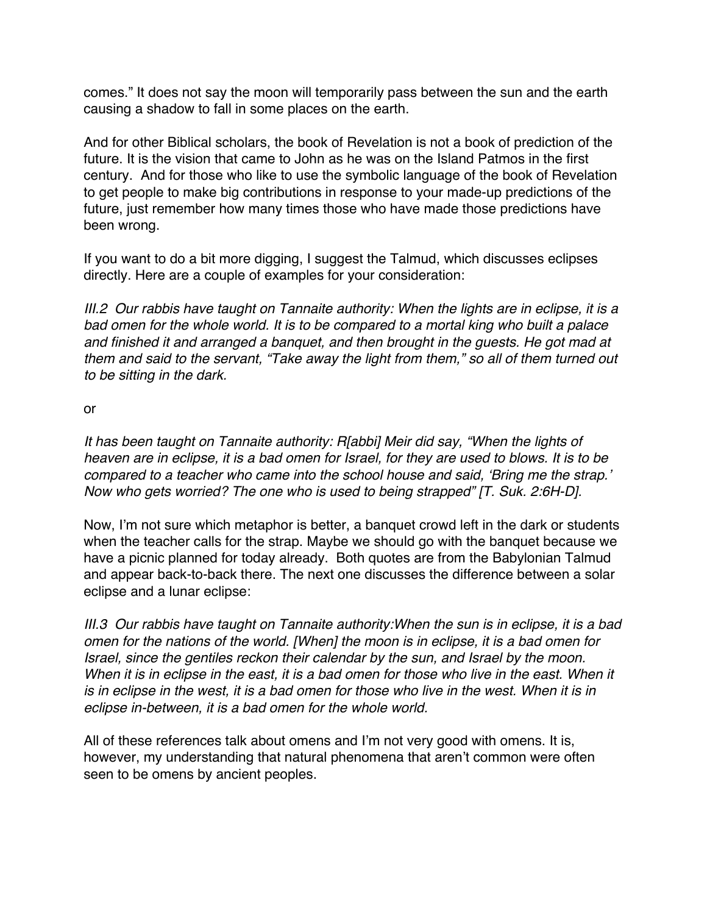comes." It does not say the moon will temporarily pass between the sun and the earth causing a shadow to fall in some places on the earth.

And for other Biblical scholars, the book of Revelation is not a book of prediction of the future. It is the vision that came to John as he was on the Island Patmos in the first century. And for those who like to use the symbolic language of the book of Revelation to get people to make big contributions in response to your made-up predictions of the future, just remember how many times those who have made those predictions have been wrong.

If you want to do a bit more digging, I suggest the Talmud, which discusses eclipses directly. Here are a couple of examples for your consideration:

*III.2 Our rabbis have taught on Tannaite authority: When the lights are in eclipse, it is a bad omen for the whole world. It is to be compared to a mortal king who built a palace and finished it and arranged a banquet, and then brought in the guests. He got mad at them and said to the servant, "Take away the light from them," so all of them turned out to be sitting in the dark.*

or

*It has been taught on Tannaite authority: R[abbi] Meir did say, "When the lights of heaven are in eclipse, it is a bad omen for Israel, for they are used to blows. It is to be compared to a teacher who came into the school house and said, 'Bring me the strap.' Now who gets worried? The one who is used to being strapped" [T. Suk. 2:6H-D].*

Now, I'm not sure which metaphor is better, a banquet crowd left in the dark or students when the teacher calls for the strap. Maybe we should go with the banquet because we have a picnic planned for today already. Both quotes are from the Babylonian Talmud and appear back-to-back there. The next one discusses the difference between a solar eclipse and a lunar eclipse:

*III.3 Our rabbis have taught on Tannaite authority:When the sun is in eclipse, it is a bad omen for the nations of the world. [When] the moon is in eclipse, it is a bad omen for Israel, since the gentiles reckon their calendar by the sun, and Israel by the moon. When it is in eclipse in the east, it is a bad omen for those who live in the east. When it is in eclipse in the west, it is a bad omen for those who live in the west. When it is in eclipse in-between, it is a bad omen for the whole world.*

All of these references talk about omens and I'm not very good with omens. It is, however, my understanding that natural phenomena that aren't common were often seen to be omens by ancient peoples.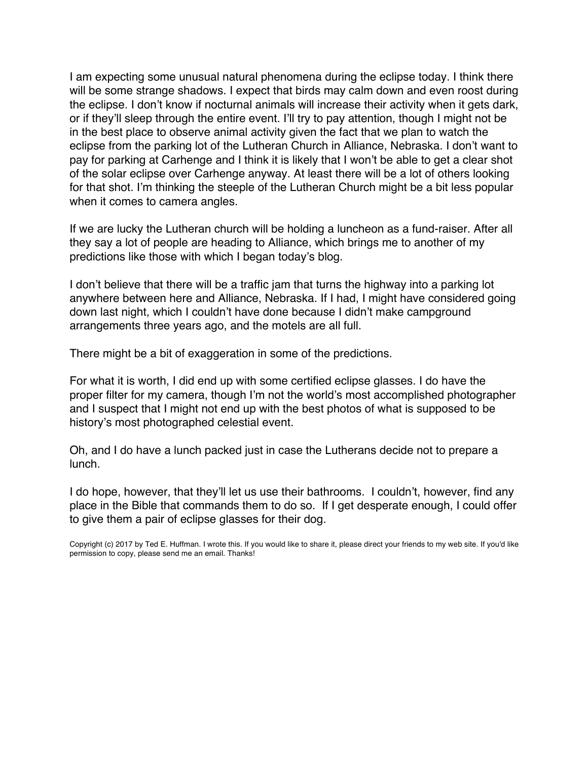I am expecting some unusual natural phenomena during the eclipse today. I think there will be some strange shadows. I expect that birds may calm down and even roost during the eclipse. I don't know if nocturnal animals will increase their activity when it gets dark, or if they'll sleep through the entire event. I'll try to pay attention, though I might not be in the best place to observe animal activity given the fact that we plan to watch the eclipse from the parking lot of the Lutheran Church in Alliance, Nebraska. I don't want to pay for parking at Carhenge and I think it is likely that I won't be able to get a clear shot of the solar eclipse over Carhenge anyway. At least there will be a lot of others looking for that shot. I'm thinking the steeple of the Lutheran Church might be a bit less popular when it comes to camera angles.

If we are lucky the Lutheran church will be holding a luncheon as a fund-raiser. After all they say a lot of people are heading to Alliance, which brings me to another of my predictions like those with which I began today's blog.

I don't believe that there will be a traffic jam that turns the highway into a parking lot anywhere between here and Alliance, Nebraska. If I had, I might have considered going down last night, which I couldn't have done because I didn't make campground arrangements three years ago, and the motels are all full.

There might be a bit of exaggeration in some of the predictions.

For what it is worth, I did end up with some certified eclipse glasses. I do have the proper filter for my camera, though I'm not the world's most accomplished photographer and I suspect that I might not end up with the best photos of what is supposed to be history's most photographed celestial event.

Oh, and I do have a lunch packed just in case the Lutherans decide not to prepare a lunch.

I do hope, however, that they'll let us use their bathrooms. I couldn't, however, find any place in the Bible that commands them to do so. If I get desperate enough, I could offer to give them a pair of eclipse glasses for their dog.

Copyright (c) 2017 by Ted E. Huffman. I wrote this. If you would like to share it, please direct your friends to my web site. If you'd like permission to copy, please send me an email. Thanks!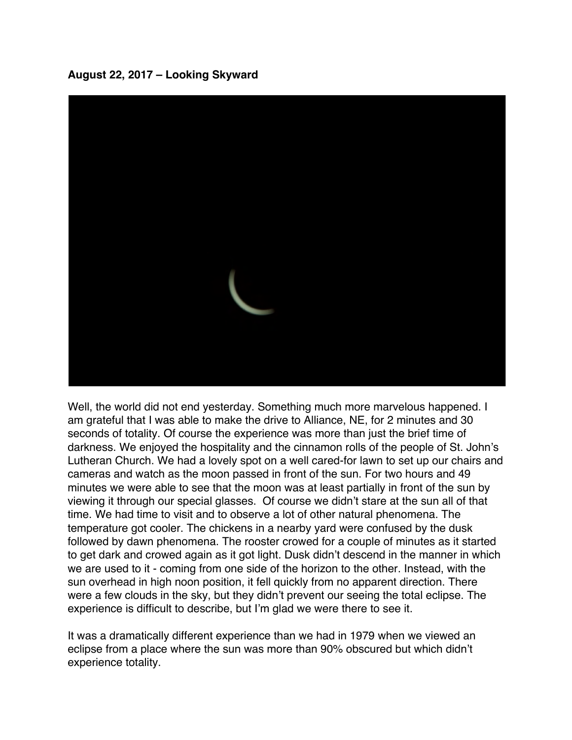**August 22, 2017 – Looking Skyward**

Well, the world did not end yesterday. Something much more marvelous happened. I am grateful that I was able to make the drive to Alliance, NE, for 2 minutes and 30 seconds of totality. Of course the experience was more than just the brief time of darkness. We enjoyed the hospitality and the cinnamon rolls of the people of St. John's Lutheran Church. We had a lovely spot on a well cared-for lawn to set up our chairs and cameras and watch as the moon passed in front of the sun. For two hours and 49 minutes we were able to see that the moon was at least partially in front of the sun by viewing it through our special glasses. Of course we didn't stare at the sun all of that time. We had time to visit and to observe a lot of other natural phenomena. The temperature got cooler. The chickens in a nearby yard were confused by the dusk followed by dawn phenomena. The rooster crowed for a couple of minutes as it started to get dark and crowed again as it got light. Dusk didn't descend in the manner in which we are used to it - coming from one side of the horizon to the other. Instead, with the sun overhead in high noon position, it fell quickly from no apparent direction. There were a few clouds in the sky, but they didn't prevent our seeing the total eclipse. The experience is difficult to describe, but I'm glad we were there to see it.

It was a dramatically different experience than we had in 1979 when we viewed an eclipse from a place where the sun was more than 90% obscured but which didn't experience totality.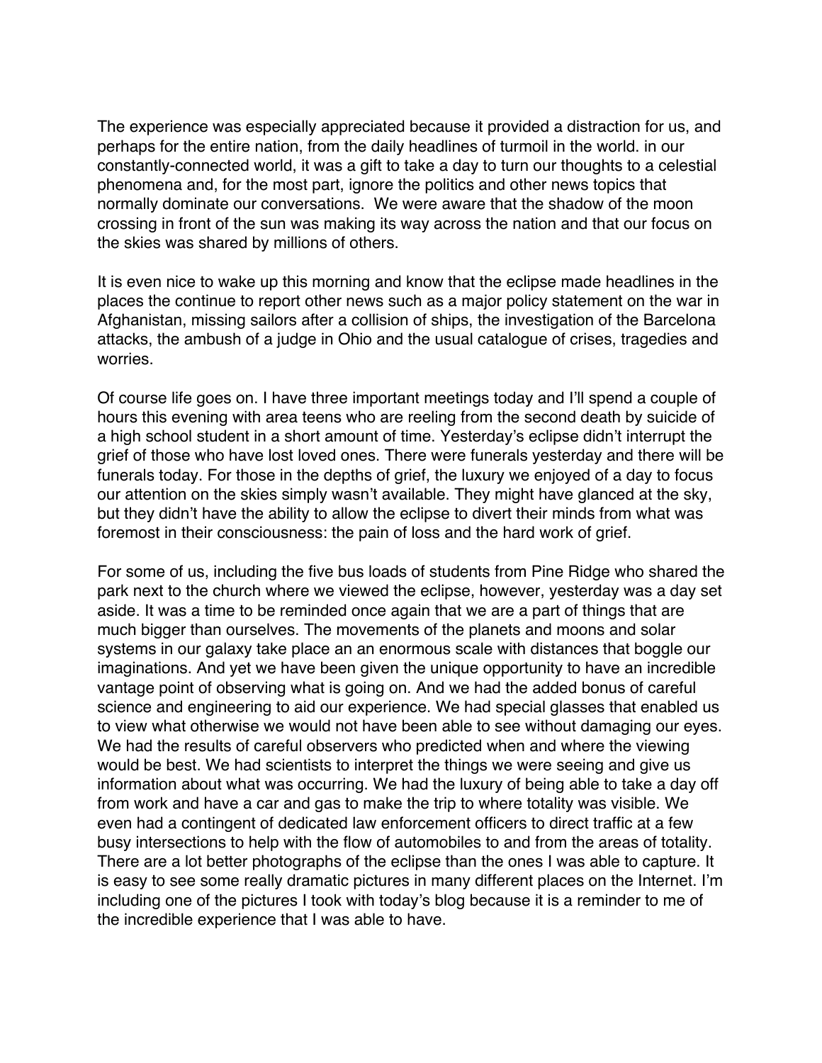The experience was especially appreciated because it provided a distraction for us, and perhaps for the entire nation, from the daily headlines of turmoil in the world. in our constantly-connected world, it was a gift to take a day to turn our thoughts to a celestial phenomena and, for the most part, ignore the politics and other news topics that normally dominate our conversations. We were aware that the shadow of the moon crossing in front of the sun was making its way across the nation and that our focus on the skies was shared by millions of others.

It is even nice to wake up this morning and know that the eclipse made headlines in the places the continue to report other news such as a major policy statement on the war in Afghanistan, missing sailors after a collision of ships, the investigation of the Barcelona attacks, the ambush of a judge in Ohio and the usual catalogue of crises, tragedies and worries.

Of course life goes on. I have three important meetings today and I'll spend a couple of hours this evening with area teens who are reeling from the second death by suicide of a high school student in a short amount of time. Yesterday's eclipse didn't interrupt the grief of those who have lost loved ones. There were funerals yesterday and there will be funerals today. For those in the depths of grief, the luxury we enjoyed of a day to focus our attention on the skies simply wasn't available. They might have glanced at the sky, but they didn't have the ability to allow the eclipse to divert their minds from what was foremost in their consciousness: the pain of loss and the hard work of grief.

For some of us, including the five bus loads of students from Pine Ridge who shared the park next to the church where we viewed the eclipse, however, yesterday was a day set aside. It was a time to be reminded once again that we are a part of things that are much bigger than ourselves. The movements of the planets and moons and solar systems in our galaxy take place an an enormous scale with distances that boggle our imaginations. And yet we have been given the unique opportunity to have an incredible vantage point of observing what is going on. And we had the added bonus of careful science and engineering to aid our experience. We had special glasses that enabled us to view what otherwise we would not have been able to see without damaging our eyes. We had the results of careful observers who predicted when and where the viewing would be best. We had scientists to interpret the things we were seeing and give us information about what was occurring. We had the luxury of being able to take a day off from work and have a car and gas to make the trip to where totality was visible. We even had a contingent of dedicated law enforcement officers to direct traffic at a few busy intersections to help with the flow of automobiles to and from the areas of totality. There are a lot better photographs of the eclipse than the ones I was able to capture. It is easy to see some really dramatic pictures in many different places on the Internet. I'm including one of the pictures I took with today's blog because it is a reminder to me of the incredible experience that I was able to have.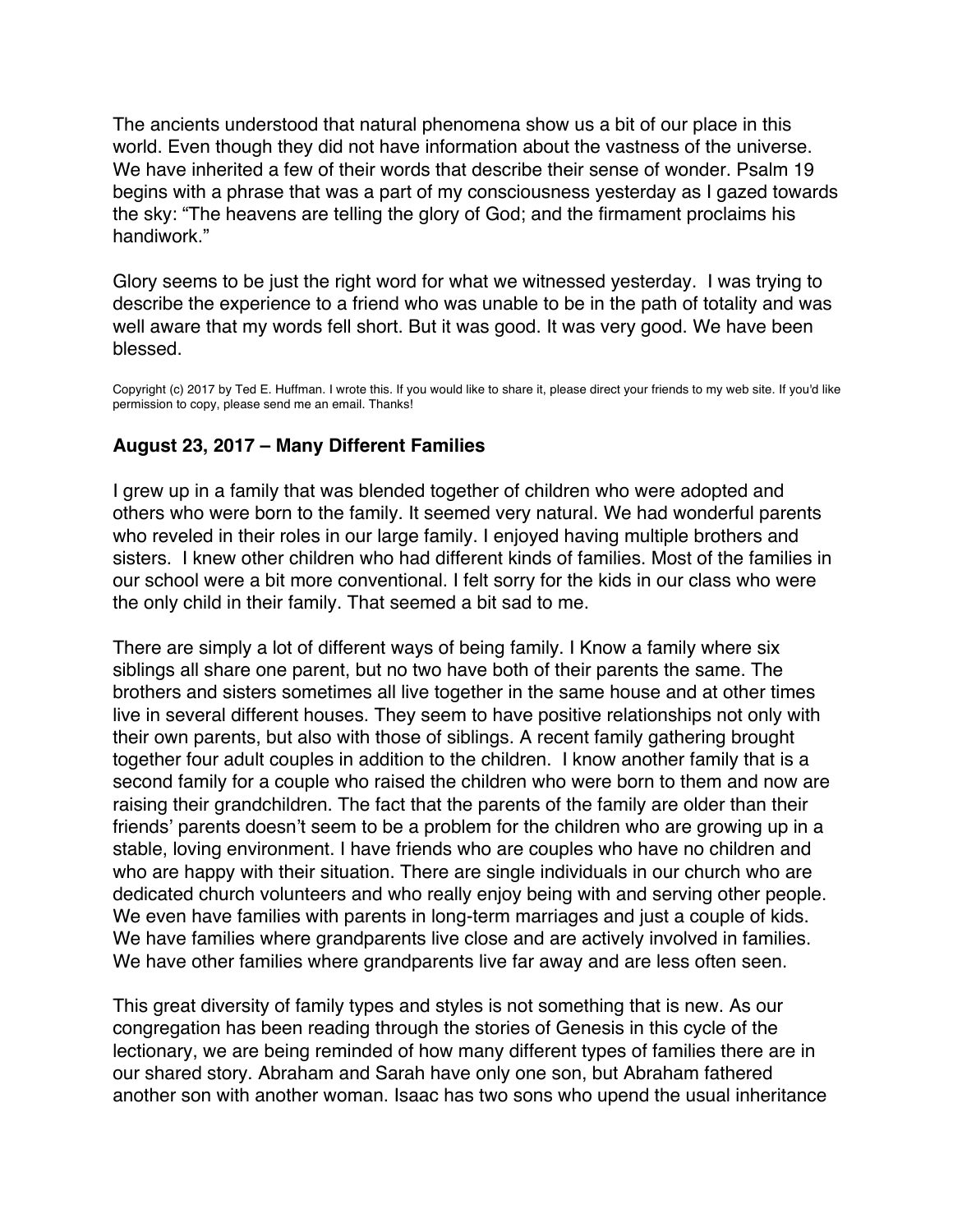The ancients understood that natural phenomena show us a bit of our place in this world. Even though they did not have information about the vastness of the universe. We have inherited a few of their words that describe their sense of wonder. Psalm 19 begins with a phrase that was a part of my consciousness yesterday as I gazed towards the sky: "The heavens are telling the glory of God; and the firmament proclaims his handiwork."

Glory seems to be just the right word for what we witnessed yesterday.  I was trying to describe the experience to a friend who was unable to be in the path of totality and was well aware that my words fell short. But it was good. It was very good. We have been blessed.

Copyright (c) 2017 by Ted E. Huffman. I wrote this. If you would like to share it, please direct your friends to my web site. If you'd like permission to copy, please send me an email. Thanks!

### August 23, 2017 – Many Different Families

I grew up in a family that was blended together of children who were adopted and others who were born to the family. It seemed very natural. We had wonderful parents who reveled in their roles in our large family. I enjoyed having multiple brothers and sisters.  I knew other children who had different kinds of families. Most of the families in our school were a bit more conventional. I felt sorry for the kids in our class who were the only child in their family. That seemed a bit sad to me.

There are simply a lot of different ways of being family. I Know a family where six siblings all share one parent, but no two have both of their parents the same. The brothers and sisters sometimes all live together in the same house and at other times live in several different houses. They seem to have positive relationships not only with their own parents, but also with those of siblings. A recent family gathering brought together four adult couples in addition to the children.  I know another family that is a second family for a couple who raised the children who were born to them and now are raising their grandchildren. The fact that the parents of the family are older than their friends' parents doesn't seem to be a problem for the children who are growing up in a stable, loving environment. I have friends who are couples who have no children and who are happy with their situation. There are single individuals in our church who are dedicated church volunteers and who really enjoy being with and serving other people. We even have families with parents in long-term marriages and just a couple of kids. We have families where grandparents live close and are actively involved in families. We have other families where grandparents live far away and are less often seen.

This great diversity of family types and styles is not something that is new. As our congregation has been reading through the stories of Genesis in this cycle of the lectionary, we are being reminded of how many different types of families there are in our shared story. Abraham and Sarah have only one son, but Abraham fathered another son with another woman. Isaac has two sons who upend the usual inheritance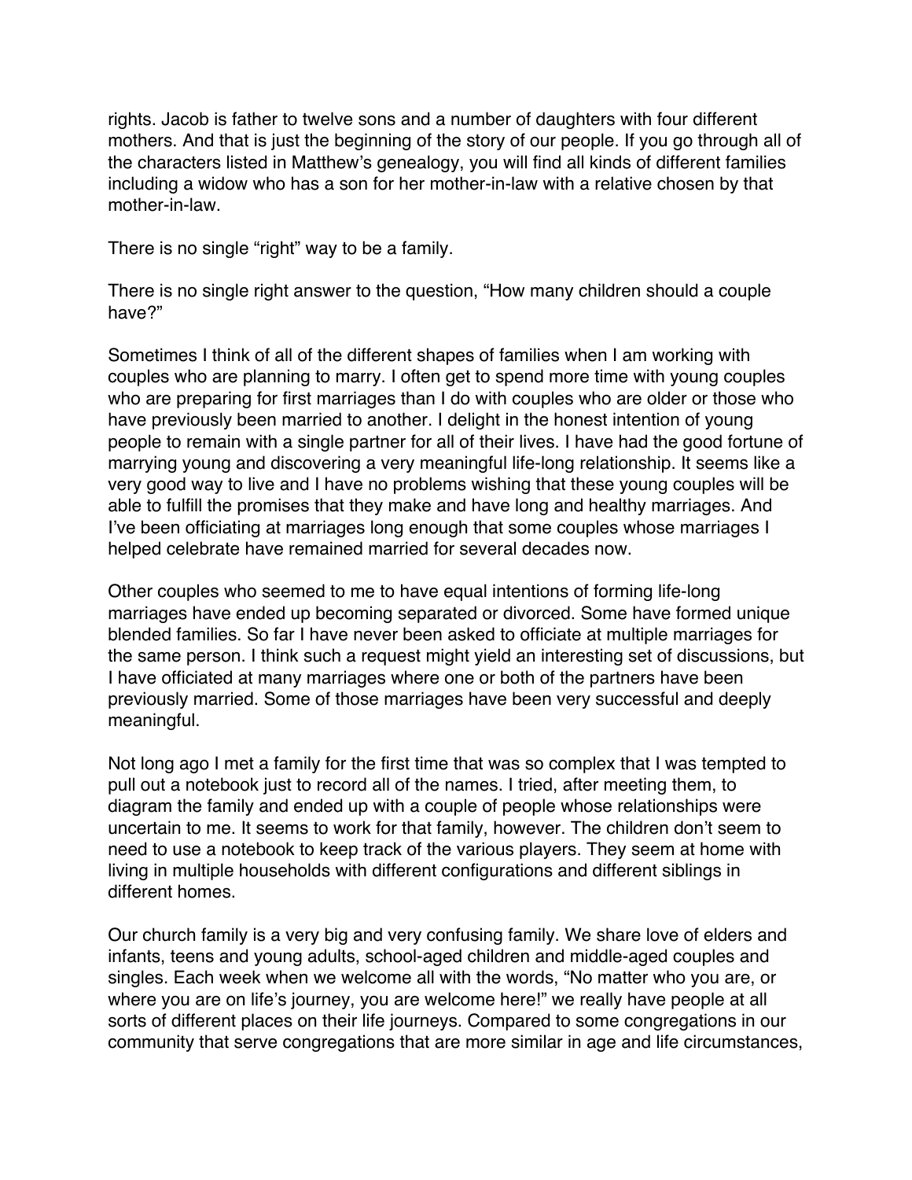rights. Jacob is father to twelve sons and a number of daughters with four different mothers. And that is just the beginning of the story of our people. If you go through all of the characters listed in Matthew's genealogy, you will find all kinds of different families including a widow who has a son for her mother-in-law with a relative chosen by that mother-in-law.

There is no single "right" way to be a family.

There is no single right answer to the question, "How many children should a couple have?"

Sometimes I think of all of the different shapes of families when I am working with couples who are planning to marry. I often get to spend more time with young couples who are preparing for first marriages than I do with couples who are older or those who have previously been married to another. I delight in the honest intention of young people to remain with a single partner for all of their lives. I have had the good fortune of marrying young and discovering a very meaningful life-long relationship. It seems like a very good way to live and I have no problems wishing that these young couples will be able to fulfill the promises that they make and have long and healthy marriages. And I've been officiating at marriages long enough that some couples whose marriages I helped celebrate have remained married for several decades now.

Other couples who seemed to me to have equal intentions of forming life-long marriages have ended up becoming separated or divorced. Some have formed unique blended families. So far I have never been asked to officiate at multiple marriages for the same person. I think such a request might yield an interesting set of discussions, but I have officiated at many marriages where one or both of the partners have been previously married. Some of those marriages have been very successful and deeply meaningful.

Not long ago I met a family for the first time that was so complex that I was tempted to pull out a notebook just to record all of the names. I tried, after meeting them, to diagram the family and ended up with a couple of people whose relationships were uncertain to me. It seems to work for that family, however. The children don't seem to need to use a notebook to keep track of the various players. They seem at home with living in multiple households with different configurations and different siblings in different homes.

Our church family is a very big and very confusing family. We share love of elders and infants, teens and young adults, school-aged children and middle-aged couples and singles. Each week when we welcome all with the words, "No matter who you are, or where you are on life's journey, you are welcome here!" we really have people at all sorts of different places on their life journeys. Compared to some congregations in our community that serve congregations that are more similar in age and life circumstances,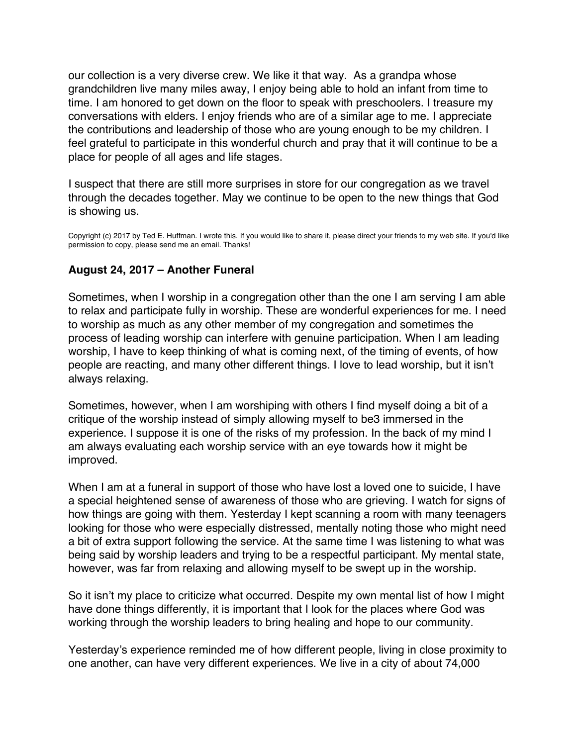our collection is a very diverse crew. We like it that way. As a grandpa whose grandchildren live many miles away, I enjoy being able to hold an infant from time to time. I am honored to get down on the floor to speak with preschoolers. I treasure my conversations with elders. I enjoy friends who are of a similar age to me. I appreciate the contributions and leadership of those who are young enough to be my children. I feel grateful to participate in this wonderful church and pray that it will continue to be a place for people of all ages and life stages.

I suspect that there are still more surprises in store for our congregation as we travel through the decades together. May we continue to be open to the new things that God is showing us.

Copyright (c) 2017 by Ted E. Huffman. I wrote this. If you would like to share it, please direct your friends to my web site. If you'd like permission to copy, please send me an email. Thanks!

### August 24, 2017 – Another Funeral

Sometimes, when I worship in a congregation other than the one I am serving I am able to relax and participate fully in worship. These are wonderful experiences for me. I need to worship as much as any other member of my congregation and sometimes the process of leading worship can interfere with genuine participation. When I am leading worship, I have to keep thinking of what is coming next, of the timing of events, of how people are reacting, and many other different things. I love to lead worship, but it isn't always relaxing.

Sometimes, however, when I am worshiping with others I find myself doing a bit of a critique of the worship instead of simply allowing myself to be3 immersed in the experience. I suppose it is one of the risks of my profession. In the back of my mind I am always evaluating each worship service with an eye towards how it might be improved.

When I am at a funeral in support of those who have lost a loved one to suicide, I have a special heightened sense of awareness of those who are grieving. I watch for signs of how things are going with them. Yesterday I kept scanning a room with many teenagers looking for those who were especially distressed, mentally noting those who might need a bit of extra support following the service. At the same time I was listening to what was being said by worship leaders and trying to be a respectful participant. My mental state, however, was far from relaxing and allowing myself to be swept up in the worship.

So it isn't my place to criticize what occurred. Despite my own mental list of how I might have done things differently, it is important that I look for the places where God was working through the worship leaders to bring healing and hope to our community.

Yesterday's experience reminded me of how different people, living in close proximity to one another, can have very different experiences. We live in a city of about 74,000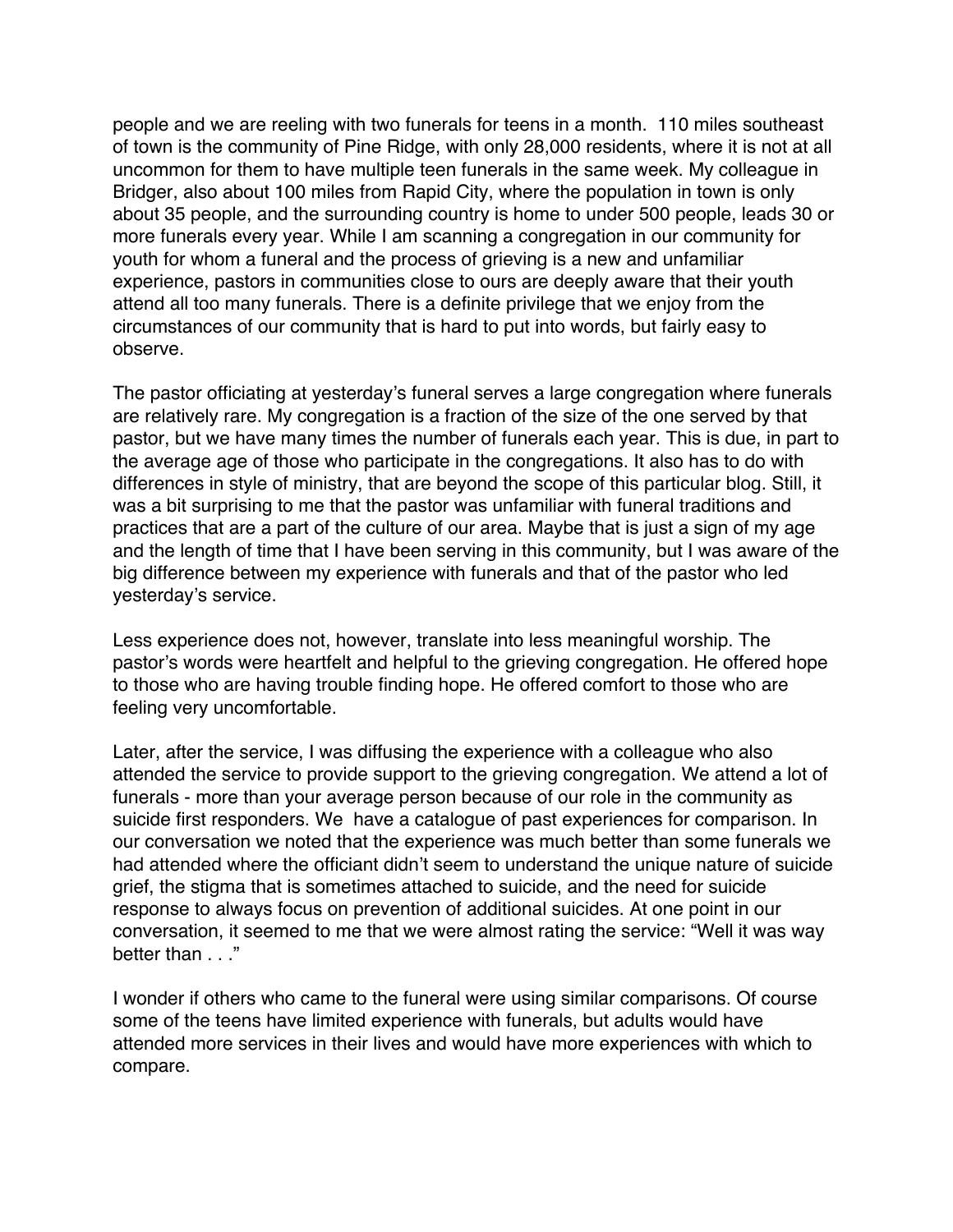people and we are reeling with two funerals for teens in a month.  110 miles southeast of town is the community of Pine Ridge, with only 28,000 residents, where it is not at all uncommon for them to have multiple teen funerals in the same week. My colleague in Bridger, also about 100 miles from Rapid City, where the population in town is only about 35 people, and the surrounding country is home to under 500 people, leads 30 or more funerals every year. While I am scanning a congregation in our community for youth for whom a funeral and the process of grieving is a new and unfamiliar experience, pastors in communities close to ours are deeply aware that their youth attend all too many funerals. There is a definite privilege that we enjoy from the circumstances of our community that is hard to put into words, but fairly easy to observe.

The pastor officiating at yesterday's funeral serves a large congregation where funerals are relatively rare. My congregation is a fraction of the size of the one served by that pastor, but we have many times the number of funerals each year. This is due, in part to the average age of those who participate in the congregations. It also has to do with differences in style of ministry, that are beyond the scope of this particular blog. Still, it was a bit surprising to me that the pastor was unfamiliar with funeral traditions and practices that are a part of the culture of our area. Maybe that is just a sign of my age and the length of time that I have been serving in this community, but I was aware of the big difference between my experience with funerals and that of the pastor who led yesterday's service.

Less experience does not, however, translate into less meaningful worship. The pastor's words were heartfelt and helpful to the grieving congregation. He offered hope to those who are having trouble finding hope. He offered comfort to those who are feeling very uncomfortable.

Later, after the service, I was diffusing the experience with a colleague who also attended the service to provide support to the grieving congregation. We attend a lot of funerals - more than your average person because of our role in the community as suicide first responders. We  have a catalogue of past experiences for comparison. In our conversation we noted that the experience was much better than some funerals we had attended where the officiant didn't seem to understand the unique nature of suicide grief, the stigma that is sometimes attached to suicide, and the need for suicide response to always focus on prevention of additional suicides. At one point in our conversation, it seemed to me that we were almost rating the service: "Well it was way better than . . ."

I wonder if others who came to the funeral were using similar comparisons. Of course some of the teens have limited experience with funerals, but adults would have attended more services in their lives and would have more experiences with which to compare.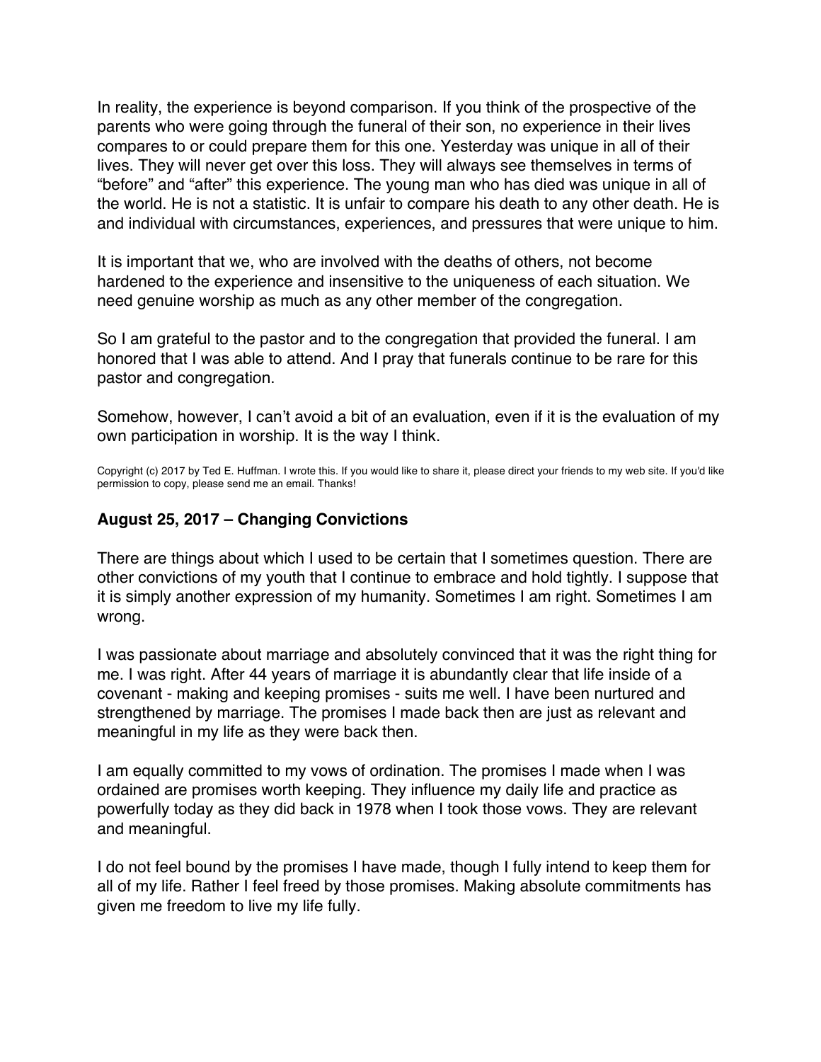In reality, the experience is beyond comparison. If you think of the prospective of the parents who were going through the funeral of their son, no experience in their lives compares to or could prepare them for this one. Yesterday was unique in all of their lives. They will never get over this loss. They will always see themselves in terms of "before" and "after" this experience. The young man who has died was unique in all of the world. He is not a statistic. It is unfair to compare his death to any other death. He is and individual with circumstances, experiences, and pressures that were unique to him.

It is important that we, who are involved with the deaths of others, not become hardened to the experience and insensitive to the uniqueness of each situation. We need genuine worship as much as any other member of the congregation.

So I am grateful to the pastor and to the congregation that provided the funeral. I am honored that I was able to attend. And I pray that funerals continue to be rare for this pastor and congregation.

Somehow, however, I can't avoid a bit of an evaluation, even if it is the evaluation of my own participation in worship. It is the way I think.

Copyright (c) 2017 by Ted E. Huffman. I wrote this. If you would like to share it, please direct your friends to my web site. If you'd like permission to copy, please send me an email. Thanks!

### August 25, 2017 – Changing Convictions

There are things about which I used to be certain that I sometimes question. There are other convictions of my youth that I continue to embrace and hold tightly. I suppose that it is simply another expression of my humanity. Sometimes I am right. Sometimes I am wrong.

I was passionate about marriage and absolutely convinced that it was the right thing for me. I was right. After 44 years of marriage it is abundantly clear that life inside of a covenant - making and keeping promises - suits me well. I have been nurtured and strengthened by marriage. The promises I made back then are just as relevant and meaningful in my life as they were back then.

I am equally committed to my vows of ordination. The promises I made when I was ordained are promises worth keeping. They influence my daily life and practice as powerfully today as they did back in 1978 when I took those vows. They are relevant and meaningful.

I do not feel bound by the promises I have made, though I fully intend to keep them for all of my life. Rather I feel freed by those promises. Making absolute commitments has given me freedom to live my life fully.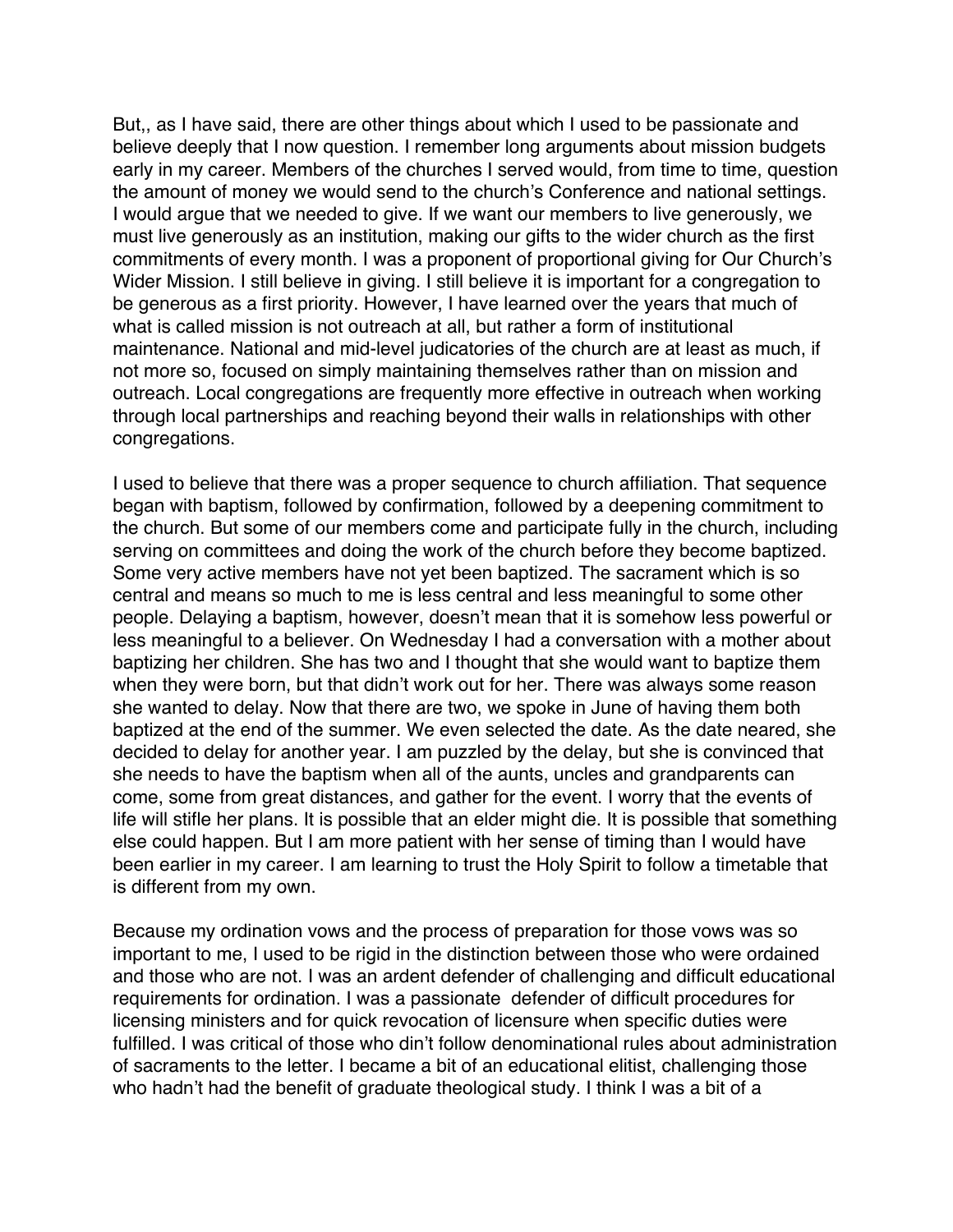But,, as I have said, there are other things about which I used to be passionate and believe deeply that I now question. I remember long arguments about mission budgets early in my career. Members of the churches I served would, from time to time, question the amount of money we would send to the church's Conference and national settings. I would argue that we needed to give. If we want our members to live generously, we must live generously as an institution, making our gifts to the wider church as the first commitments of every month. I was a proponent of proportional giving for Our Church's Wider Mission. I still believe in giving. I still believe it is important for a congregation to be generous as a first priority. However, I have learned over the years that much of what is called mission is not outreach at all, but rather a form of institutional maintenance. National and mid-level judicatories of the church are at least as much, if not more so, focused on simply maintaining themselves rather than on mission and outreach. Local congregations are frequently more effective in outreach when working through local partnerships and reaching beyond their walls in relationships with other congregations.

I used to believe that there was a proper sequence to church affiliation. That sequence began with baptism, followed by confirmation, followed by a deepening commitment to the church. But some of our members come and participate fully in the church, including serving on committees and doing the work of the church before they become baptized. Some very active members have not yet been baptized. The sacrament which is so central and means so much to me is less central and less meaningful to some other people. Delaying a baptism, however, doesn't mean that it is somehow less powerful or less meaningful to a believer. On Wednesday I had a conversation with a mother about baptizing her children. She has two and I thought that she would want to baptize them when they were born, but that didn't work out for her. There was always some reason she wanted to delay. Now that there are two, we spoke in June of having them both baptized at the end of the summer. We even selected the date. As the date neared, she decided to delay for another year. I am puzzled by the delay, but she is convinced that she needs to have the baptism when all of the aunts, uncles and grandparents can come, some from great distances, and gather for the event. I worry that the events of life will stifle her plans. It is possible that an elder might die. It is possible that something else could happen. But I am more patient with her sense of timing than I would have been earlier in my career. I am learning to trust the Holy Spirit to follow a timetable that is different from my own.

Because my ordination vows and the process of preparation for those vows was so important to me, I used to be rigid in the distinction between those who were ordained and those who are not. I was an ardent defender of challenging and difficult educational requirements for ordination. I was a passionate defender of difficult procedures for licensing ministers and for quick revocation of licensure when specific duties were fulfilled. I was critical of those who din't follow denominational rules about administration of sacraments to the letter. I became a bit of an educational elitist, challenging those who hadn't had the benefit of graduate theological study. I think I was a bit of a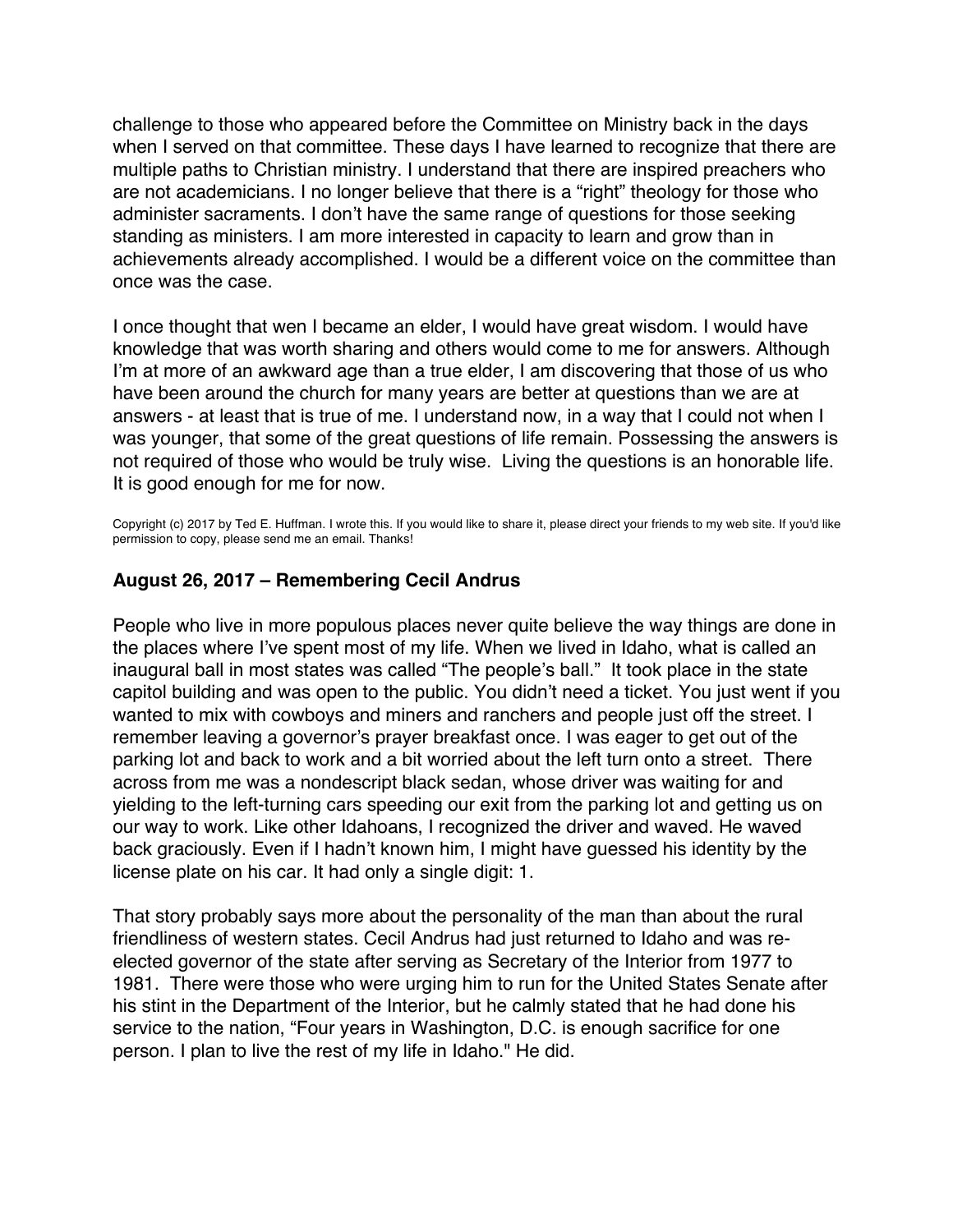challenge to those who appeared before the Committee on Ministry back in the days when I served on that committee. These days I have learned to recognize that there are multiple paths to Christian ministry. I understand that there are inspired preachers who are not academicians. I no longer believe that there is a "right" theology for those who administer sacraments. I don't have the same range of questions for those seeking standing as ministers. I am more interested in capacity to learn and grow than in achievements already accomplished. I would be a different voice on the committee than once was the case.

I once thought that wen I became an elder, I would have great wisdom. I would have knowledge that was worth sharing and others would come to me for answers. Although I'm at more of an awkward age than a true elder, I am discovering that those of us who have been around the church for many years are better at questions than we are at answers - at least that is true of me. I understand now, in a way that I could not when I was younger, that some of the great questions of life remain. Possessing the answers is not required of those who would be truly wise. Living the questions is an honorable life. It is good enough for me for now.

Copyright (c) 2017 by Ted E. Huffman. I wrote this. If you would like to share it, please direct your friends to my web site. If you'd like permission to copy, please send me an email. Thanks!

### August 26, 2017 – Remembering Cecil Andrus

People who live in more populous places never quite believe the way things are done in the places where I've spent most of my life. When we lived in Idaho, what is called an inaugural ball in most states was called "The people's ball." It took place in the state capitol building and was open to the public. You didn't need a ticket. You just went if you wanted to mix with cowboys and miners and ranchers and people just off the street. I remember leaving a governor's prayer breakfast once. I was eager to get out of the parking lot and back to work and a bit worried about the left turn onto a street. There across from me was a nondescript black sedan, whose driver was waiting for and yielding to the left-turning cars speeding our exit from the parking lot and getting us on our way to work. Like other Idahoans, I recognized the driver and waved. He waved back graciously. Even if I hadn't known him, I might have guessed his identity by the license plate on his car. It had only a single digit: 1.

That story probably says more about the personality of the man than about the rural friendliness of western states. Cecil Andrus had just returned to Idaho and was re-elected governor of the state after serving as Secretary of the Interior from 1977 to 1981. There were those who were urging him to run for the United States Senate after his stint in the Department of the Interior, but he calmly stated that he had done his service to the nation, "Four years in Washington, D.C. is enough sacrifice for one person. I plan to live the rest of my life in Idaho." He did.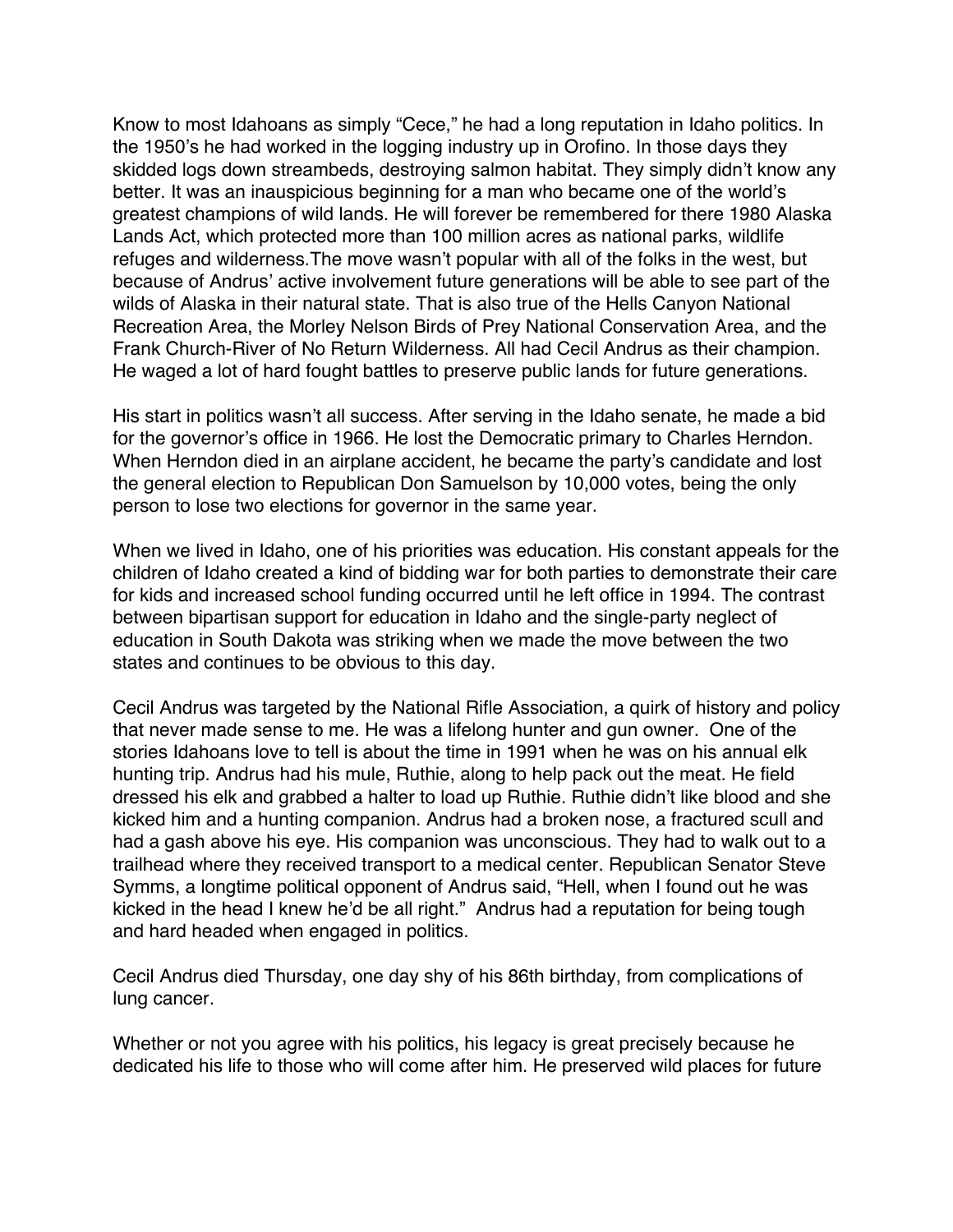Know to most Idahoans as simply “Cece,” he had a long reputation in Idaho politics. In the 1950’s he had worked in the logging industry up in Orofino. In those days they skidded logs down streambeds, destroying salmon habitat. They simply didn’t know any better. It was an inauspicious beginning for a man who became one of the world’s greatest champions of wild lands. He will forever be remembered for there 1980 Alaska Lands Act, which protected more than 100 million acres as national parks, wildlife refuges and wilderness.The move wasn’t popular with all of the folks in the west, but because of Andrus’ active involvement future generations will be able to see part of the wilds of Alaska in their natural state. That is also true of the Hells Canyon National Recreation Area, the Morley Nelson Birds of Prey National Conservation Area, and the Frank Church-River of No Return Wilderness. All had Cecil Andrus as their champion. He waged a lot of hard fought battles to preserve public lands for future generations.

His start in politics wasn’t all success. After serving in the Idaho senate, he made a bid for the governor’s office in 1966. He lost the Democratic primary to Charles Herndon. When Herndon died in an airplane accident, he became the party’s candidate and lost the general election to Republican Don Samuelson by 10,000 votes, being the only person to lose two elections for governor in the same year.

When we lived in Idaho, one of his priorities was education. His constant appeals for the children of Idaho created a kind of bidding war for both parties to demonstrate their care for kids and increased school funding occurred until he left office in 1994. The contrast between bipartisan support for education in Idaho and the single-party neglect of education in South Dakota was striking when we made the move between the two states and continues to be obvious to this day.

Cecil Andrus was targeted by the National Rifle Association, a quirk of history and policy that never made sense to me. He was a lifelong hunter and gun owner. One of the stories Idahoans love to tell is about the time in 1991 when he was on his annual elk hunting trip. Andrus had his mule, Ruthie, along to help pack out the meat. He field dressed his elk and grabbed a halter to load up Ruthie. Ruthie didn’t like blood and she kicked him and a hunting companion. Andrus had a broken nose, a fractured scull and had a gash above his eye. His companion was unconscious. They had to walk out to a trailhead where they received transport to a medical center. Republican Senator Steve Symms, a longtime political opponent of Andrus said, “Hell, when I found out he was kicked in the head I knew he’d be all right.” Andrus had a reputation for being tough and hard headed when engaged in politics.

Cecil Andrus died Thursday, one day shy of his 86th birthday, from complications of lung cancer.

Whether or not you agree with his politics, his legacy is great precisely because he dedicated his life to those who will come after him. He preserved wild places for future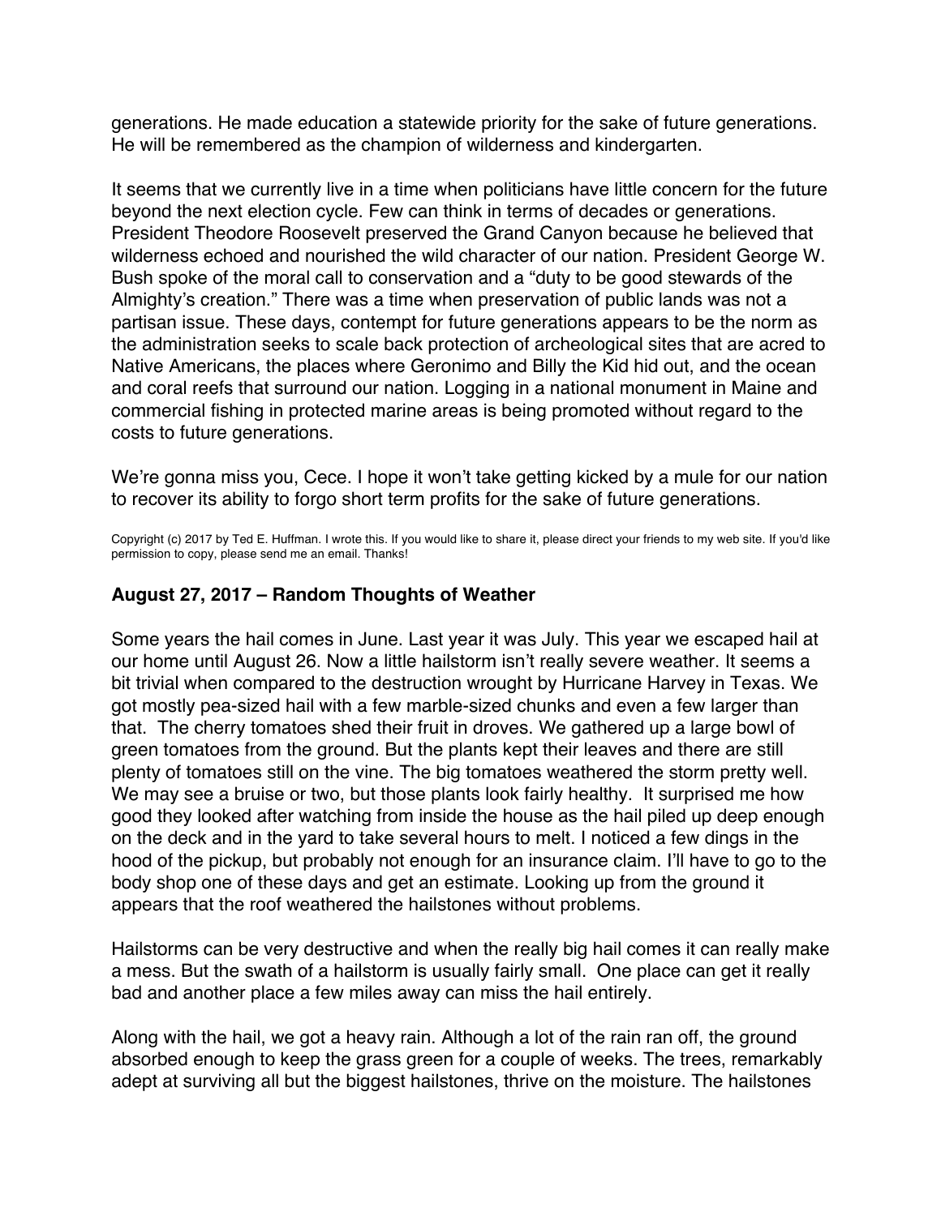generations. He made education a statewide priority for the sake of future generations. He will be remembered as the champion of wilderness and kindergarten.

It seems that we currently live in a time when politicians have little concern for the future beyond the next election cycle. Few can think in terms of decades or generations. President Theodore Roosevelt preserved the Grand Canyon because he believed that wilderness echoed and nourished the wild character of our nation. President George W. Bush spoke of the moral call to conservation and a "duty to be good stewards of the Almighty's creation." There was a time when preservation of public lands was not a partisan issue. These days, contempt for future generations appears to be the norm as the administration seeks to scale back protection of archeological sites that are acred to Native Americans, the places where Geronimo and Billy the Kid hid out, and the ocean and coral reefs that surround our nation. Logging in a national monument in Maine and commercial fishing in protected marine areas is being promoted without regard to the costs to future generations.

We're gonna miss you, Cece. I hope it won't take getting kicked by a mule for our nation to recover its ability to forgo short term profits for the sake of future generations.

Copyright (c) 2017 by Ted E. Huffman. I wrote this. If you would like to share it, please direct your friends to my web site. If you'd like permission to copy, please send me an email. Thanks!

### August 27, 2017 – Random Thoughts of Weather

Some years the hail comes in June. Last year it was July. This year we escaped hail at our home until August 26. Now a little hailstorm isn't really severe weather. It seems a bit trivial when compared to the destruction wrought by Hurricane Harvey in Texas. We got mostly pea-sized hail with a few marble-sized chunks and even a few larger than that. The cherry tomatoes shed their fruit in droves. We gathered up a large bowl of green tomatoes from the ground. But the plants kept their leaves and there are still plenty of tomatoes still on the vine. The big tomatoes weathered the storm pretty well. We may see a bruise or two, but those plants look fairly healthy. It surprised me how good they looked after watching from inside the house as the hail piled up deep enough on the deck and in the yard to take several hours to melt. I noticed a few dings in the hood of the pickup, but probably not enough for an insurance claim. I'll have to go to the body shop one of these days and get an estimate. Looking up from the ground it appears that the roof weathered the hailstones without problems.

Hailstorms can be very destructive and when the really big hail comes it can really make a mess. But the swath of a hailstorm is usually fairly small. One place can get it really bad and another place a few miles away can miss the hail entirely.

Along with the hail, we got a heavy rain. Although a lot of the rain ran off, the ground absorbed enough to keep the grass green for a couple of weeks. The trees, remarkably adept at surviving all but the biggest hailstones, thrive on the moisture. The hailstones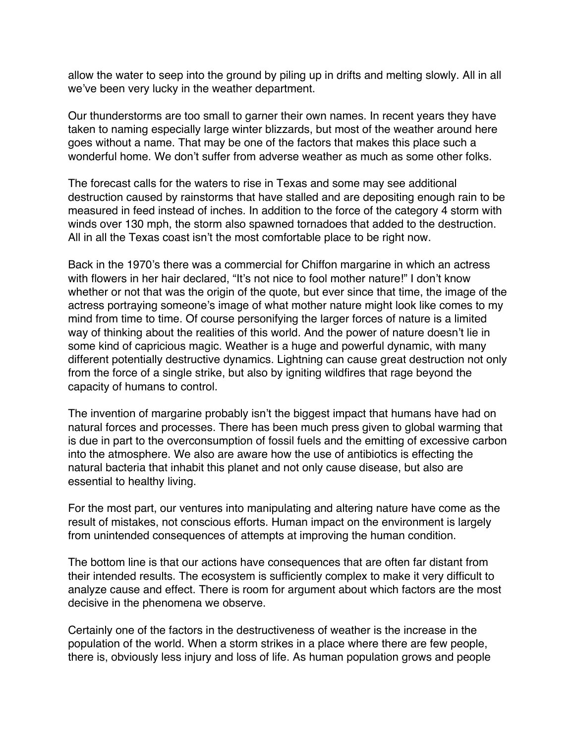allow the water to seep into the ground by piling up in drifts and melting slowly. All in all we've been very lucky in the weather department.

Our thunderstorms are too small to garner their own names. In recent years they have taken to naming especially large winter blizzards, but most of the weather around here goes without a name. That may be one of the factors that makes this place such a wonderful home. We don't suffer from adverse weather as much as some other folks.

The forecast calls for the waters to rise in Texas and some may see additional destruction caused by rainstorms that have stalled and are depositing enough rain to be measured in feed instead of inches. In addition to the force of the category 4 storm with winds over 130 mph, the storm also spawned tornadoes that added to the destruction. All in all the Texas coast isn't the most comfortable place to be right now.

Back in the 1970's there was a commercial for Chiffon margarine in which an actress with flowers in her hair declared, "It's not nice to fool mother nature!" I don't know whether or not that was the origin of the quote, but ever since that time, the image of the actress portraying someone's image of what mother nature might look like comes to my mind from time to time. Of course personifying the larger forces of nature is a limited way of thinking about the realities of this world. And the power of nature doesn't lie in some kind of capricious magic. Weather is a huge and powerful dynamic, with many different potentially destructive dynamics. Lightning can cause great destruction not only from the force of a single strike, but also by igniting wildfires that rage beyond the capacity of humans to control.

The invention of margarine probably isn't the biggest impact that humans have had on natural forces and processes. There has been much press given to global warming that is due in part to the overconsumption of fossil fuels and the emitting of excessive carbon into the atmosphere. We also are aware how the use of antibiotics is effecting the natural bacteria that inhabit this planet and not only cause disease, but also are essential to healthy living.

For the most part, our ventures into manipulating and altering nature have come as the result of mistakes, not conscious efforts. Human impact on the environment is largely from unintended consequences of attempts at improving the human condition.

The bottom line is that our actions have consequences that are often far distant from their intended results. The ecosystem is sufficiently complex to make it very difficult to analyze cause and effect. There is room for argument about which factors are the most decisive in the phenomena we observe.

Certainly one of the factors in the destructiveness of weather is the increase in the population of the world. When a storm strikes in a place where there are few people, there is, obviously less injury and loss of life. As human population grows and people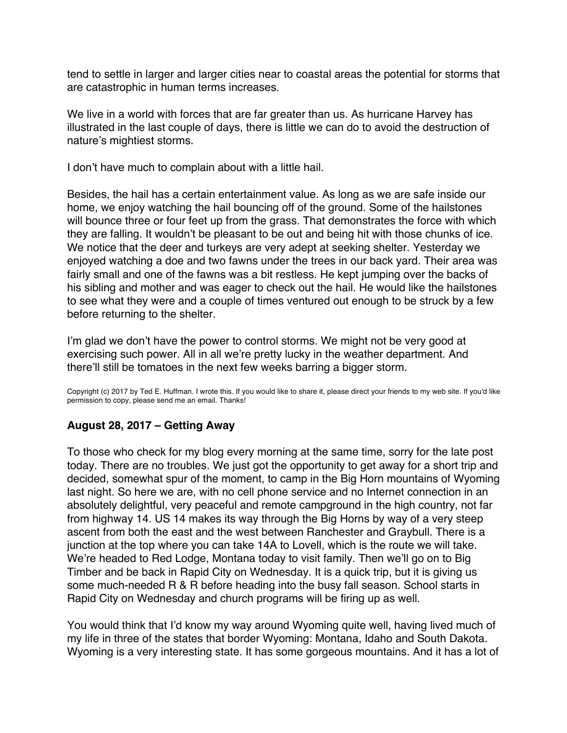tend to settle in larger and larger cities near to coastal areas the potential for storms that are catastrophic in human terms increases.

We live in a world with forces that are far greater than us. As hurricane Harvey has illustrated in the last couple of days, there is little we can do to avoid the destruction of nature's mightiest storms.

I don't have much to complain about with a little hail.

Besides, the hail has a certain entertainment value. As long as we are safe inside our home, we enjoy watching the hail bouncing off of the ground. Some of the hailstones will bounce three or four feet up from the grass. That demonstrates the force with which they are falling. It wouldn't be pleasant to be out and being hit with those chunks of ice. We notice that the deer and turkeys are very adept at seeking shelter. Yesterday we enjoyed watching a doe and two fawns under the trees in our back yard. Their area was fairly small and one of the fawns was a bit restless. He kept jumping over the backs of his sibling and mother and was eager to check out the hail. He would like the hailstones to see what they were and a couple of times ventured out enough to be struck by a few before returning to the shelter.

I'm glad we don't have the power to control storms. We might not be very good at exercising such power. All in all we're pretty lucky in the weather department. And there'll still be tomatoes in the next few weeks barring a bigger storm.

Copyright (c) 2017 by Ted E. Huffman. I wrote this. If you would like to share it, please direct your friends to my web site. If you'd like permission to copy, please send me an email. Thanks!

### August 28, 2017 – Getting Away

To those who check for my blog every morning at the same time, sorry for the late post today. There are no troubles. We just got the opportunity to get away for a short trip and decided, somewhat spur of the moment, to camp in the Big Horn mountains of Wyoming last night. So here we are, with no cell phone service and no Internet connection in an absolutely delightful, very peaceful and remote campground in the high country, not far from highway 14. US 14 makes its way through the Big Horns by way of a very steep ascent from both the east and the west between Ranchester and Graybull. There is a junction at the top where you can take 14A to Lovell, which is the route we will take. We're headed to Red Lodge, Montana today to visit family. Then we'll go on to Big Timber and be back in Rapid City on Wednesday. It is a quick trip, but it is giving us some much-needed R & R before heading into the busy fall season. School starts in Rapid City on Wednesday and church programs will be firing up as well.

You would think that I'd know my way around Wyoming quite well, having lived much of my life in three of the states that border Wyoming: Montana, Idaho and South Dakota. Wyoming is a very interesting state. It has some gorgeous mountains. And it has a lot of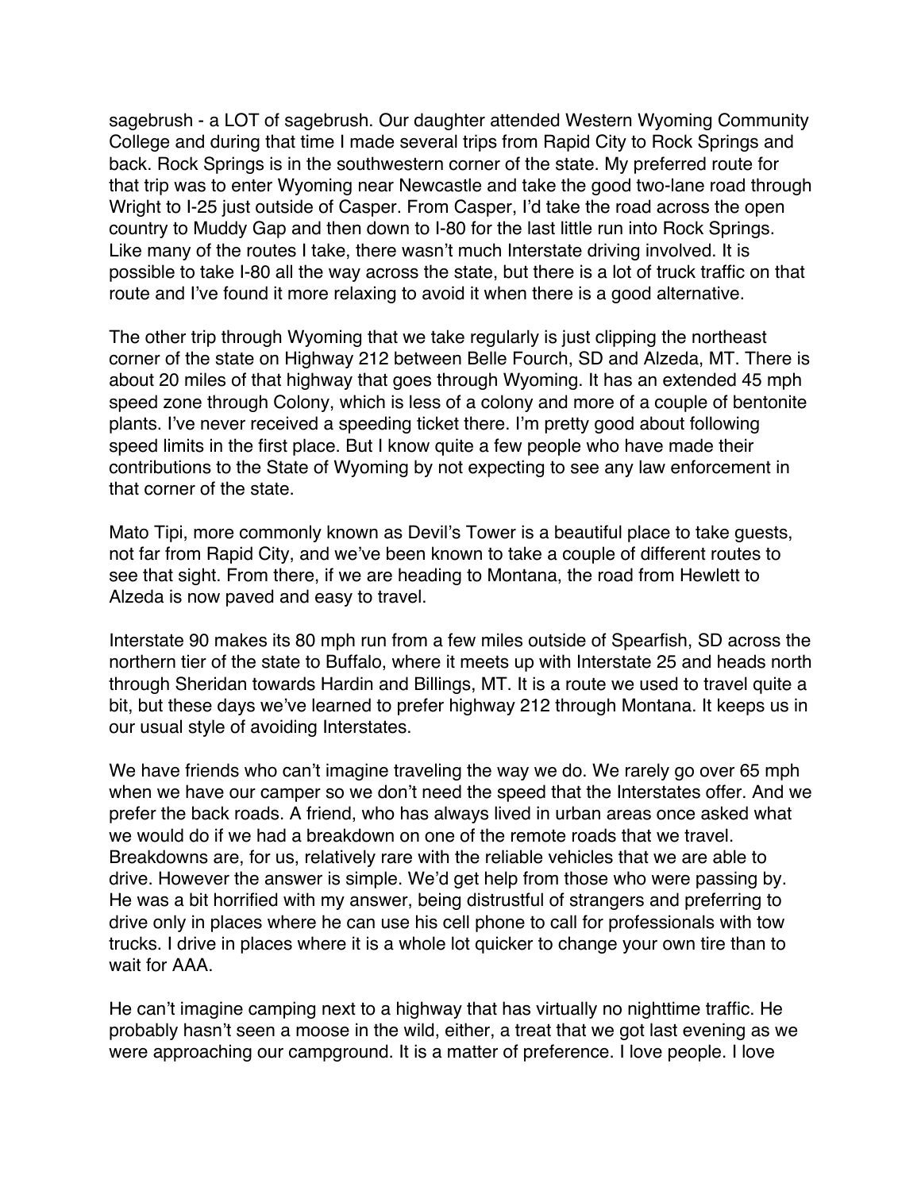sagebrush - a LOT of sagebrush. Our daughter attended Western Wyoming Community College and during that time I made several trips from Rapid City to Rock Springs and back. Rock Springs is in the southwestern corner of the state. My preferred route for that trip was to enter Wyoming near Newcastle and take the good two-lane road through Wright to I-25 just outside of Casper. From Casper, I'd take the road across the open country to Muddy Gap and then down to I-80 for the last little run into Rock Springs. Like many of the routes I take, there wasn't much Interstate driving involved. It is possible to take I-80 all the way across the state, but there is a lot of truck traffic on that route and I've found it more relaxing to avoid it when there is a good alternative.

The other trip through Wyoming that we take regularly is just clipping the northeast corner of the state on Highway 212 between Belle Fourch, SD and Alzeda, MT. There is about 20 miles of that highway that goes through Wyoming. It has an extended 45 mph speed zone through Colony, which is less of a colony and more of a couple of bentonite plants. I've never received a speeding ticket there. I'm pretty good about following speed limits in the first place. But I know quite a few people who have made their contributions to the State of Wyoming by not expecting to see any law enforcement in that corner of the state.

Mato Tipi, more commonly known as Devil's Tower is a beautiful place to take guests, not far from Rapid City, and we've been known to take a couple of different routes to see that sight. From there, if we are heading to Montana, the road from Hewlett to Alzeda is now paved and easy to travel.

Interstate 90 makes its 80 mph run from a few miles outside of Spearfish, SD across the northern tier of the state to Buffalo, where it meets up with Interstate 25 and heads north through Sheridan towards Hardin and Billings, MT. It is a route we used to travel quite a bit, but these days we've learned to prefer highway 212 through Montana. It keeps us in our usual style of avoiding Interstates.

We have friends who can't imagine traveling the way we do. We rarely go over 65 mph when we have our camper so we don't need the speed that the Interstates offer. And we prefer the back roads. A friend, who has always lived in urban areas once asked what we would do if we had a breakdown on one of the remote roads that we travel. Breakdowns are, for us, relatively rare with the reliable vehicles that we are able to drive. However the answer is simple. We'd get help from those who were passing by. He was a bit horrified with my answer, being distrustful of strangers and preferring to drive only in places where he can use his cell phone to call for professionals with tow trucks. I drive in places where it is a whole lot quicker to change your own tire than to wait for AAA.

He can't imagine camping next to a highway that has virtually no nighttime traffic. He probably hasn't seen a moose in the wild, either, a treat that we got last evening as we were approaching our campground. It is a matter of preference. I love people. I love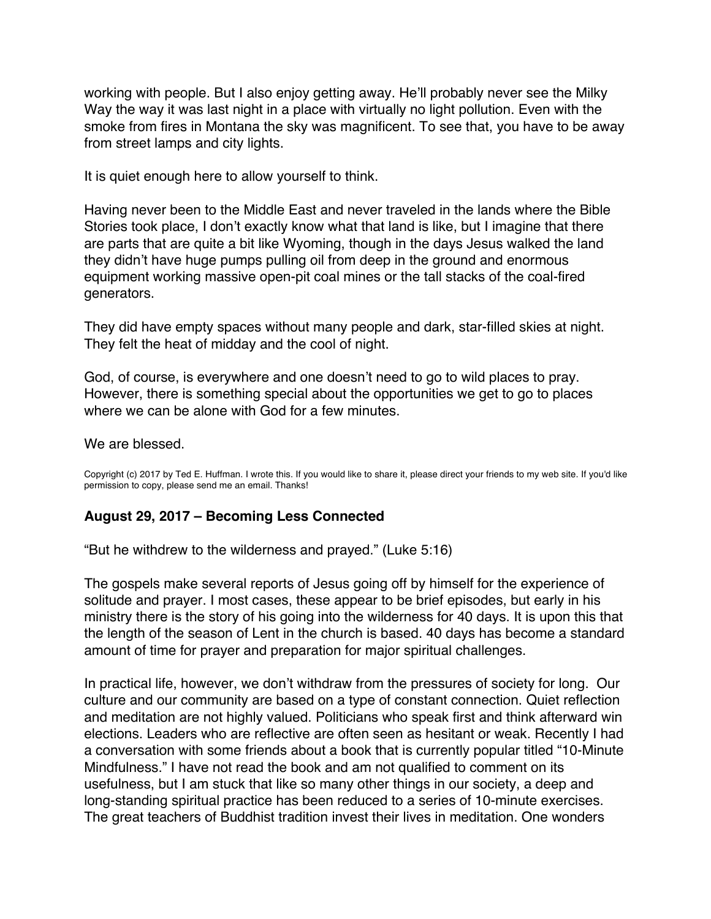working with people. But I also enjoy getting away. He'll probably never see the Milky Way the way it was last night in a place with virtually no light pollution. Even with the smoke from fires in Montana the sky was magnificent. To see that, you have to be away from street lamps and city lights.

It is quiet enough here to allow yourself to think.

Having never been to the Middle East and never traveled in the lands where the Bible Stories took place, I don't exactly know what that land is like, but I imagine that there are parts that are quite a bit like Wyoming, though in the days Jesus walked the land they didn't have huge pumps pulling oil from deep in the ground and enormous equipment working massive open-pit coal mines or the tall stacks of the coal-fired generators.

They did have empty spaces without many people and dark, star-filled skies at night. They felt the heat of midday and the cool of night.

God, of course, is everywhere and one doesn't need to go to wild places to pray. However, there is something special about the opportunities we get to go to places where we can be alone with God for a few minutes.

We are blessed.

Copyright (c) 2017 by Ted E. Huffman. I wrote this. If you would like to share it, please direct your friends to my web site. If you'd like permission to copy, please send me an email. Thanks!

### August 29, 2017 – Becoming Less Connected

"But he withdrew to the wilderness and prayed." (Luke 5:16)

The gospels make several reports of Jesus going off by himself for the experience of solitude and prayer. I most cases, these appear to be brief episodes, but early in his ministry there is the story of his going into the wilderness for 40 days. It is upon this that the length of the season of Lent in the church is based. 40 days has become a standard amount of time for prayer and preparation for major spiritual challenges.

In practical life, however, we don't withdraw from the pressures of society for long. Our culture and our community are based on a type of constant connection. Quiet reflection and meditation are not highly valued. Politicians who speak first and think afterward win elections. Leaders who are reflective are often seen as hesitant or weak. Recently I had a conversation with some friends about a book that is currently popular titled "10-Minute Mindfulness." I have not read the book and am not qualified to comment on its usefulness, but I am stuck that like so many other things in our society, a deep and long-standing spiritual practice has been reduced to a series of 10-minute exercises. The great teachers of Buddhist tradition invest their lives in meditation. One wonders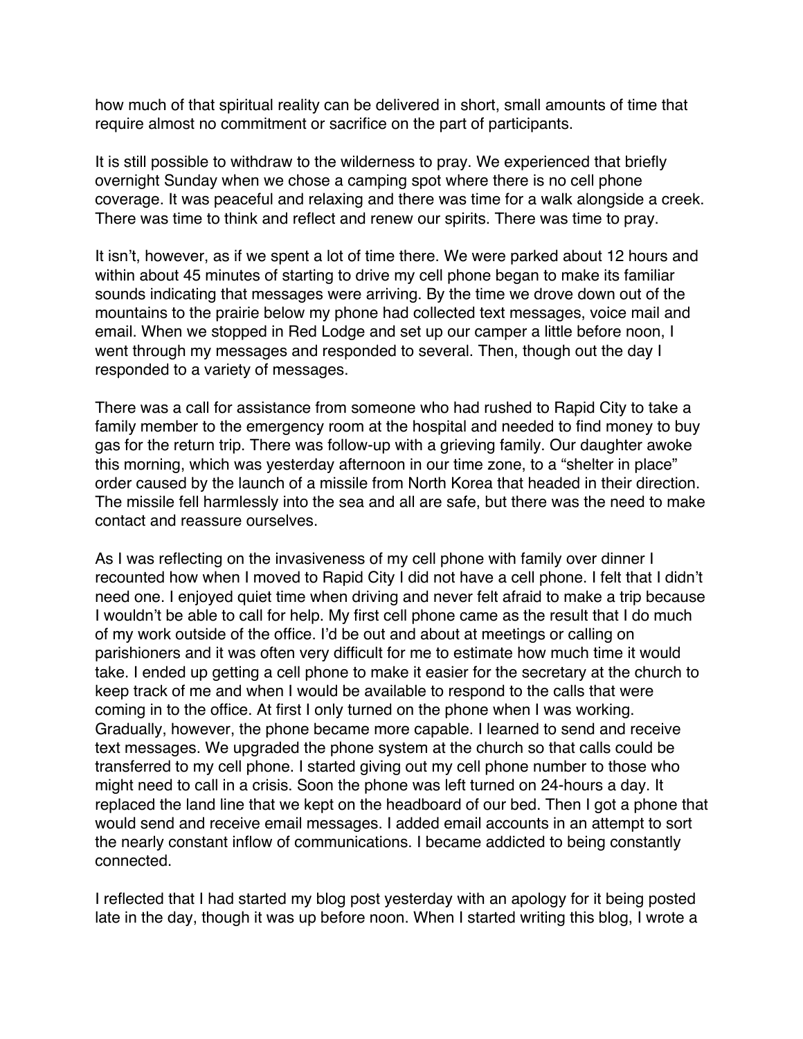how much of that spiritual reality can be delivered in short, small amounts of time that require almost no commitment or sacrifice on the part of participants.

It is still possible to withdraw to the wilderness to pray. We experienced that briefly overnight Sunday when we chose a camping spot where there is no cell phone coverage. It was peaceful and relaxing and there was time for a walk alongside a creek. There was time to think and reflect and renew our spirits. There was time to pray.

It isn't, however, as if we spent a lot of time there. We were parked about 12 hours and within about 45 minutes of starting to drive my cell phone began to make its familiar sounds indicating that messages were arriving. By the time we drove down out of the mountains to the prairie below my phone had collected text messages, voice mail and email. When we stopped in Red Lodge and set up our camper a little before noon, I went through my messages and responded to several. Then, though out the day I responded to a variety of messages.

There was a call for assistance from someone who had rushed to Rapid City to take a family member to the emergency room at the hospital and needed to find money to buy gas for the return trip. There was follow-up with a grieving family. Our daughter awoke this morning, which was yesterday afternoon in our time zone, to a "shelter in place" order caused by the launch of a missile from North Korea that headed in their direction. The missile fell harmlessly into the sea and all are safe, but there was the need to make contact and reassure ourselves.

As I was reflecting on the invasiveness of my cell phone with family over dinner I recounted how when I moved to Rapid City I did not have a cell phone. I felt that I didn't need one. I enjoyed quiet time when driving and never felt afraid to make a trip because I wouldn't be able to call for help. My first cell phone came as the result that I do much of my work outside of the office. I'd be out and about at meetings or calling on parishioners and it was often very difficult for me to estimate how much time it would take. I ended up getting a cell phone to make it easier for the secretary at the church to keep track of me and when I would be available to respond to the calls that were coming in to the office. At first I only turned on the phone when I was working. Gradually, however, the phone became more capable. I learned to send and receive text messages. We upgraded the phone system at the church so that calls could be transferred to my cell phone. I started giving out my cell phone number to those who might need to call in a crisis. Soon the phone was left turned on 24-hours a day. It replaced the land line that we kept on the headboard of our bed. Then I got a phone that would send and receive email messages. I added email accounts in an attempt to sort the nearly constant inflow of communications. I became addicted to being constantly connected.

I reflected that I had started my blog post yesterday with an apology for it being posted late in the day, though it was up before noon. When I started writing this blog, I wrote a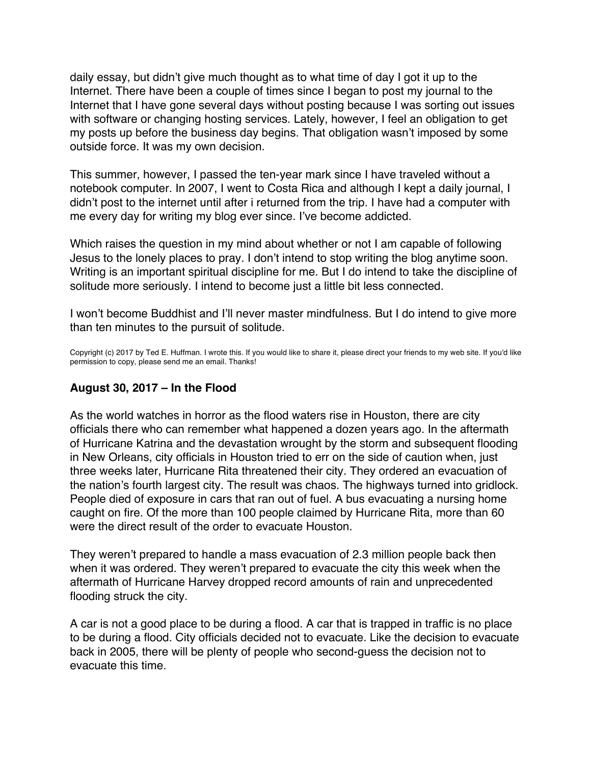daily essay, but didn't give much thought as to what time of day I got it up to the Internet. There have been a couple of times since I began to post my journal to the Internet that I have gone several days without posting because I was sorting out issues with software or changing hosting services. Lately, however, I feel an obligation to get my posts up before the business day begins. That obligation wasn't imposed by some outside force. It was my own decision.

This summer, however, I passed the ten-year mark since I have traveled without a notebook computer. In 2007, I went to Costa Rica and although I kept a daily journal, I didn't post to the internet until after i returned from the trip. I have had a computer with me every day for writing my blog ever since. I've become addicted.

Which raises the question in my mind about whether or not I am capable of following Jesus to the lonely places to pray. I don't intend to stop writing the blog anytime soon. Writing is an important spiritual discipline for me. But I do intend to take the discipline of solitude more seriously. I intend to become just a little bit less connected.

I won't become Buddhist and I'll never master mindfulness. But I do intend to give more than ten minutes to the pursuit of solitude.

Copyright (c) 2017 by Ted E. Huffman. I wrote this. If you would like to share it, please direct your friends to my web site. If you'd like permission to copy, please send me an email. Thanks!

### August 30, 2017 – In the Flood

As the world watches in horror as the flood waters rise in Houston, there are city officials there who can remember what happened a dozen years ago. In the aftermath of Hurricane Katrina and the devastation wrought by the storm and subsequent flooding in New Orleans, city officials in Houston tried to err on the side of caution when, just three weeks later, Hurricane Rita threatened their city. They ordered an evacuation of the nation's fourth largest city. The result was chaos. The highways turned into gridlock. People died of exposure in cars that ran out of fuel. A bus evacuating a nursing home caught on fire. Of the more than 100 people claimed by Hurricane Rita, more than 60 were the direct result of the order to evacuate Houston.

They weren't prepared to handle a mass evacuation of 2.3 million people back then when it was ordered. They weren't prepared to evacuate the city this week when the aftermath of Hurricane Harvey dropped record amounts of rain and unprecedented flooding struck the city.

A car is not a good place to be during a flood. A car that is trapped in traffic is no place to be during a flood. City officials decided not to evacuate. Like the decision to evacuate back in 2005, there will be plenty of people who second-guess the decision not to evacuate this time.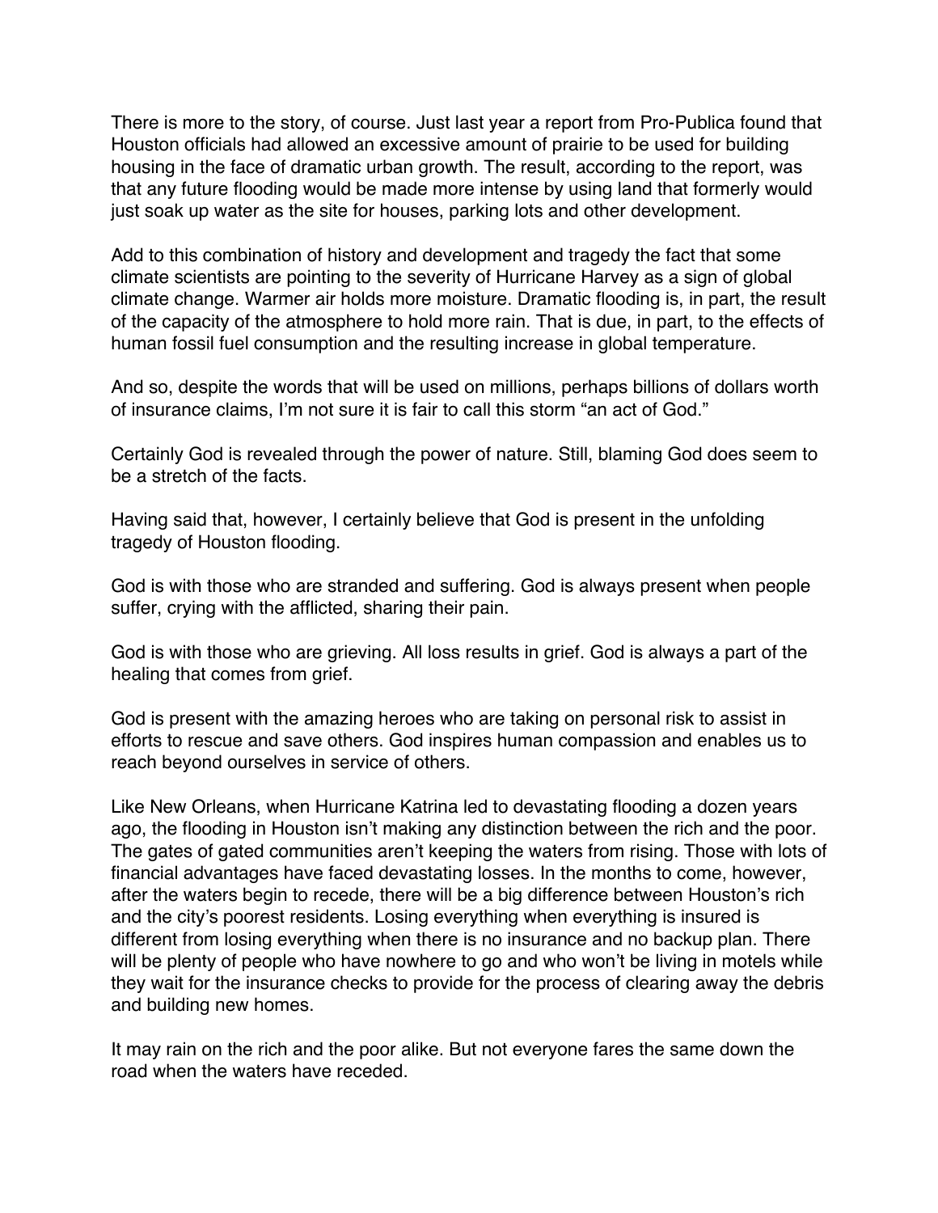There is more to the story, of course. Just last year a report from Pro-Publica found that Houston officials had allowed an excessive amount of prairie to be used for building housing in the face of dramatic urban growth. The result, according to the report, was that any future flooding would be made more intense by using land that formerly would just soak up water as the site for houses, parking lots and other development.

Add to this combination of history and development and tragedy the fact that some climate scientists are pointing to the severity of Hurricane Harvey as a sign of global climate change. Warmer air holds more moisture. Dramatic flooding is, in part, the result of the capacity of the atmosphere to hold more rain. That is due, in part, to the effects of human fossil fuel consumption and the resulting increase in global temperature.

And so, despite the words that will be used on millions, perhaps billions of dollars worth of insurance claims, I'm not sure it is fair to call this storm "an act of God."

Certainly God is revealed through the power of nature. Still, blaming God does seem to be a stretch of the facts.

Having said that, however, I certainly believe that God is present in the unfolding tragedy of Houston flooding.

God is with those who are stranded and suffering. God is always present when people suffer, crying with the afflicted, sharing their pain.

God is with those who are grieving. All loss results in grief. God is always a part of the healing that comes from grief.

God is present with the amazing heroes who are taking on personal risk to assist in efforts to rescue and save others. God inspires human compassion and enables us to reach beyond ourselves in service of others.

Like New Orleans, when Hurricane Katrina led to devastating flooding a dozen years ago, the flooding in Houston isn't making any distinction between the rich and the poor. The gates of gated communities aren't keeping the waters from rising. Those with lots of financial advantages have faced devastating losses. In the months to come, however, after the waters begin to recede, there will be a big difference between Houston's rich and the city's poorest residents. Losing everything when everything is insured is different from losing everything when there is no insurance and no backup plan. There will be plenty of people who have nowhere to go and who won't be living in motels while they wait for the insurance checks to provide for the process of clearing away the debris and building new homes.

It may rain on the rich and the poor alike. But not everyone fares the same down the road when the waters have receded.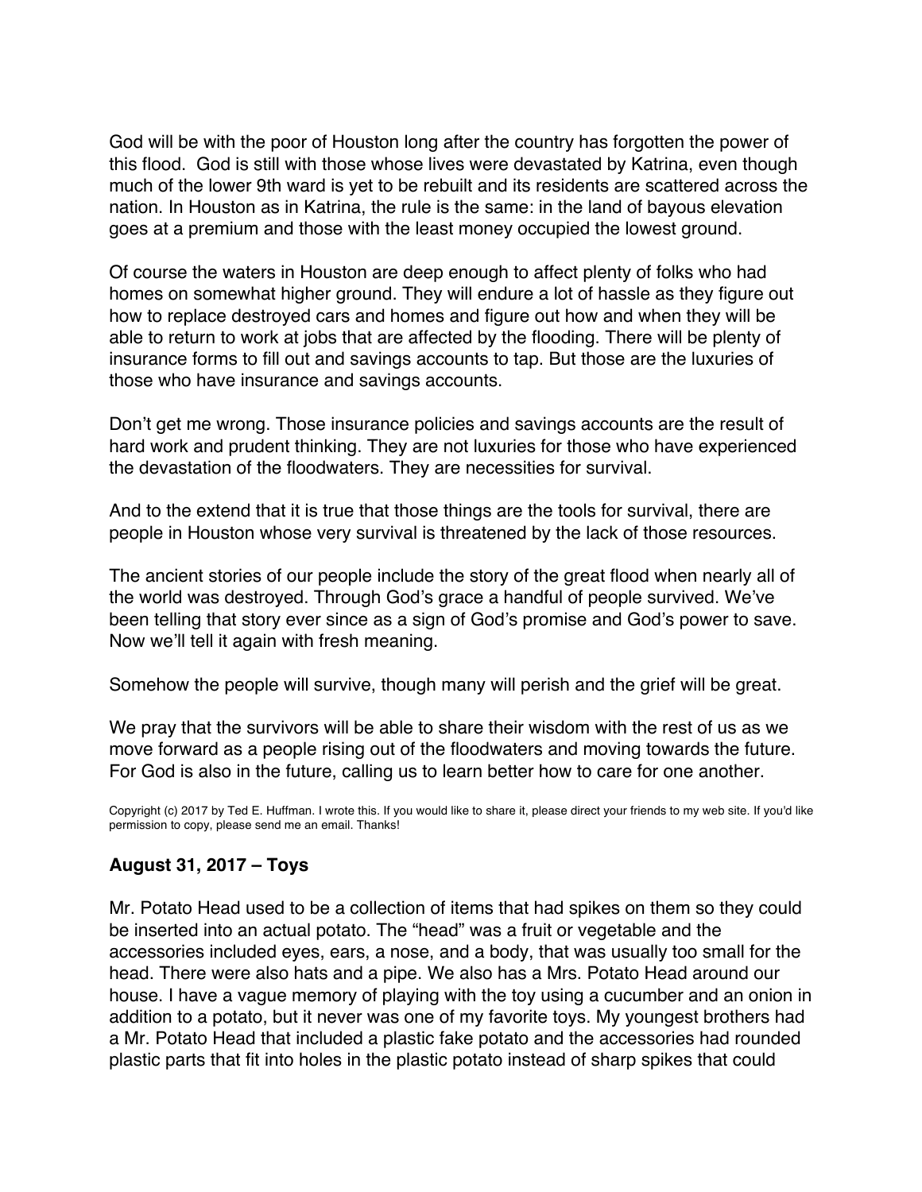God will be with the poor of Houston long after the country has forgotten the power of this flood. God is still with those whose lives were devastated by Katrina, even though much of the lower 9th ward is yet to be rebuilt and its residents are scattered across the nation. In Houston as in Katrina, the rule is the same: in the land of bayous elevation goes at a premium and those with the least money occupied the lowest ground.

Of course the waters in Houston are deep enough to affect plenty of folks who had homes on somewhat higher ground. They will endure a lot of hassle as they figure out how to replace destroyed cars and homes and figure out how and when they will be able to return to work at jobs that are affected by the flooding. There will be plenty of insurance forms to fill out and savings accounts to tap. But those are the luxuries of those who have insurance and savings accounts.

Don't get me wrong. Those insurance policies and savings accounts are the result of hard work and prudent thinking. They are not luxuries for those who have experienced the devastation of the floodwaters. They are necessities for survival.

And to the extend that it is true that those things are the tools for survival, there are people in Houston whose very survival is threatened by the lack of those resources.

The ancient stories of our people include the story of the great flood when nearly all of the world was destroyed. Through God's grace a handful of people survived. We've been telling that story ever since as a sign of God's promise and God's power to save. Now we'll tell it again with fresh meaning.

Somehow the people will survive, though many will perish and the grief will be great.

We pray that the survivors will be able to share their wisdom with the rest of us as we move forward as a people rising out of the floodwaters and moving towards the future. For God is also in the future, calling us to learn better how to care for one another.

Copyright (c) 2017 by Ted E. Huffman. I wrote this. If you would like to share it, please direct your friends to my web site. If you'd like permission to copy, please send me an email. Thanks!

### August 31, 2017 – Toys

Mr. Potato Head used to be a collection of items that had spikes on them so they could be inserted into an actual potato. The "head" was a fruit or vegetable and the accessories included eyes, ears, a nose, and a body, that was usually too small for the head. There were also hats and a pipe. We also has a Mrs. Potato Head around our house. I have a vague memory of playing with the toy using a cucumber and an onion in addition to a potato, but it never was one of my favorite toys. My youngest brothers had a Mr. Potato Head that included a plastic fake potato and the accessories had rounded plastic parts that fit into holes in the plastic potato instead of sharp spikes that could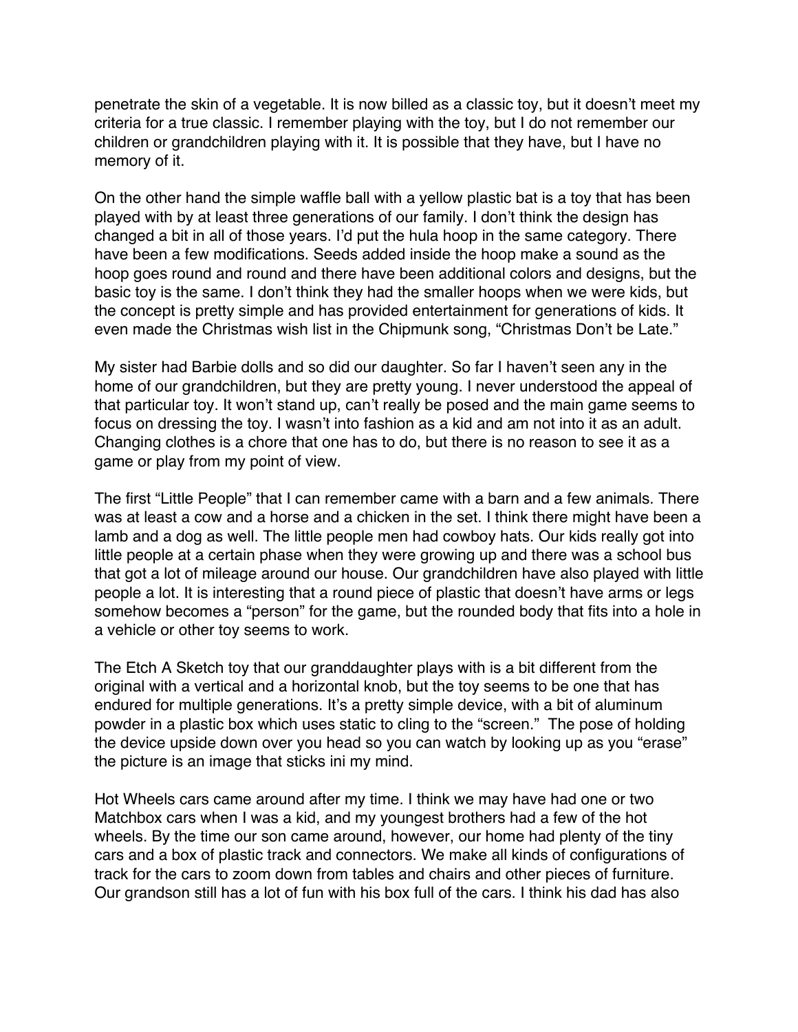penetrate the skin of a vegetable. It is now billed as a classic toy, but it doesn't meet my criteria for a true classic. I remember playing with the toy, but I do not remember our children or grandchildren playing with it. It is possible that they have, but I have no memory of it.

On the other hand the simple waffle ball with a yellow plastic bat is a toy that has been played with by at least three generations of our family. I don't think the design has changed a bit in all of those years. I'd put the hula hoop in the same category. There have been a few modifications. Seeds added inside the hoop make a sound as the hoop goes round and round and there have been additional colors and designs, but the basic toy is the same. I don't think they had the smaller hoops when we were kids, but the concept is pretty simple and has provided entertainment for generations of kids. It even made the Christmas wish list in the Chipmunk song, "Christmas Don't be Late."

My sister had Barbie dolls and so did our daughter. So far I haven't seen any in the home of our grandchildren, but they are pretty young. I never understood the appeal of that particular toy. It won't stand up, can't really be posed and the main game seems to focus on dressing the toy. I wasn't into fashion as a kid and am not into it as an adult. Changing clothes is a chore that one has to do, but there is no reason to see it as a game or play from my point of view.

The first "Little People" that I can remember came with a barn and a few animals. There was at least a cow and a horse and a chicken in the set. I think there might have been a lamb and a dog as well. The little people men had cowboy hats. Our kids really got into little people at a certain phase when they were growing up and there was a school bus that got a lot of mileage around our house. Our grandchildren have also played with little people a lot. It is interesting that a round piece of plastic that doesn't have arms or legs somehow becomes a "person" for the game, but the rounded body that fits into a hole in a vehicle or other toy seems to work.

The Etch A Sketch toy that our granddaughter plays with is a bit different from the original with a vertical and a horizontal knob, but the toy seems to be one that has endured for multiple generations. It's a pretty simple device, with a bit of aluminum powder in a plastic box which uses static to cling to the "screen." The pose of holding the device upside down over you head so you can watch by looking up as you "erase" the picture is an image that sticks ini my mind.

Hot Wheels cars came around after my time. I think we may have had one or two Matchbox cars when I was a kid, and my youngest brothers had a few of the hot wheels. By the time our son came around, however, our home had plenty of the tiny cars and a box of plastic track and connectors. We make all kinds of configurations of track for the cars to zoom down from tables and chairs and other pieces of furniture. Our grandson still has a lot of fun with his box full of the cars. I think his dad has also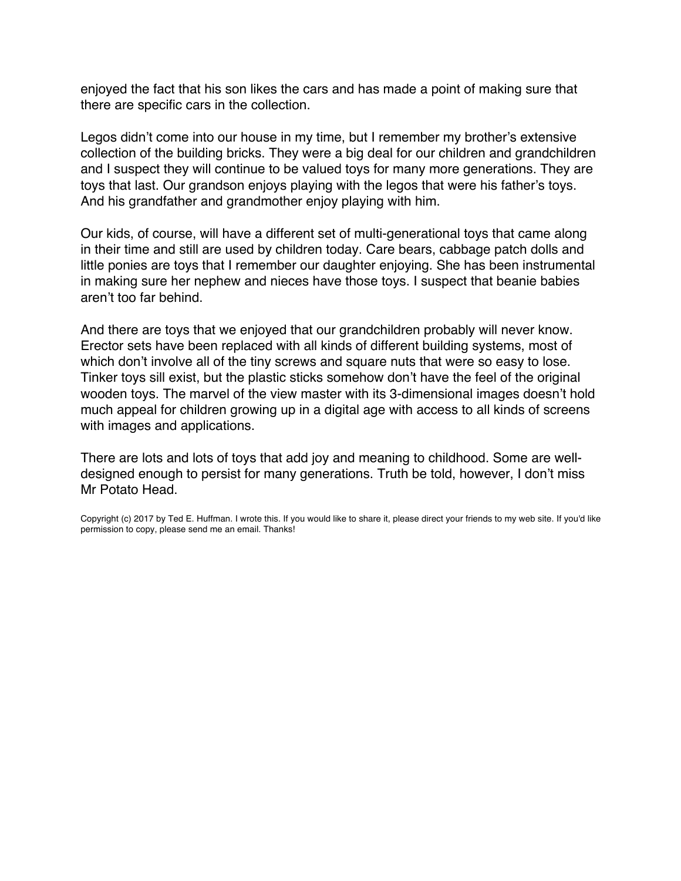enjoyed the fact that his son likes the cars and has made a point of making sure that there are specific cars in the collection.

Legos didn't come into our house in my time, but I remember my brother's extensive collection of the building bricks. They were a big deal for our children and grandchildren and I suspect they will continue to be valued toys for many more generations. They are toys that last. Our grandson enjoys playing with the legos that were his father's toys. And his grandfather and grandmother enjoy playing with him.

Our kids, of course, will have a different set of multi-generational toys that came along in their time and still are used by children today. Care bears, cabbage patch dolls and little ponies are toys that I remember our daughter enjoying. She has been instrumental in making sure her nephew and nieces have those toys. I suspect that beanie babies aren't too far behind.

And there are toys that we enjoyed that our grandchildren probably will never know. Erector sets have been replaced with all kinds of different building systems, most of which don't involve all of the tiny screws and square nuts that were so easy to lose. Tinker toys sill exist, but the plastic sticks somehow don't have the feel of the original wooden toys. The marvel of the view master with its 3-dimensional images doesn't hold much appeal for children growing up in a digital age with access to all kinds of screens with images and applications.

There are lots and lots of toys that add joy and meaning to childhood. Some are well-designed enough to persist for many generations. Truth be told, however, I don't miss Mr Potato Head.

Copyright (c) 2017 by Ted E. Huffman. I wrote this. If you would like to share it, please direct your friends to my web site. If you'd like permission to copy, please send me an email. Thanks!